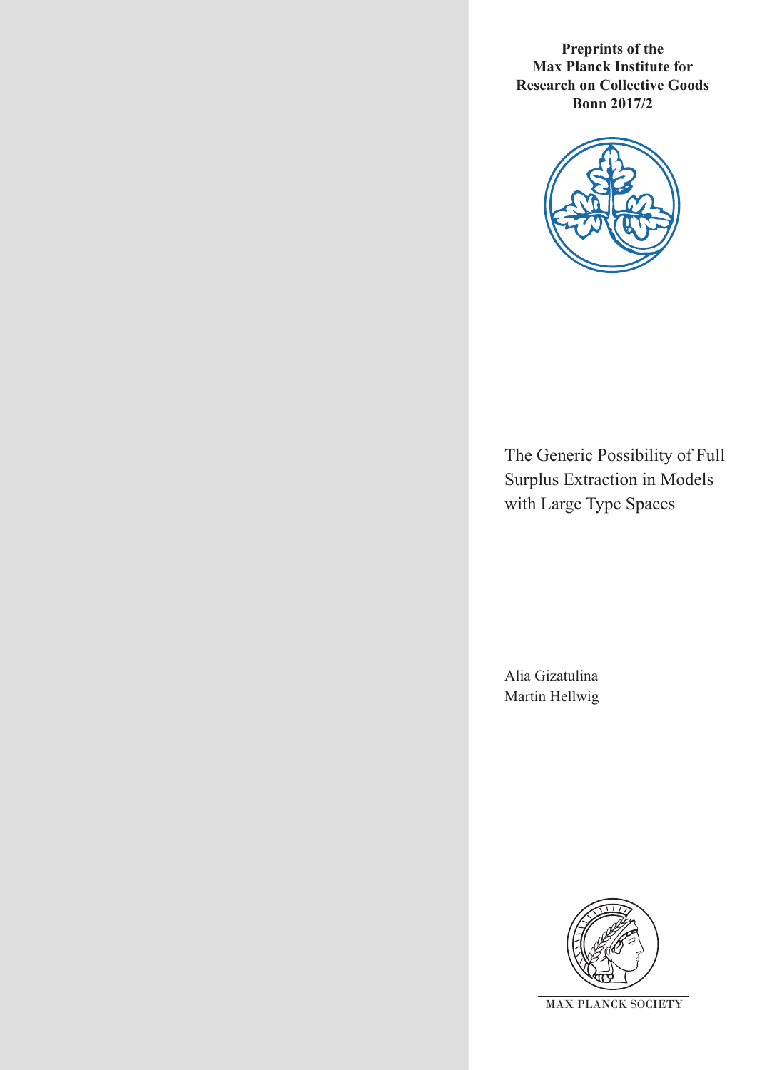**Preprints of the Max Planck Institute for Research on Collective Goods Bonn 2017/2**

# The Generic Possibility of Full Surplus Extraction in Models with Large Type Spaces

Alia Gizatulina
Martin Hellwig

MAX PLANCK SOCIETY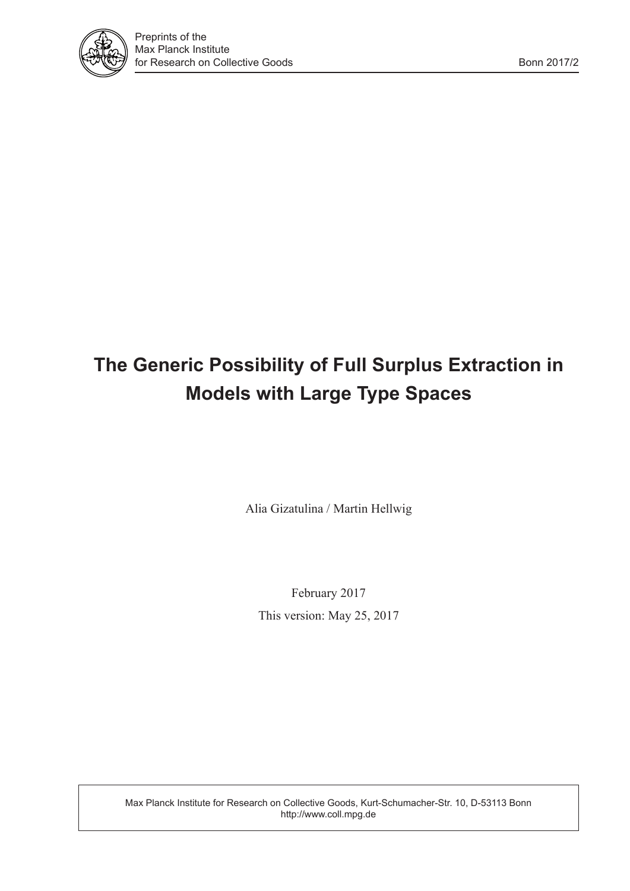# The Generic Possibility of Full Surplus Extraction in Models with Large Type Spaces

Alia Gizatulina / Martin Hellwig

February 2017

This version: May 25, 2017

Max Planck Institute for Research on Collective Goods, Kurt-Schumacher-Str. 10, D-53113 Bonn
http://www.coll.mpg.de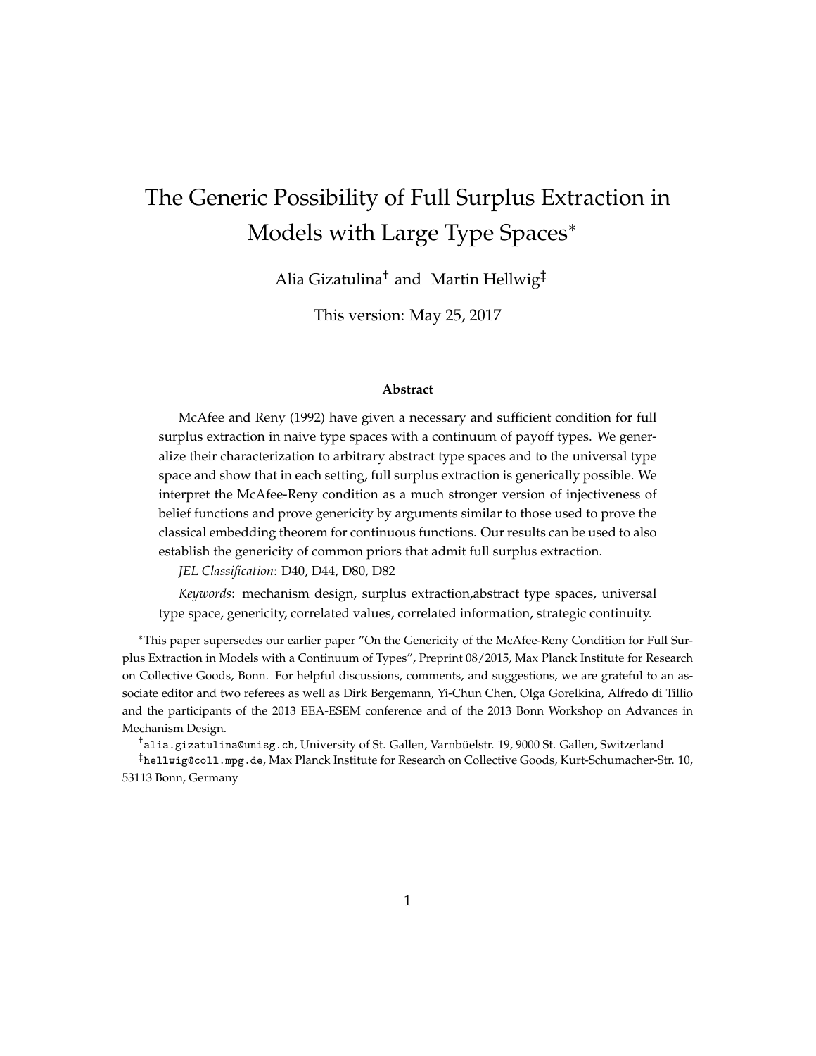# The Generic Possibility of Full Surplus Extraction in Models with Large Type Spaces*

Alia Gizatulina[†] and Martin Hellwig[‡]

This version: May 25, 2017

### Abstract

McAfee and Reny (1992) have given a necessary and sufficient condition for full surplus extraction in naive type spaces with a continuum of payoff types. We generalize their characterization to arbitrary abstract type spaces and to the universal type space and show that in each setting, full surplus extraction is generically possible. We interpret the McAfee-Reny condition as a much stronger version of injectiveness of belief functions and prove genericity by arguments similar to those used to prove the classical embedding theorem for continuous functions. Our results can be used to also establish the genericity of common priors that admit full surplus extraction.

*JEL Classification*: D40, D44, D80, D82

*Keywords*: mechanism design, surplus extraction,abstract type spaces, universal type space, genericity, correlated values, correlated information, strategic continuity.

---

*This paper supersedes our earlier paper "On the Genericity of the McAfee-Reny Condition for Full Surplus Extraction in Models with a Continuum of Types", Preprint 08/2015, Max Planck Institute for Research on Collective Goods, Bonn. For helpful discussions, comments, and suggestions, we are grateful to an associate editor and two referees as well as Dirk Bergemann, Yi-Chun Chen, Olga Gorelkina, Alfredo di Tillio and the participants of the 2013 EEA-ESEM conference and of the 2013 Bonn Workshop on Advances in Mechanism Design.

†alia.gizatulina@unisg.ch, University of St. Gallen, Varnbüelstr. 19, 9000 St. Gallen, Switzerland

‡hellwig@coll.mpg.de, Max Planck Institute for Research on Collective Goods, Kurt-Schumacher-Str. 10, 53113 Bonn, Germany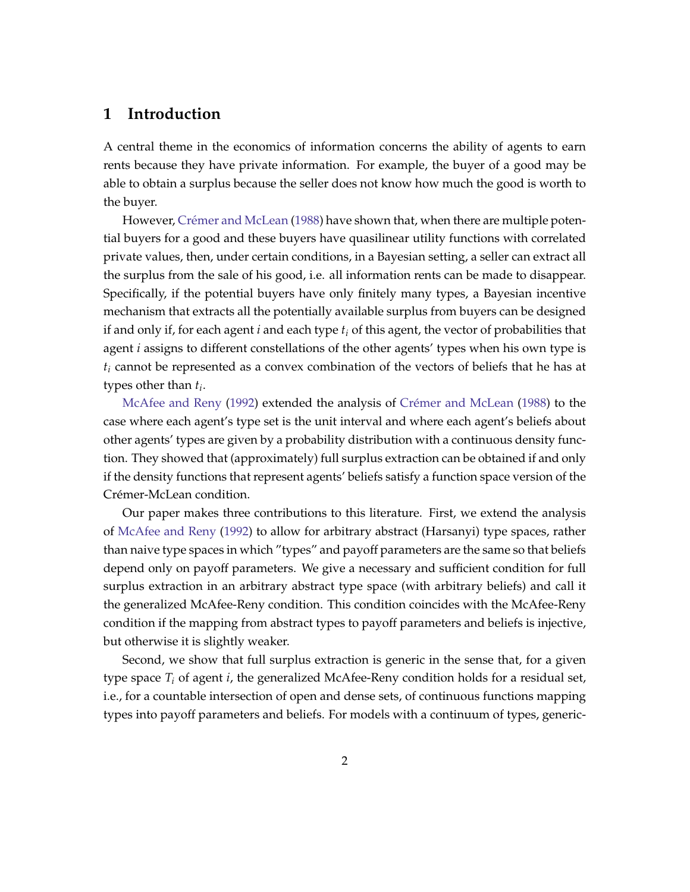# 1 Introduction

A central theme in the economics of information concerns the ability of agents to earn rents because they have private information. For example, the buyer of a good may be able to obtain a surplus because the seller does not know how much the good is worth to the buyer.

However, Crémer and McLean (1988) have shown that, when there are multiple potential buyers for a good and these buyers have quasilinear utility functions with correlated private values, then, under certain conditions, in a Bayesian setting, a seller can extract all the surplus from the sale of his good, i.e. all information rents can be made to disappear. Specifically, if the potential buyers have only finitely many types, a Bayesian incentive mechanism that extracts all the potentially available surplus from buyers can be designed if and only if, for each agent $i$ and each type $t_i$ of this agent, the vector of probabilities that agent $i$ assigns to different constellations of the other agents' types when his own type is $t_i$ cannot be represented as a convex combination of the vectors of beliefs that he has at types other than $t_i$.

McAfee and Reny (1992) extended the analysis of Crémer and McLean (1988) to the case where each agent's type set is the unit interval and where each agent's beliefs about other agents' types are given by a probability distribution with a continuous density function. They showed that (approximately) full surplus extraction can be obtained if and only if the density functions that represent agents' beliefs satisfy a function space version of the Crémer-McLean condition.

Our paper makes three contributions to this literature. First, we extend the analysis of McAfee and Reny (1992) to allow for arbitrary abstract (Harsanyi) type spaces, rather than naive type spaces in which "types" and payoff parameters are the same so that beliefs depend only on payoff parameters. We give a necessary and sufficient condition for full surplus extraction in an arbitrary abstract type space (with arbitrary beliefs) and call it the generalized McAfee-Reny condition. This condition coincides with the McAfee-Reny condition if the mapping from abstract types to payoff parameters and beliefs is injective, but otherwise it is slightly weaker.

Second, we show that full surplus extraction is generic in the sense that, for a given type space $T_i$ of agent $i$, the generalized McAfee-Reny condition holds for a residual set, i.e., for a countable intersection of open and dense sets, of continuous functions mapping types into payoff parameters and beliefs. For models with a continuum of types, generic-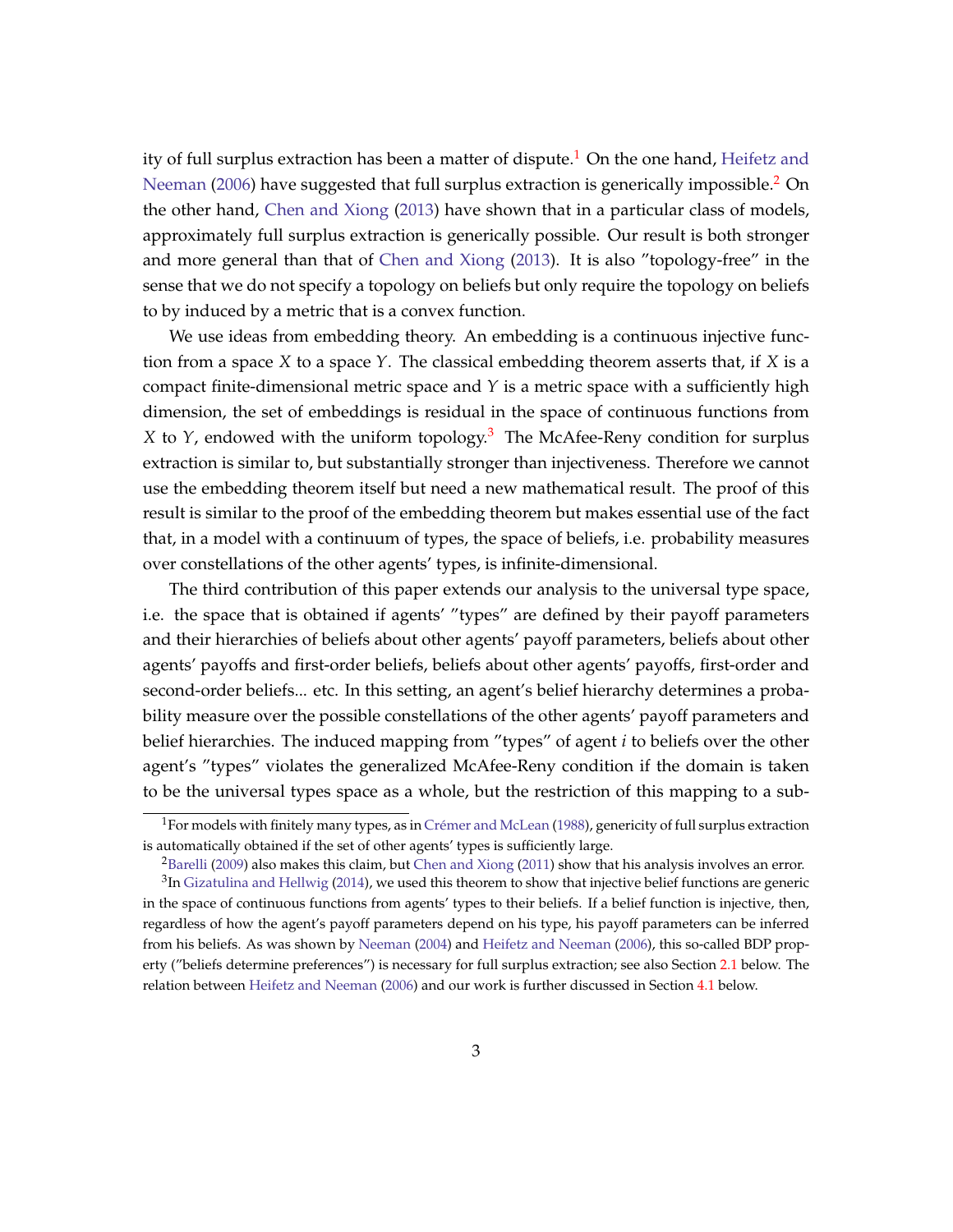ity of full surplus extraction has been a matter of dispute.[1] On the one hand, Heifetz and Neeman (2006) have suggested that full surplus extraction is generically impossible.[2] On the other hand, Chen and Xiong (2013) have shown that in a particular class of models, approximately full surplus extraction is generically possible. Our result is both stronger and more general than that of Chen and Xiong (2013). It is also "topology-free" in the sense that we do not specify a topology on beliefs but only require the topology on beliefs to by induced by a metric that is a convex function.

We use ideas from embedding theory. An embedding is a continuous injective function from a space $X$ to a space $Y$. The classical embedding theorem asserts that, if $X$ is a compact finite-dimensional metric space and $Y$ is a metric space with a sufficiently high dimension, the set of embeddings is residual in the space of continuous functions from $X$ to $Y$, endowed with the uniform topology.[3] The McAfee-Reny condition for surplus extraction is similar to, but substantially stronger than injectiveness. Therefore we cannot use the embedding theorem itself but need a new mathematical result. The proof of this result is similar to the proof of the embedding theorem but makes essential use of the fact that, in a model with a continuum of types, the space of beliefs, i.e. probability measures over constellations of the other agents' types, is infinite-dimensional.

The third contribution of this paper extends our analysis to the universal type space, i.e. the space that is obtained if agents' "types" are defined by their payoff parameters and their hierarchies of beliefs about other agents' payoff parameters, beliefs about other agents' payoffs and first-order beliefs, beliefs about other agents' payoffs, first-order and second-order beliefs... etc. In this setting, an agent's belief hierarchy determines a probability measure over the possible constellations of the other agents' payoff parameters and belief hierarchies. The induced mapping from "types" of agent $i$ to beliefs over the other agent's "types" violates the generalized McAfee-Reny condition if the domain is taken to be the universal types space as a whole, but the restriction of this mapping to a sub-

[1] For models with finitely many types, as in Crémer and McLean (1988), genericity of full surplus extraction is automatically obtained if the set of other agents' types is sufficiently large.

[2] Barelli (2009) also makes this claim, but Chen and Xiong (2011) show that his analysis involves an error.

[3] In Gizatulina and Hellwig (2014), we used this theorem to show that injective belief functions are generic in the space of continuous functions from agents' types to their beliefs. If a belief function is injective, then, regardless of how the agent's payoff parameters depend on his type, his payoff parameters can be inferred from his beliefs. As was shown by Neeman (2004) and Heifetz and Neeman (2006), this so-called BDP property ("beliefs determine preferences") is necessary for full surplus extraction; see also Section 2.1 below. The relation between Heifetz and Neeman (2006) and our work is further discussed in Section 4.1 below.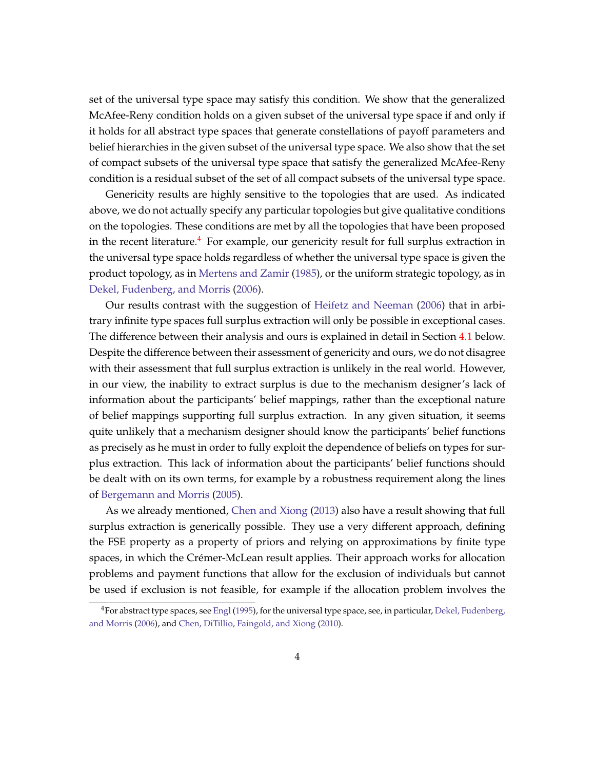set of the universal type space may satisfy this condition. We show that the generalized McAfee-Reny condition holds on a given subset of the universal type space if and only if it holds for all abstract type spaces that generate constellations of payoff parameters and belief hierarchies in the given subset of the universal type space. We also show that the set of compact subsets of the universal type space that satisfy the generalized McAfee-Reny condition is a residual subset of the set of all compact subsets of the universal type space.

Genericity results are highly sensitive to the topologies that are used. As indicated above, we do not actually specify any particular topologies but give qualitative conditions on the topologies. These conditions are met by all the topologies that have been proposed in the recent literature.[4] For example, our genericity result for full surplus extraction in the universal type space holds regardless of whether the universal type space is given the product topology, as in Mertens and Zamir (1985), or the uniform strategic topology, as in Dekel, Fudenberg, and Morris (2006).

Our results contrast with the suggestion of Heifetz and Neeman (2006) that in arbitrary infinite type spaces full surplus extraction will only be possible in exceptional cases. The difference between their analysis and ours is explained in detail in Section 4.1 below. Despite the difference between their assessment of genericity and ours, we do not disagree with their assessment that full surplus extraction is unlikely in the real world. However, in our view, the inability to extract surplus is due to the mechanism designer's lack of information about the participants' belief mappings, rather than the exceptional nature of belief mappings supporting full surplus extraction. In any given situation, it seems quite unlikely that a mechanism designer should know the participants' belief functions as precisely as he must in order to fully exploit the dependence of beliefs on types for surplus extraction. This lack of information about the participants' belief functions should be dealt with on its own terms, for example by a robustness requirement along the lines of Bergemann and Morris (2005).

As we already mentioned, Chen and Xiong (2013) also have a result showing that full surplus extraction is generically possible. They use a very different approach, defining the FSE property as a property of priors and relying on approximations by finite type spaces, in which the Crémer-McLean result applies. Their approach works for allocation problems and payment functions that allow for the exclusion of individuals but cannot be used if exclusion is not feasible, for example if the allocation problem involves the

[4] For abstract type spaces, see Engl (1995), for the universal type space, see, in particular, Dekel, Fudenberg, and Morris (2006), and Chen, DiTillio, Faingold, and Xiong (2010).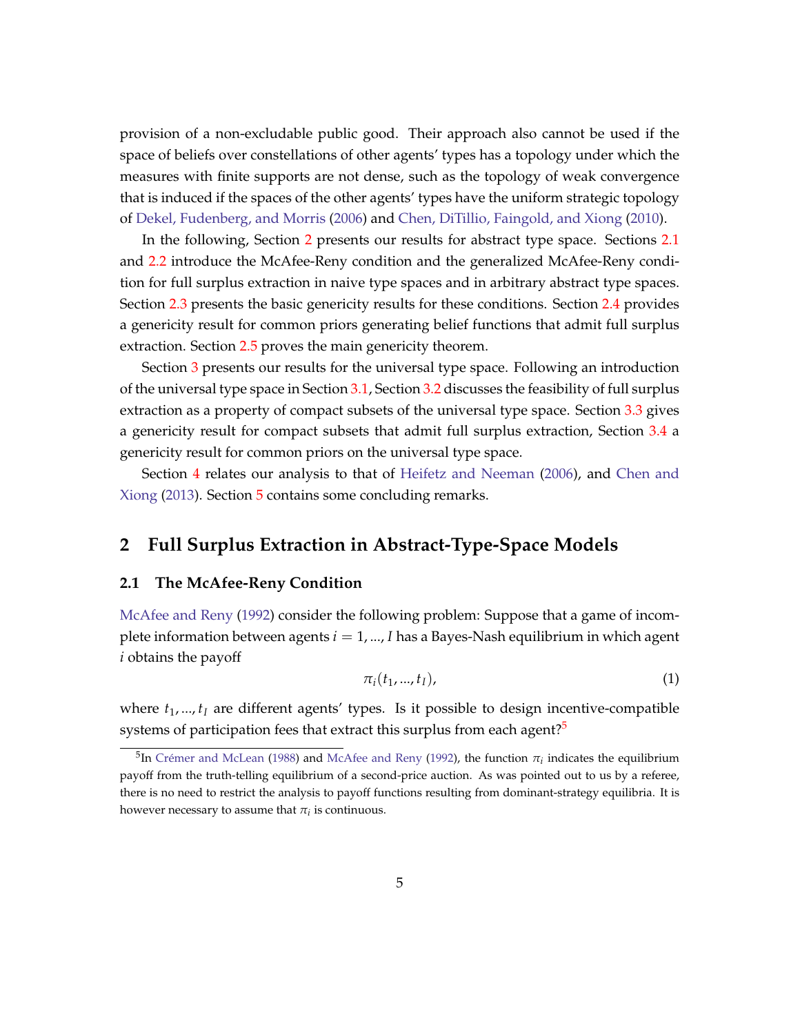provision of a non-excludable public good. Their approach also cannot be used if the space of beliefs over constellations of other agents' types has a topology under which the measures with finite supports are not dense, such as the topology of weak convergence that is induced if the spaces of the other agents' types have the uniform strategic topology of Dekel, Fudenberg, and Morris (2006) and Chen, DiTillio, Faingold, and Xiong (2010).

In the following, Section 2 presents our results for abstract type space. Sections 2.1 and 2.2 introduce the McAfee-Reny condition and the generalized McAfee-Reny condition for full surplus extraction in naive type spaces and in arbitrary abstract type spaces. Section 2.3 presents the basic genericity results for these conditions. Section 2.4 provides a genericity result for common priors generating belief functions that admit full surplus extraction. Section 2.5 proves the main genericity theorem.

Section 3 presents our results for the universal type space. Following an introduction of the universal type space in Section 3.1, Section 3.2 discusses the feasibility of full surplus extraction as a property of compact subsets of the universal type space. Section 3.3 gives a genericity result for compact subsets that admit full surplus extraction, Section 3.4 a genericity result for common priors on the universal type space.

Section 4 relates our analysis to that of Heifetz and Neeman (2006), and Chen and Xiong (2013). Section 5 contains some concluding remarks.

## 2 Full Surplus Extraction in Abstract-Type-Space Models

### 2.1 The McAfee-Reny Condition

McAfee and Reny (1992) consider the following problem: Suppose that a game of incomplete information between agents $i = 1, ..., I$ has a Bayes-Nash equilibrium in which agent $i$ obtains the payoff

$$\pi_i(t_1, ..., t_I), \tag{1}$$

where $t_1, ..., t_I$ are different agents' types. Is it possible to design incentive-compatible systems of participation fees that extract this surplus from each agent?[5]

[5] In Crémer and McLean (1988) and McAfee and Reny (1992), the function $\pi_i$ indicates the equilibrium payoff from the truth-telling equilibrium of a second-price auction. As was pointed out to us by a referee, there is no need to restrict the analysis to payoff functions resulting from dominant-strategy equilibria. It is however necessary to assume that $\pi_i$ is continuous.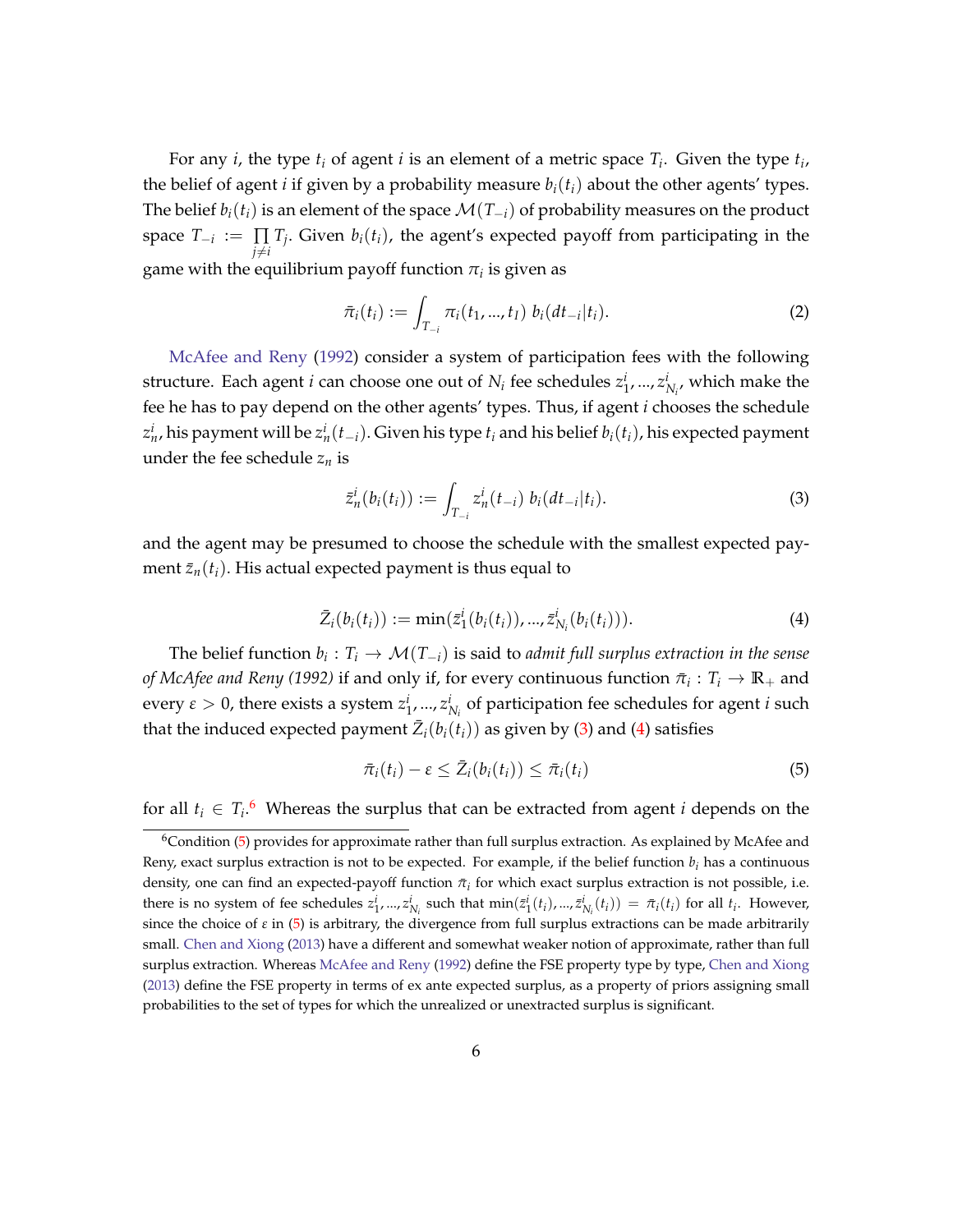For any $i$, the type $t_i$ of agent $i$ is an element of a metric space $T_i$. Given the type $t_i$, the belief of agent $i$ if given by a probability measure $b_i(t_i)$ about the other agents' types. The belief $b_i(t_i)$ is an element of the space $\mathcal{M}(T_{-i})$ of probability measures on the product space $T_{-i} := \prod_{j \neq i} T_j$. Given $b_i(t_i)$, the agent's expected payoff from participating in the game with the equilibrium payoff function $\pi_i$ is given as

$$\bar{\pi}_i(t_i) := \int_{T_{-i}} \pi_i(t_1, ..., t_I) \; b_i(dt_{-i}|t_i). \tag{2}$$

McAfee and Reny (1992) consider a system of participation fees with the following structure. Each agent $i$ can choose one out of $N_i$ fee schedules $z_1^i, ..., z_{N_i}^i$, which make the fee he has to pay depend on the other agents' types. Thus, if agent $i$ chooses the schedule $z_n^i$, his payment will be $z_n^i(t_{-i})$. Given his type $t_i$ and his belief $b_i(t_i)$, his expected payment under the fee schedule $z_n$ is

$$\bar{z}_n^i(b_i(t_i)) := \int_{T_{-i}} z_n^i(t_{-i}) \; b_i(dt_{-i}|t_i). \tag{3}$$

and the agent may be presumed to choose the schedule with the smallest expected payment $\bar{z}_n(t_i)$. His actual expected payment is thus equal to

$$\bar{Z}_i(b_i(t_i)) := \min(\bar{z}_1^i(b_i(t_i)), ..., \bar{z}_{N_i}^i(b_i(t_i))). \tag{4}$$

The belief function $b_i : T_i \to \mathcal{M}(T_{-i})$ is said to *admit full surplus extraction in the sense of McAfee and Reny (1992)* if and only if, for every continuous function $\bar{\pi}_i : T_i \to \mathbb{R}_+$ and every $\varepsilon > 0$, there exists a system $z_1^i, ..., z_{N_i}^i$ of participation fee schedules for agent $i$ such that the induced expected payment $\bar{Z}_i(b_i(t_i))$ as given by (3) and (4) satisfies

$$\bar{\pi}_i(t_i) - \varepsilon \leq \bar{Z}_i(b_i(t_i)) \leq \bar{\pi}_i(t_i) \tag{5}$$

for all $t_i \in T_i$.[6] Whereas the surplus that can be extracted from agent $i$ depends on the

[6] Condition (5) provides for approximate rather than full surplus extraction. As explained by McAfee and Reny, exact surplus extraction is not to be expected. For example, if the belief function $b_i$ has a continuous density, one can find an expected-payoff function $\bar{\pi}_i$ for which exact surplus extraction is not possible, i.e. there is no system of fee schedules $z_1^i, ..., z_{N_i}^i$ such that $\min(\bar{z}_1^i(t_i), ..., \bar{z}_{N_i}^i(t_i)) = \bar{\pi}_i(t_i)$ for all $t_i$. However, since the choice of $\varepsilon$ in (5) is arbitrary, the divergence from full surplus extractions can be made arbitrarily small. Chen and Xiong (2013) have a different and somewhat weaker notion of approximate, rather than full surplus extraction. Whereas McAfee and Reny (1992) define the FSE property type by type, Chen and Xiong (2013) define the FSE property in terms of ex ante expected surplus, as a property of priors assigning small probabilities to the set of types for which the unrealized or unextracted surplus is significant.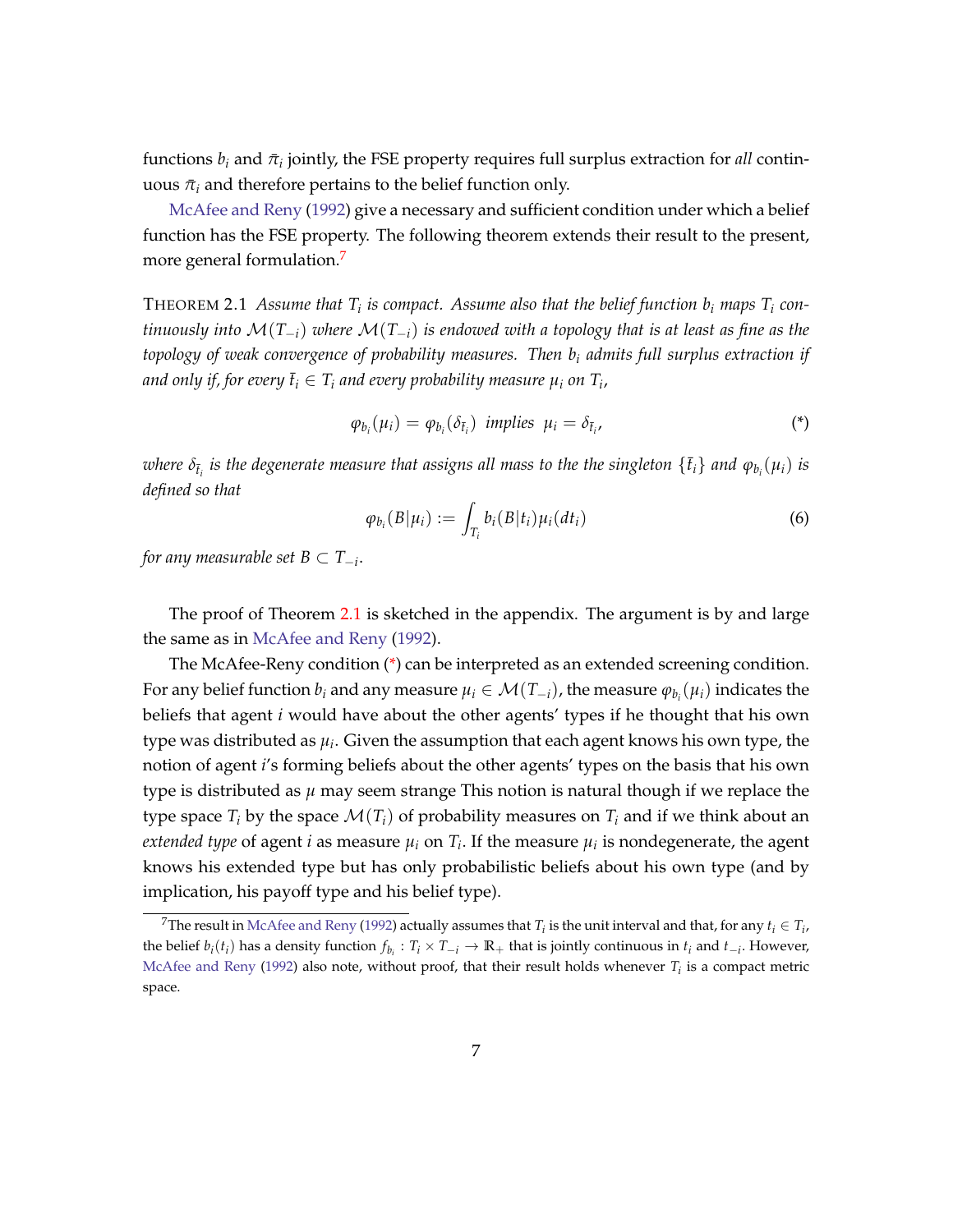functions $b_i$ and $\bar{\pi}_i$ jointly, the FSE property requires full surplus extraction for *all* continuous $\bar{\pi}_i$ and therefore pertains to the belief function only.

McAfee and Reny (1992) give a necessary and sufficient condition under which a belief function has the FSE property. The following theorem extends their result to the present, more general formulation.[7]

THEOREM 2.1 *Assume that $T_i$ is compact. Assume also that the belief function $b_i$ maps $T_i$ continuously into $\mathcal{M}(T_{-i})$ where $\mathcal{M}(T_{-i})$ is endowed with a topology that is at least as fine as the topology of weak convergence of probability measures. Then $b_i$ admits full surplus extraction if and only if, for every $\bar{t}_i \in T_i$ and every probability measure $\mu_i$ on $T_i$,*

$$\varphi_{b_i}(\mu_i) = \varphi_{b_i}(\delta_{\bar{t}_i}) \text{ implies } \mu_i = \delta_{\bar{t}_i}, \tag{*}$$

*where $\delta_{\bar{t}_i}$ is the degenerate measure that assigns all mass to the the singleton $\{\bar{t}_i\}$ and $\varphi_{b_i}(\mu_i)$ is defined so that*

$$\varphi_{b_i}(B|\mu_i) := \int_{T_i} b_i(B|t_i)\mu_i(dt_i) \tag{6}$$

*for any measurable set $B \subset T_{-i}$.*

The proof of Theorem 2.1 is sketched in the appendix. The argument is by and large the same as in McAfee and Reny (1992).

The McAfee-Reny condition (*) can be interpreted as an extended screening condition. For any belief function $b_i$ and any measure $\mu_i \in \mathcal{M}(T_{-i})$, the measure $\varphi_{b_i}(\mu_i)$ indicates the beliefs that agent $i$ would have about the other agents' types if he thought that his own type was distributed as $\mu_i$. Given the assumption that each agent knows his own type, the notion of agent $i$'s forming beliefs about the other agents' types on the basis that his own type is distributed as $\mu$ may seem strange This notion is natural though if we replace the type space $T_i$ by the space $\mathcal{M}(T_i)$ of probability measures on $T_i$ and if we think about an *extended type* of agent $i$ as measure $\mu_i$ on $T_i$. If the measure $\mu_i$ is nondegenerate, the agent knows his extended type but has only probabilistic beliefs about his own type (and by implication, his payoff type and his belief type).

[7] The result in McAfee and Reny (1992) actually assumes that $T_i$ is the unit interval and that, for any $t_i \in T_i$, the belief $b_i(t_i)$ has a density function $f_{b_i} : T_i \times T_{-i} \to \mathbb{R}_+$ that is jointly continuous in $t_i$ and $t_{-i}$. However, McAfee and Reny (1992) also note, without proof, that their result holds whenever $T_i$ is a compact metric space.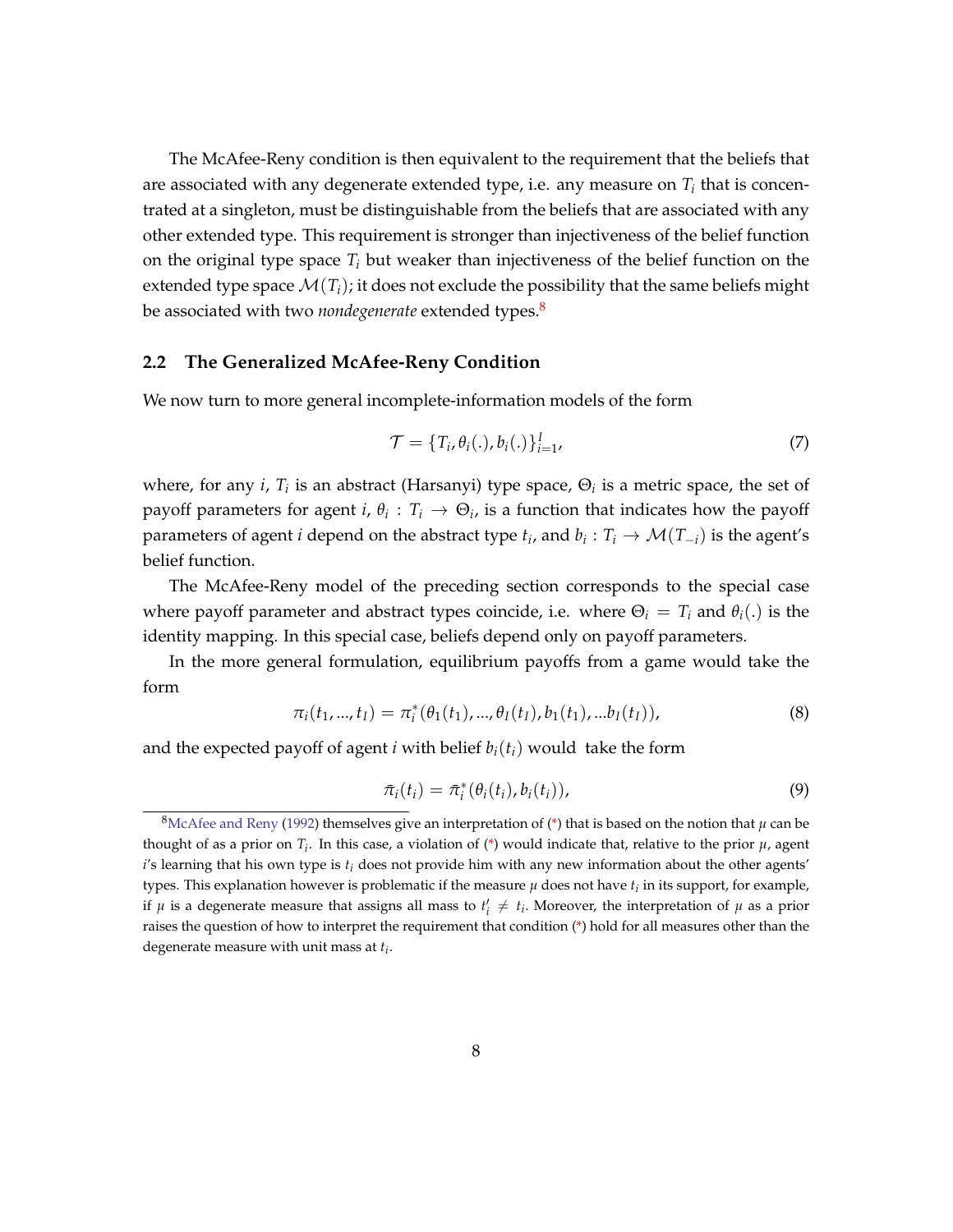The McAfee-Reny condition is then equivalent to the requirement that the beliefs that are associated with any degenerate extended type, i.e. any measure on $T_i$ that is concentrated at a singleton, must be distinguishable from the beliefs that are associated with any other extended type. This requirement is stronger than injectiveness of the belief function on the original type space $T_i$ but weaker than injectiveness of the belief function on the extended type space $\mathcal{M}(T_i)$; it does not exclude the possibility that the same beliefs might be associated with two *nondegenerate* extended types.[8]

### 2.2 The Generalized McAfee-Reny Condition

We now turn to more general incomplete-information models of the form

$$\mathcal{T} = \{T_i, \theta_i(.), b_i(.)\}_{i=1}^{I}, \tag{7}$$

where, for any $i$, $T_i$ is an abstract (Harsanyi) type space, $\Theta_i$ is a metric space, the set of payoff parameters for agent $i$, $\theta_i : T_i \rightarrow \Theta_i$, is a function that indicates how the payoff parameters of agent $i$ depend on the abstract type $t_i$, and $b_i : T_i \rightarrow \mathcal{M}(T_{-i})$ is the agent's belief function.

The McAfee-Reny model of the preceding section corresponds to the special case where payoff parameter and abstract types coincide, i.e. where $\Theta_i = T_i$ and $\theta_i(.)$ is the identity mapping. In this special case, beliefs depend only on payoff parameters.

In the more general formulation, equilibrium payoffs from a game would take the form

$$\pi_i(t_1, ..., t_I) = \pi_i^*(\theta_1(t_1), ..., \theta_I(t_I), b_1(t_1), ...b_I(t_I)), \tag{8}$$

and the expected payoff of agent $i$ with belief $b_i(t_i)$ would take the form

$$\bar{\pi}_i(t_i) = \bar{\pi}_i^*(\theta_i(t_i), b_i(t_i)), \tag{9}$$

[8] McAfee and Reny (1992) themselves give an interpretation of (*) that is based on the notion that $\mu$ can be thought of as a prior on $T_i$. In this case, a violation of (*) would indicate that, relative to the prior $\mu$, agent $i$'s learning that his own type is $t_i$ does not provide him with any new information about the other agents' types. This explanation however is problematic if the measure $\mu$ does not have $t_i$ in its support, for example, if $\mu$ is a degenerate measure that assigns all mass to $t_i' \neq t_i$. Moreover, the interpretation of $\mu$ as a prior raises the question of how to interpret the requirement that condition (*) hold for all measures other than the degenerate measure with unit mass at $t_i$.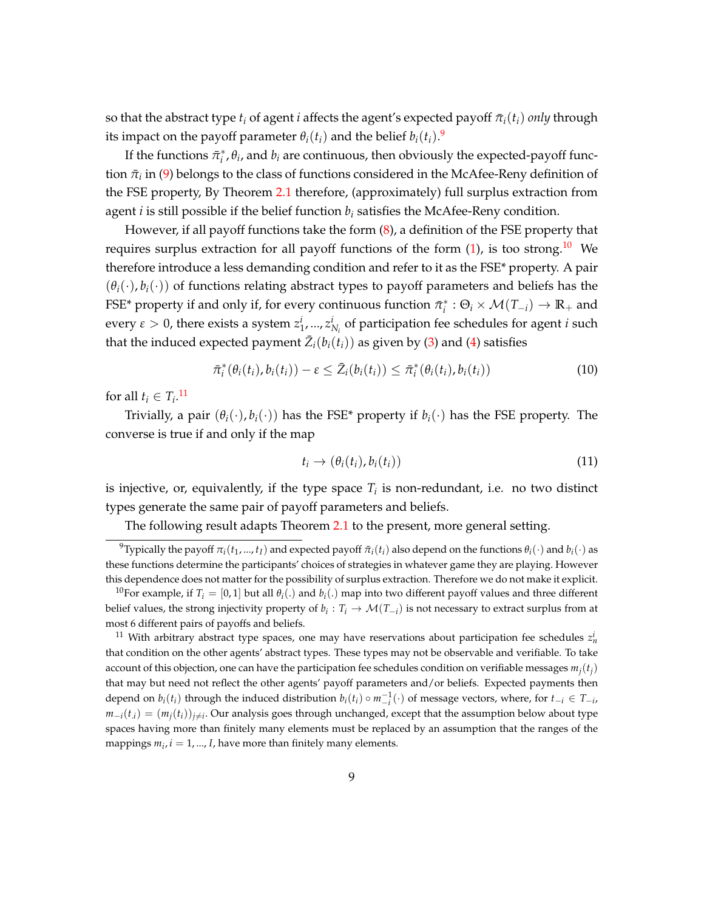so that the abstract type $t_i$ of agent $i$ affects the agent's expected payoff $\bar{\pi}_i(t_i)$ *only* through its impact on the payoff parameter $\theta_i(t_i)$ and the belief $b_i(t_i)$.[9]

If the functions $\bar{\pi}_i^*, \theta_i$, and $b_i$ are continuous, then obviously the expected-payoff function $\bar{\pi}_i$ in (9) belongs to the class of functions considered in the McAfee-Reny definition of the FSE property, By Theorem 2.1 therefore, (approximately) full surplus extraction from agent $i$ is still possible if the belief function $b_i$ satisfies the McAfee-Reny condition.

However, if all payoff functions take the form (8), a definition of the FSE property that requires surplus extraction for all payoff functions of the form (1), is too strong.[10] We therefore introduce a less demanding condition and refer to it as the FSE* property. A pair $(\theta_i(\cdot), b_i(\cdot))$ of functions relating abstract types to payoff parameters and beliefs has the FSE* property if and only if, for every continuous function $\bar{\pi}_i^* : \Theta_i \times \mathcal{M}(T_{-i}) \to \mathbb{R}_+$ and every $\varepsilon > 0$, there exists a system $z_1^i, ..., z_{N_i}^i$ of participation fee schedules for agent $i$ such that the induced expected payment $\bar{Z}_i(b_i(t_i))$ as given by (3) and (4) satisfies

$$\bar{\pi}_i^*(\theta_i(t_i), b_i(t_i)) - \varepsilon \leq \bar{Z}_i(b_i(t_i)) \leq \bar{\pi}_i^*(\theta_i(t_i), b_i(t_i)) \tag{10}$$

for all $t_i \in T_i$.[11]

Trivially, a pair $(\theta_i(\cdot), b_i(\cdot))$ has the FSE* property if $b_i(\cdot)$ has the FSE property. The converse is true if and only if the map

$$t_i \to (\theta_i(t_i), b_i(t_i)) \tag{11}$$

is injective, or, equivalently, if the type space $T_i$ is non-redundant, i.e. no two distinct types generate the same pair of payoff parameters and beliefs.

The following result adapts Theorem 2.1 to the present, more general setting.

---

[9] Typically the payoff $\pi_i(t_1, ..., t_I)$ and expected payoff $\bar{\pi}_i(t_i)$ also depend on the functions $\theta_i(\cdot)$ and $b_i(\cdot)$ as these functions determine the participants' choices of strategies in whatever game they are playing. However this dependence does not matter for the possibility of surplus extraction. Therefore we do not make it explicit.

[10] For example, if $T_i = [0, 1]$ but all $\theta_i(.)$ and $b_i(.)$ map into two different payoff values and three different belief values, the strong injectivity property of $b_i : T_i \to \mathcal{M}(T_{-i})$ is not necessary to extract surplus from at most 6 different pairs of payoffs and beliefs.

[11] With arbitrary abstract type spaces, one may have reservations about participation fee schedules $z_n^i$ that condition on the other agents' abstract types. These types may not be observable and verifiable. To take account of this objection, one can have the participation fee schedules condition on verifiable messages $m_j(t_j)$ that may but need not reflect the other agents' payoff parameters and/or beliefs. Expected payments then depend on $b_i(t_i)$ through the induced distribution $b_i(t_i) \circ m_{-i}^{-1}(\cdot)$ of message vectors, where, for $t_{-i} \in T_{-i}$, $m_{-i}(t_{.i}) = (m_j(t_j))_{j \neq i}$. Our analysis goes through unchanged, except that the assumption below about type spaces having more than finitely many elements must be replaced by an assumption that the ranges of the mappings $m_i, i = 1, ..., I$, have more than finitely many elements.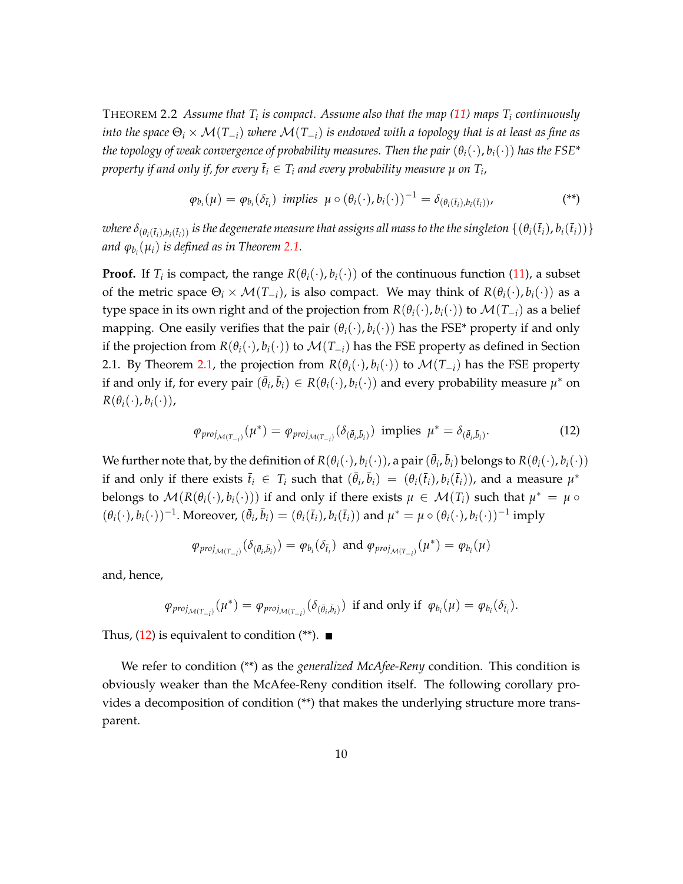THEOREM 2.2 *Assume that $T_i$ is compact. Assume also that the map (11) maps $T_i$ continuously into the space $\Theta_i \times \mathcal{M}(T_{-i})$ where $\mathcal{M}(T_{-i})$ is endowed with a topology that is at least as fine as the topology of weak convergence of probability measures. Then the pair $(\theta_i(\cdot), b_i(\cdot))$ has the FSE\* property if and only if, for every $\bar{t}_i \in T_i$ and every probability measure $\mu$ on $T_i$,*

$$\varphi_{b_i}(\mu) = \varphi_{b_i}(\delta_{\bar{t}_i}) \text{ implies } \mu \circ (\theta_i(\cdot), b_i(\cdot))^{-1} = \delta_{(\theta_i(\bar{t}_i), b_i(\bar{t}_i))}, \tag{**}$$

*where $\delta_{(\theta_i(\bar{t}_i), b_i(\bar{t}_i))}$ is the degenerate measure that assigns all mass to the the singleton $\{(\theta_i(\bar{t}_i), b_i(\bar{t}_i))\}$ and $\varphi_{b_i}(\mu_i)$ is defined as in Theorem 2.1.*

**Proof.** If $T_i$ is compact, the range $R(\theta_i(\cdot), b_i(\cdot))$ of the continuous function (11), a subset of the metric space $\Theta_i \times \mathcal{M}(T_{-i})$, is also compact. We may think of $R(\theta_i(\cdot), b_i(\cdot))$ as a type space in its own right and of the projection from $R(\theta_i(\cdot), b_i(\cdot))$ to $\mathcal{M}(T_{-i})$ as a belief mapping. One easily verifies that the pair $(\theta_i(\cdot), b_i(\cdot))$ has the FSE\* property if and only if the projection from $R(\theta_i(\cdot), b_i(\cdot))$ to $\mathcal{M}(T_{-i})$ has the FSE property as defined in Section 2.1. By Theorem 2.1, the projection from $R(\theta_i(\cdot), b_i(\cdot))$ to $\mathcal{M}(T_{-i})$ has the FSE property if and only if, for every pair $(\bar{\theta}_i, \bar{b}_i) \in R(\theta_i(\cdot), b_i(\cdot))$ and every probability measure $\mu^*$ on $R(\theta_i(\cdot), b_i(\cdot))$,

$$\varphi_{proj_{\mathcal{M}(T_{-i})}}(\mu^*) = \varphi_{proj_{\mathcal{M}(T_{-i})}}(\delta_{(\bar{\theta}_i, \bar{b}_i)}) \text{ implies } \mu^* = \delta_{(\bar{\theta}_i, \bar{b}_i)}. \tag{12}$$

We further note that, by the definition of $R(\theta_i(\cdot), b_i(\cdot))$, a pair $(\bar{\theta}_i, \bar{b}_i)$ belongs to $R(\theta_i(\cdot), b_i(\cdot))$ if and only if there exists $\bar{t}_i \in T_i$ such that $(\bar{\theta}_i, \bar{b}_i) = (\theta_i(\bar{t}_i), b_i(\bar{t}_i))$, and a measure $\mu^*$ belongs to $\mathcal{M}(R(\theta_i(\cdot), b_i(\cdot)))$ if and only if there exists $\mu \in \mathcal{M}(T_i)$ such that $\mu^* = \mu \circ (\theta_i(\cdot), b_i(\cdot))^{-1}$. Moreover, $(\bar{\theta}_i, \bar{b}_i) = (\theta_i(\bar{t}_i), b_i(\bar{t}_i))$ and $\mu^* = \mu \circ (\theta_i(\cdot), b_i(\cdot))^{-1}$ imply

$$\varphi_{proj_{\mathcal{M}(T_{-i})}}(\delta_{(\bar{\theta}_i, \bar{b}_i)}) = \varphi_{b_i}(\delta_{\bar{t}_i}) \text{ and } \varphi_{proj_{\mathcal{M}(T_{-i})}}(\mu^*) = \varphi_{b_i}(\mu)$$

and, hence,

$$\varphi_{proj_{\mathcal{M}(T_{-i})}}(\mu^*) = \varphi_{proj_{\mathcal{M}(T_{-i})}}(\delta_{(\bar{\theta}_i, \bar{b}_i)}) \text{ if and only if } \varphi_{b_i}(\mu) = \varphi_{b_i}(\delta_{\bar{t}_i}).$$

Thus, (12) is equivalent to condition (\*\*). ■

We refer to condition (\*\*) as the *generalized McAfee-Reny* condition. This condition is obviously weaker than the McAfee-Reny condition itself. The following corollary provides a decomposition of condition (\*\*) that makes the underlying structure more transparent.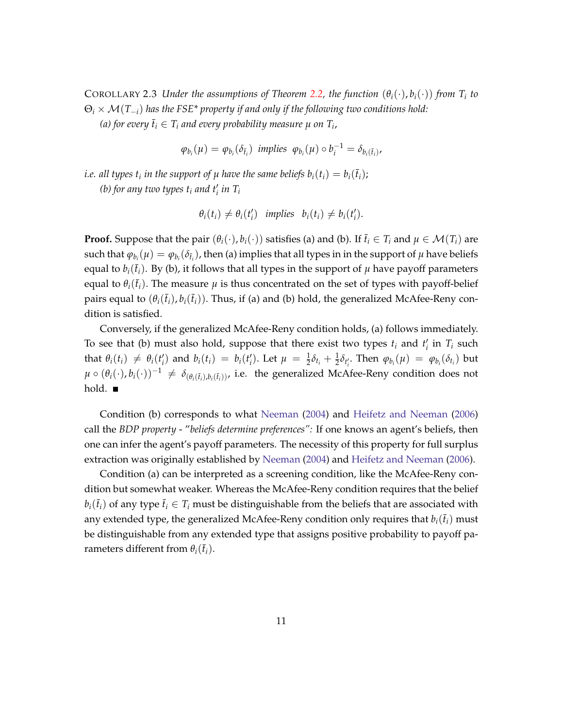COROLLARY 2.3 *Under the assumptions of Theorem 2.2, the function $(\theta_i(\cdot), b_i(\cdot))$ from $T_i$ to $\Theta_i \times \mathcal{M}(T_{-i})$ has the FSE\* property if and only if the following two conditions hold:*

*(a) for every $\bar{t}_i \in T_i$ and every probability measure $\mu$ on $T_i$,*

$$\varphi_{b_i}(\mu) = \varphi_{b_i}(\delta_{\bar{t}_i}) \text{ implies } \varphi_{b_i}(\mu) \circ b_i^{-1} = \delta_{b_i(\bar{t}_i)},$$

*i.e. all types $t_i$ in the support of $\mu$ have the same beliefs $b_i(t_i) = b_i(\bar{t}_i)$;*

*(b) for any two types $t_i$ and $t_i'$ in $T_i$*

$$\theta_i(t_i) \neq \theta_i(t_i') \quad \text{implies} \quad b_i(t_i) \neq b_i(t_i').$$

**Proof.** Suppose that the pair $(\theta_i(\cdot), b_i(\cdot))$ satisfies (a) and (b). If $\bar{t}_i \in T_i$ and $\mu \in \mathcal{M}(T_i)$ are such that $\varphi_{b_i}(\mu) = \varphi_{b_i}(\delta_{\bar{t}_i})$, then (a) implies that all types in in the support of $\mu$ have beliefs equal to $b_i(\bar{t}_i)$. By (b), it follows that all types in the support of $\mu$ have payoff parameters equal to $\theta_i(\bar{t}_i)$. The measure $\mu$ is thus concentrated on the set of types with payoff-belief pairs equal to $(\theta_i(\bar{t}_i), b_i(\bar{t}_i))$. Thus, if (a) and (b) hold, the generalized McAfee-Reny condition is satisfied.

Conversely, if the generalized McAfee-Reny condition holds, (a) follows immediately. To see that (b) must also hold, suppose that there exist two types $t_i$ and $t_i'$ in $T_i$ such that $\theta_i(t_i) \neq \theta_i(t_i')$ and $b_i(t_i) = b_i(t_i')$. Let $\mu = \frac{1}{2}\delta_{t_i} + \frac{1}{2}\delta_{t_i'}$. Then $\varphi_{b_i}(\mu) = \varphi_{b_i}(\delta_{t_i})$ but $\mu \circ (\theta_i(\cdot), b_i(\cdot))^{-1} \neq \delta_{(\theta_i(\bar{t}_i), b_i(\bar{t}_i))}$, i.e. the generalized McAfee-Reny condition does not hold. ■

Condition (b) corresponds to what Neeman (2004) and Heifetz and Neeman (2006) call the *BDP property* - "*beliefs determine preferences":* If one knows an agent's beliefs, then one can infer the agent's payoff parameters. The necessity of this property for full surplus extraction was originally established by Neeman (2004) and Heifetz and Neeman (2006).

Condition (a) can be interpreted as a screening condition, like the McAfee-Reny condition but somewhat weaker. Whereas the McAfee-Reny condition requires that the belief $b_i(\bar{t}_i)$ of any type $\bar{t}_i \in T_i$ must be distinguishable from the beliefs that are associated with any extended type, the generalized McAfee-Reny condition only requires that $b_i(\bar{t}_i)$ must be distinguishable from any extended type that assigns positive probability to payoff parameters different from $\theta_i(\bar{t}_i)$.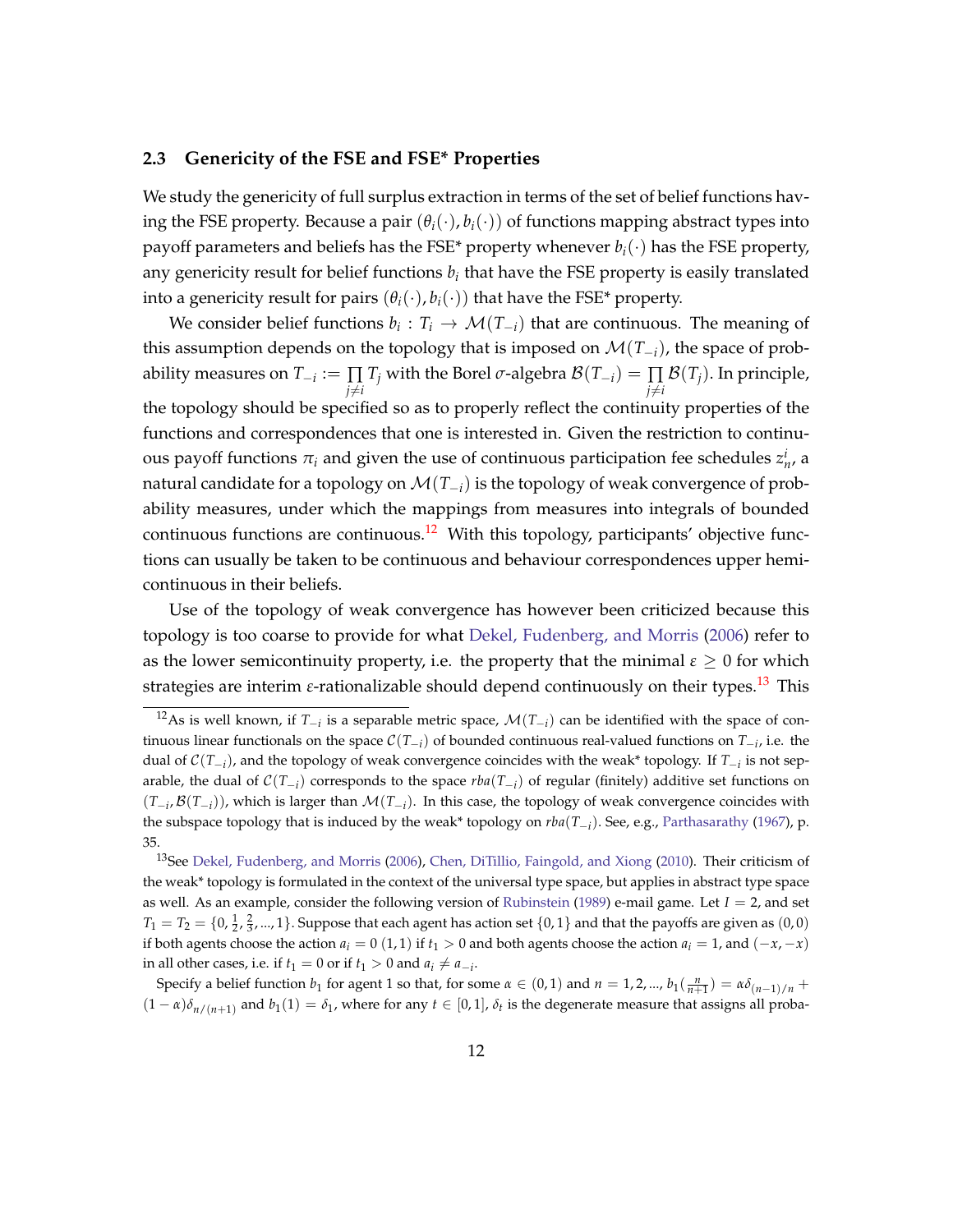### 2.3 Genericity of the FSE and FSE* Properties

We study the genericity of full surplus extraction in terms of the set of belief functions having the FSE property. Because a pair $(\theta_i(\cdot), b_i(\cdot))$ of functions mapping abstract types into payoff parameters and beliefs has the FSE* property whenever $b_i(\cdot)$ has the FSE property, any genericity result for belief functions $b_i$ that have the FSE property is easily translated into a genericity result for pairs $(\theta_i(\cdot), b_i(\cdot))$ that have the FSE* property.

We consider belief functions $b_i : T_i \to \mathcal{M}(T_{-i})$ that are continuous. The meaning of this assumption depends on the topology that is imposed on $\mathcal{M}(T_{-i})$, the space of probability measures on $T_{-i} := \prod_{j \neq i} T_j$ with the Borel $\sigma$-algebra $\mathcal{B}(T_{-i}) = \prod_{j \neq i} \mathcal{B}(T_j)$. In principle, the topology should be specified so as to properly reflect the continuity properties of the functions and correspondences that one is interested in. Given the restriction to continuous payoff functions $\pi_i$ and given the use of continuous participation fee schedules $z_n^i$, a natural candidate for a topology on $\mathcal{M}(T_{-i})$ is the topology of weak convergence of probability measures, under which the mappings from measures into integrals of bounded continuous functions are continuous.[12] With this topology, participants' objective functions can usually be taken to be continuous and behaviour correspondences upper hemicontinuous in their beliefs.

Use of the topology of weak convergence has however been criticized because this topology is too coarse to provide for what Dekel, Fudenberg, and Morris (2006) refer to as the lower semicontinuity property, i.e. the property that the minimal $\varepsilon \geq 0$ for which strategies are interim $\varepsilon$-rationalizable should depend continuously on their types.[13] This

---

[12] As is well known, if $T_{-i}$ is a separable metric space, $\mathcal{M}(T_{-i})$ can be identified with the space of continuous linear functionals on the space $\mathcal{C}(T_{-i})$ of bounded continuous real-valued functions on $T_{-i}$, i.e. the dual of $\mathcal{C}(T_{-i})$, and the topology of weak convergence coincides with the weak* topology. If $T_{-i}$ is not separable, the dual of $\mathcal{C}(T_{-i})$ corresponds to the space $rba(T_{-i})$ of regular (finitely) additive set functions on $(T_{-i}, \mathcal{B}(T_{-i}))$, which is larger than $\mathcal{M}(T_{-i})$. In this case, the topology of weak convergence coincides with the subspace topology that is induced by the weak* topology on $rba(T_{-i})$. See, e.g., Parthasarathy (1967), p. 35.

[13] See Dekel, Fudenberg, and Morris (2006), Chen, DiTillio, Faingold, and Xiong (2010). Their criticism of the weak* topology is formulated in the context of the universal type space, but applies in abstract type space as well. As an example, consider the following version of Rubinstein (1989) e-mail game. Let $I = 2$, and set $T_1 = T_2 = \{0, \frac{1}{2}, \frac{2}{3}, ..., 1\}$. Suppose that each agent has action set $\{0, 1\}$ and that the payoffs are given as $(0, 0)$ if both agents choose the action $a_i = 0$ $(1, 1)$ if $t_1 > 0$ and both agents choose the action $a_i = 1$, and $(-x, -x)$ in all other cases, i.e. if $t_1 = 0$ or if $t_1 > 0$ and $a_i \neq a_{-i}$.

Specify a belief function $b_1$ for agent 1 so that, for some $\alpha \in (0, 1)$ and $n = 1, 2, ...$, $b_1(\frac{n}{n+1}) = \alpha\delta_{(n-1)/n} + (1 - \alpha)\delta_{n/(n+1)}$ and $b_1(1) = \delta_1$, where for any $t \in [0, 1]$, $\delta_t$ is the degenerate measure that assigns all proba-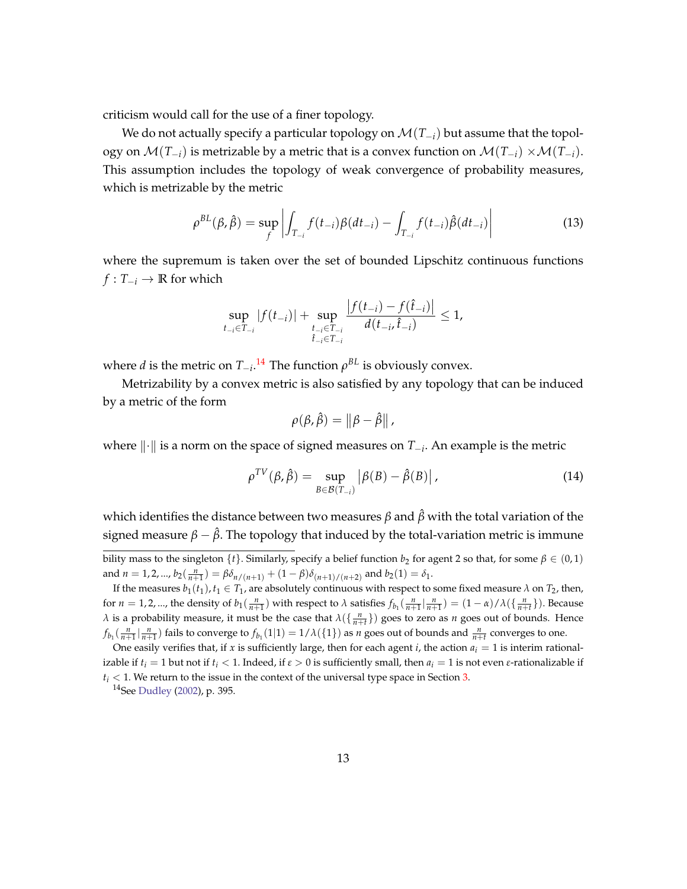criticism would call for the use of a finer topology.

We do not actually specify a particular topology on $\mathcal{M}(T_{-i})$ but assume that the topology on $\mathcal{M}(T_{-i})$ is metrizable by a metric that is a convex function on $\mathcal{M}(T_{-i}) \times \mathcal{M}(T_{-i})$. This assumption includes the topology of weak convergence of probability measures, which is metrizable by the metric

$$\rho^{BL}(\beta, \hat{\beta}) = \sup_{f} \left| \int_{T_{-i}} f(t_{-i})\beta(dt_{-i}) - \int_{T_{-i}} f(t_{-i})\hat{\beta}(dt_{-i}) \right| \tag{13}$$

where the supremum is taken over the set of bounded Lipschitz continuous functions $f : T_{-i} \to \mathbb{R}$ for which

$$\sup_{t_{-i} \in T_{-i}} |f(t_{-i})| + \sup_{\substack{t_{-i} \in T_{-i} \\ \hat{t}_{-i} \in T_{-i}}} \frac{\left| f(t_{-i}) - f(\hat{t}_{-i}) \right|}{d(t_{-i}, \hat{t}_{-i})} \leq 1,$$

where $d$ is the metric on $T_{-i}$.[14] The function $\rho^{BL}$ is obviously convex.

Metrizability by a convex metric is also satisfied by any topology that can be induced by a metric of the form

$$\rho(\beta, \hat{\beta}) = \left\| \beta - \hat{\beta} \right\|,$$

where $\|\cdot\|$ is a norm on the space of signed measures on $T_{-i}$. An example is the metric

$$\rho^{TV}(\beta, \hat{\beta}) = \sup_{B \in \mathcal{B}(T_{-i})} \left| \beta(B) - \hat{\beta}(B) \right|, \tag{14}$$

which identifies the distance between two measures $\beta$ and $\hat{\beta}$ with the total variation of the signed measure $\beta - \hat{\beta}$. The topology that induced by the total-variation metric is immune

---

bility mass to the singleton $\{t\}$. Similarly, specify a belief function $b_2$ for agent 2 so that, for some $\beta \in (0,1)$ and $n = 1, 2, ...$, $b_2(\frac{n}{n+1}) = \beta\delta_{n/(n+1)} + (1-\beta)\delta_{(n+1)/(n+2)}$ and $b_2(1) = \delta_1$.

If the measures $b_1(t_1), t_1 \in T_1$, are absolutely continuous with respect to some fixed measure $\lambda$ on $T_2$, then, for $n = 1, 2, ...$, the density of $b_1(\frac{n}{n+1})$ with respect to $\lambda$ satisfies $f_{b_1}(\frac{n}{n+1}|\frac{n}{n+1}) = (1-\alpha)/\lambda(\{\frac{n}{n+t}\})$. Because $\lambda$ is a probability measure, it must be the case that $\lambda(\{\frac{n}{n+t}\})$ goes to zero as $n$ goes out of bounds. Hence $f_{b_1}(\frac{n}{n+1}|\frac{n}{n+1})$ fails to converge to $f_{b_1}(1|1) = 1/\lambda(\{1\})$ as $n$ goes out of bounds and $\frac{n}{n+t}$ converges to one.

One easily verifies that, if $x$ is sufficiently large, then for each agent $i$, the action $a_i = 1$ is interim rationalizable if $t_i = 1$ but not if $t_i < 1$. Indeed, if $\varepsilon > 0$ is sufficiently small, then $a_i = 1$ is not even $\varepsilon$-rationalizable if $t_i < 1$. We return to the issue in the context of the universal type space in Section 3.

[14] See Dudley (2002), p. 395.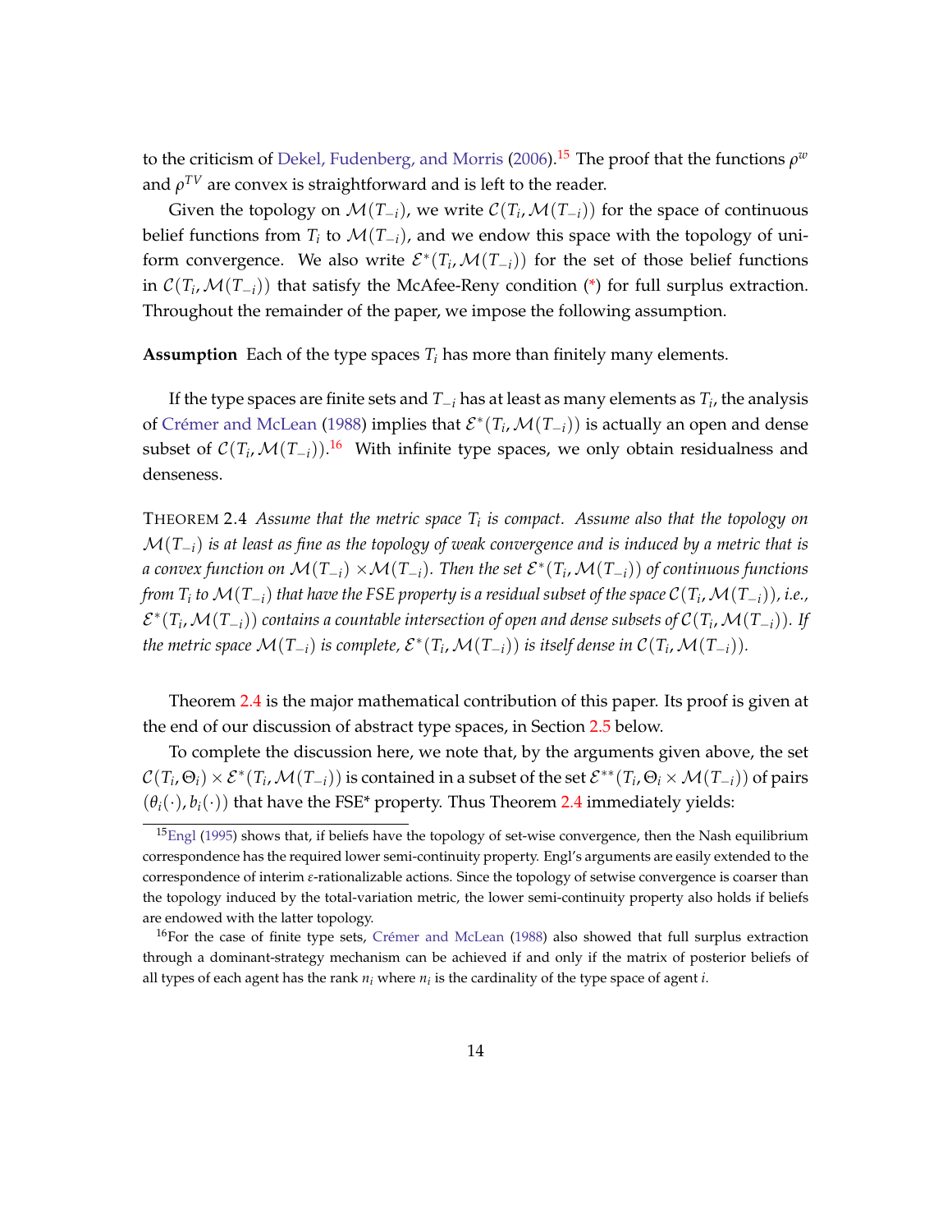to the criticism of Dekel, Fudenberg, and Morris (2006).[15] The proof that the functions $\rho^w$ and $\rho^{TV}$ are convex is straightforward and is left to the reader.

Given the topology on $\mathcal{M}(T_{-i})$, we write $\mathcal{C}(T_i, \mathcal{M}(T_{-i}))$ for the space of continuous belief functions from $T_i$ to $\mathcal{M}(T_{-i})$, and we endow this space with the topology of uniform convergence. We also write $\mathcal{E}^*(T_i, \mathcal{M}(T_{-i}))$ for the set of those belief functions in $\mathcal{C}(T_i, \mathcal{M}(T_{-i}))$ that satisfy the McAfee-Reny condition (*) for full surplus extraction. Throughout the remainder of the paper, we impose the following assumption.

**Assumption** Each of the type spaces $T_i$ has more than finitely many elements.

If the type spaces are finite sets and $T_{-i}$ has at least as many elements as $T_i$, the analysis of Crémer and McLean (1988) implies that $\mathcal{E}^*(T_i, \mathcal{M}(T_{-i}))$ is actually an open and dense subset of $\mathcal{C}(T_i, \mathcal{M}(T_{-i}))$.[16] With infinite type spaces, we only obtain residualness and denseness.

THEOREM 2.4 *Assume that the metric space $T_i$ is compact. Assume also that the topology on $\mathcal{M}(T_{-i})$ is at least as fine as the topology of weak convergence and is induced by a metric that is a convex function on $\mathcal{M}(T_{-i}) \times \mathcal{M}(T_{-i})$. Then the set $\mathcal{E}^*(T_i, \mathcal{M}(T_{-i}))$ of continuous functions from $T_i$ to $\mathcal{M}(T_{-i})$ that have the FSE property is a residual subset of the space $\mathcal{C}(T_i, \mathcal{M}(T_{-i}))$, i.e., $\mathcal{E}^*(T_i, \mathcal{M}(T_{-i}))$ contains a countable intersection of open and dense subsets of $\mathcal{C}(T_i, \mathcal{M}(T_{-i}))$. If the metric space $\mathcal{M}(T_{-i})$ is complete, $\mathcal{E}^*(T_i, \mathcal{M}(T_{-i}))$ is itself dense in $\mathcal{C}(T_i, \mathcal{M}(T_{-i}))$.*

Theorem 2.4 is the major mathematical contribution of this paper. Its proof is given at the end of our discussion of abstract type spaces, in Section 2.5 below.

To complete the discussion here, we note that, by the arguments given above, the set $\mathcal{C}(T_i, \Theta_i) \times \mathcal{E}^*(T_i, \mathcal{M}(T_{-i}))$ is contained in a subset of the set $\mathcal{E}^{**}(T_i, \Theta_i \times \mathcal{M}(T_{-i}))$ of pairs $(\theta_i(\cdot), b_i(\cdot))$ that have the FSE* property. Thus Theorem 2.4 immediately yields:

---

[15] Engl (1995) shows that, if beliefs have the topology of set-wise convergence, then the Nash equilibrium correspondence has the required lower semi-continuity property. Engl's arguments are easily extended to the correspondence of interim $\varepsilon$-rationalizable actions. Since the topology of setwise convergence is coarser than the topology induced by the total-variation metric, the lower semi-continuity property also holds if beliefs are endowed with the latter topology.

[16] For the case of finite type sets, Crémer and McLean (1988) also showed that full surplus extraction through a dominant-strategy mechanism can be achieved if and only if the matrix of posterior beliefs of all types of each agent has the rank $n_i$ where $n_i$ is the cardinality of the type space of agent $i$.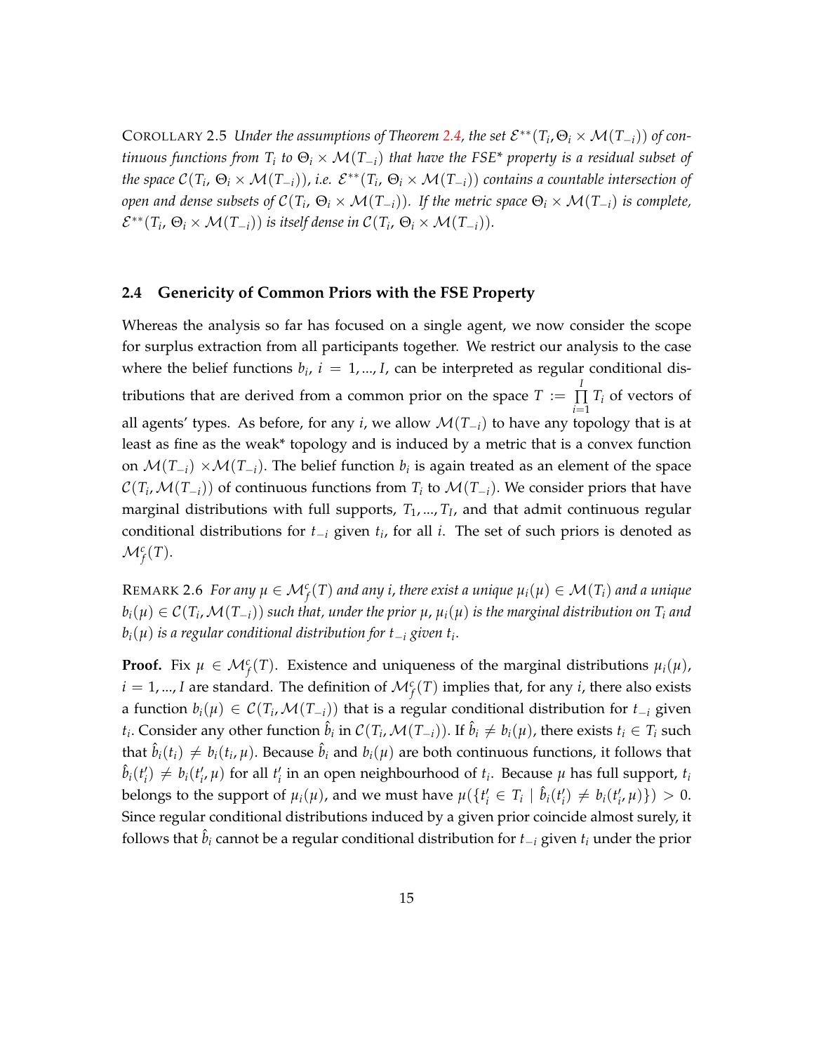COROLLARY 2.5 *Under the assumptions of Theorem 2.4, the set $\mathcal{E}^{**}(T_i, \Theta_i \times \mathcal{M}(T_{-i}))$ of continuous functions from $T_i$ to $\Theta_i \times \mathcal{M}(T_{-i})$ that have the FSE\* property is a residual subset of the space $\mathcal{C}(T_i,\, \Theta_i \times \mathcal{M}(T_{-i}))$, i.e. $\mathcal{E}^{**}(T_i,\, \Theta_i \times \mathcal{M}(T_{-i}))$ contains a countable intersection of open and dense subsets of $\mathcal{C}(T_i,\, \Theta_i \times \mathcal{M}(T_{-i}))$. If the metric space $\Theta_i \times \mathcal{M}(T_{-i})$ is complete, $\mathcal{E}^{**}(T_i,\, \Theta_i \times \mathcal{M}(T_{-i}))$ is itself dense in $\mathcal{C}(T_i,\, \Theta_i \times \mathcal{M}(T_{-i}))$.*

### 2.4 Genericity of Common Priors with the FSE Property

Whereas the analysis so far has focused on a single agent, we now consider the scope for surplus extraction from all participants together. We restrict our analysis to the case where the belief functions $b_i$, $i = 1, ..., I$, can be interpreted as regular conditional distributions that are derived from a common prior on the space $T := \prod_{i=1}^{I} T_i$ of vectors of all agents' types. As before, for any $i$, we allow $\mathcal{M}(T_{-i})$ to have any topology that is at least as fine as the weak\* topology and is induced by a metric that is a convex function on $\mathcal{M}(T_{-i}) \times \mathcal{M}(T_{-i})$. The belief function $b_i$ is again treated as an element of the space $\mathcal{C}(T_i, \mathcal{M}(T_{-i}))$ of continuous functions from $T_i$ to $\mathcal{M}(T_{-i})$. We consider priors that have marginal distributions with full supports, $T_1, ..., T_I$, and that admit continuous regular conditional distributions for $t_{-i}$ given $t_i$, for all $i$. The set of such priors is denoted as $\mathcal{M}^c_f(T)$.

REMARK 2.6 *For any $\mu \in \mathcal{M}^c_f(T)$ and any $i$, there exist a unique $\mu_i(\mu) \in \mathcal{M}(T_i)$ and a unique $b_i(\mu) \in \mathcal{C}(T_i, \mathcal{M}(T_{-i}))$ such that, under the prior $\mu$, $\mu_i(\mu)$ is the marginal distribution on $T_i$ and $b_i(\mu)$ is a regular conditional distribution for $t_{-i}$ given $t_i$.*

**Proof.** Fix $\mu \in \mathcal{M}^c_f(T)$. Existence and uniqueness of the marginal distributions $\mu_i(\mu)$, $i = 1, ..., I$ are standard. The definition of $\mathcal{M}^c_f(T)$ implies that, for any $i$, there also exists a function $b_i(\mu) \in \mathcal{C}(T_i, \mathcal{M}(T_{-i}))$ that is a regular conditional distribution for $t_{-i}$ given $t_i$. Consider any other function $\hat{b}_i$ in $\mathcal{C}(T_i, \mathcal{M}(T_{-i}))$. If $\hat{b}_i \neq b_i(\mu)$, there exists $t_i \in T_i$ such that $\hat{b}_i(t_i) \neq b_i(t_i, \mu)$. Because $\hat{b}_i$ and $b_i(\mu)$ are both continuous functions, it follows that $\hat{b}_i(t'_i) \neq b_i(t'_i, \mu)$ for all $t'_i$ in an open neighbourhood of $t_i$. Because $\mu$ has full support, $t_i$ belongs to the support of $\mu_i(\mu)$, and we must have $\mu(\{t'_i \in T_i \mid \hat{b}_i(t'_i) \neq b_i(t'_i, \mu)\}) > 0$. Since regular conditional distributions induced by a given prior coincide almost surely, it follows that $\hat{b}_i$ cannot be a regular conditional distribution for $t_{-i}$ given $t_i$ under the prior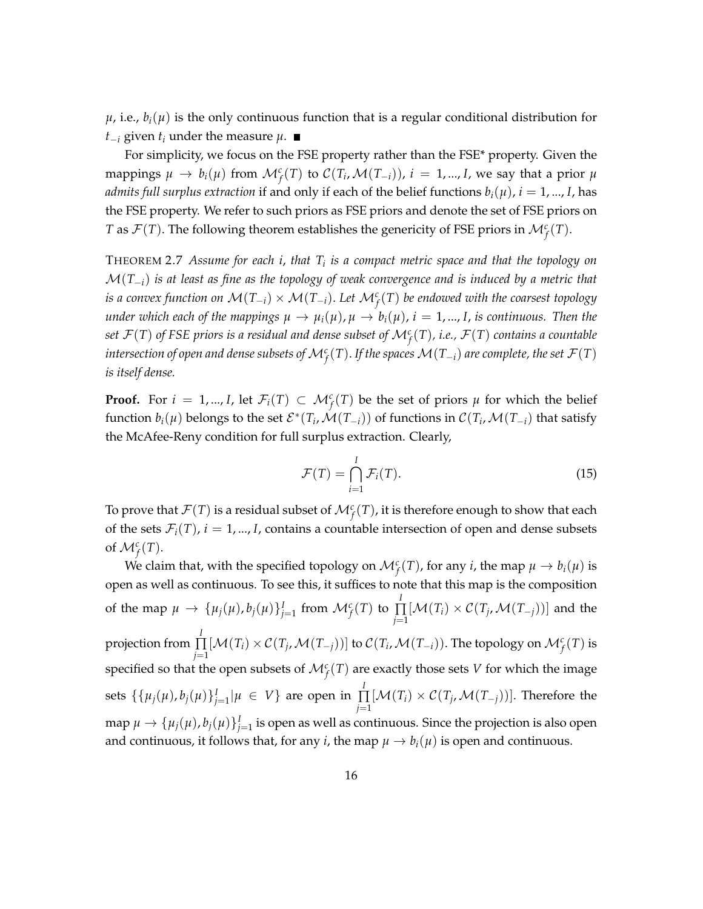$\mu$, i.e., $b_i(\mu)$ is the only continuous function that is a regular conditional distribution for $t_{-i}$ given $t_i$ under the measure $\mu$. ■

For simplicity, we focus on the FSE property rather than the FSE* property. Given the mappings $\mu \to b_i(\mu)$ from $\mathcal{M}_f^c(T)$ to $\mathcal{C}(T_i, \mathcal{M}(T_{-i}))$, $i = 1, ..., I$, we say that a prior $\mu$ *admits full surplus extraction* if and only if each of the belief functions $b_i(\mu)$, $i = 1, ..., I$, has the FSE property. We refer to such priors as FSE priors and denote the set of FSE priors on $T$ as $\mathcal{F}(T)$. The following theorem establishes the genericity of FSE priors in $\mathcal{M}_f^c(T)$.

THEOREM 2.7 *Assume for each $i$, that $T_i$ is a compact metric space and that the topology on $\mathcal{M}(T_{-i})$ is at least as fine as the topology of weak convergence and is induced by a metric that is a convex function on $\mathcal{M}(T_{-i}) \times \mathcal{M}(T_{-i})$. Let $\mathcal{M}_f^c(T)$ be endowed with the coarsest topology under which each of the mappings $\mu \to \mu_i(\mu)$, $\mu \to b_i(\mu)$, $i = 1, ..., I$, is continuous. Then the set $\mathcal{F}(T)$ of FSE priors is a residual and dense subset of $\mathcal{M}_f^c(T)$, i.e., $\mathcal{F}(T)$ contains a countable intersection of open and dense subsets of $\mathcal{M}_f^c(T)$. If the spaces $\mathcal{M}(T_{-i})$ are complete, the set $\mathcal{F}(T)$ is itself dense.*

**Proof.** For $i = 1, ..., I$, let $\mathcal{F}_i(T) \subset \mathcal{M}_f^c(T)$ be the set of priors $\mu$ for which the belief function $b_i(\mu)$ belongs to the set $\mathcal{E}^*(T_i, \mathcal{M}(T_{-i}))$ of functions in $\mathcal{C}(T_i, \mathcal{M}(T_{-i}))$ that satisfy the McAfee-Reny condition for full surplus extraction. Clearly,

$$\mathcal{F}(T) = \bigcap_{i=1}^{I} \mathcal{F}_i(T). \tag{15}$$

To prove that $\mathcal{F}(T)$ is a residual subset of $\mathcal{M}_f^c(T)$, it is therefore enough to show that each of the sets $\mathcal{F}_i(T)$, $i = 1, ..., I$, contains a countable intersection of open and dense subsets of $\mathcal{M}_f^c(T)$.

We claim that, with the specified topology on $\mathcal{M}_f^c(T)$, for any $i$, the map $\mu \to b_i(\mu)$ is open as well as continuous. To see this, it suffices to note that this map is the composition of the map $\mu \to \{\mu_j(\mu), b_j(\mu)\}_{j=1}^I$ from $\mathcal{M}_f^c(T)$ to $\prod_{j=1}^{I} [\mathcal{M}(T_i) \times \mathcal{C}(T_j, \mathcal{M}(T_{-j}))]$ and the projection from $\prod_{j=1}^{I} [\mathcal{M}(T_i) \times \mathcal{C}(T_j, \mathcal{M}(T_{-j}))]$ to $\mathcal{C}(T_i, \mathcal{M}(T_{-i}))$. The topology on $\mathcal{M}_f^c(T)$ is specified so that the open subsets of $\mathcal{M}_f^c(T)$ are exactly those sets $V$ for which the image sets $\{\{\mu_j(\mu), b_j(\mu)\}_{j=1}^I | \mu \in V\}$ are open in $\prod_{j=1}^{I} [\mathcal{M}(T_i) \times \mathcal{C}(T_j, \mathcal{M}(T_{-j}))]$. Therefore the map $\mu \to \{\mu_j(\mu), b_j(\mu)\}_{j=1}^I$ is open as well as continuous. Since the projection is also open and continuous, it follows that, for any $i$, the map $\mu \to b_i(\mu)$ is open and continuous.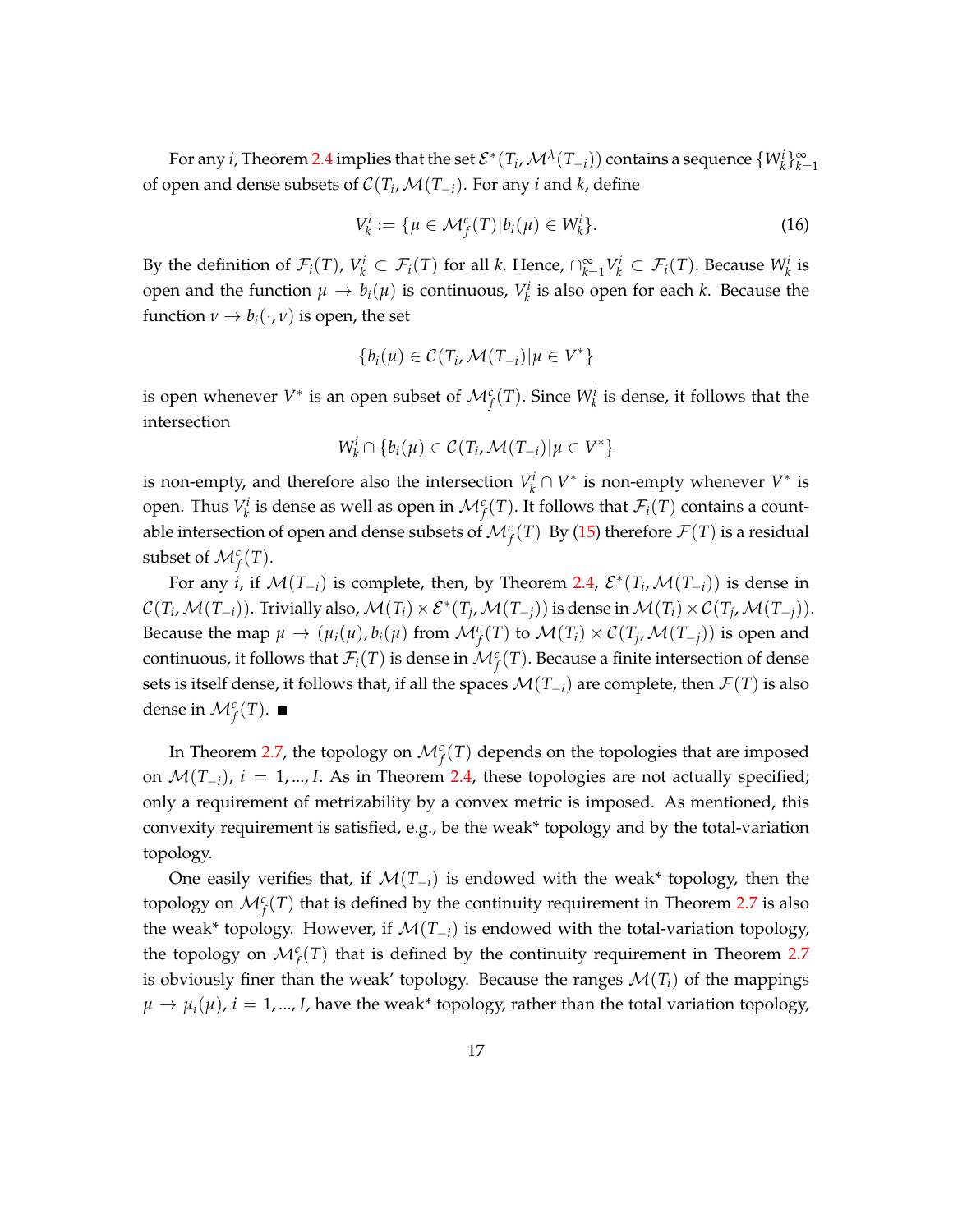For any $i$, Theorem 2.4 implies that the set $\mathcal{E}^*(T_i, \mathcal{M}^\lambda(T_{-i}))$ contains a sequence $\{W_k^i\}_{k=1}^\infty$ of open and dense subsets of $\mathcal{C}(T_i, \mathcal{M}(T_{-i})$. For any $i$ and $k$, define

$$V_k^i := \{\mu \in \mathcal{M}_f^c(T) | b_i(\mu) \in W_k^i\}. \tag{16}$$

By the definition of $\mathcal{F}_i(T)$, $V_k^i \subset \mathcal{F}_i(T)$ for all $k$. Hence, $\cap_{k=1}^\infty V_k^i \subset \mathcal{F}_i(T)$. Because $W_k^i$ is open and the function $\mu \to b_i(\mu)$ is continuous, $V_k^i$ is also open for each $k$. Because the function $\nu \to b_i(\cdot, \nu)$ is open, the set

$$\{b_i(\mu) \in \mathcal{C}(T_i, \mathcal{M}(T_{-i}) | \mu \in V^*\}$$

is open whenever $V^*$ is an open subset of $\mathcal{M}_f^c(T)$. Since $W_k^i$ is dense, it follows that the intersection

$$W_k^i \cap \{b_i(\mu) \in \mathcal{C}(T_i, \mathcal{M}(T_{-i}) | \mu \in V^*\}$$

is non-empty, and therefore also the intersection $V_k^i \cap V^*$ is non-empty whenever $V^*$ is open. Thus $V_k^i$ is dense as well as open in $\mathcal{M}_f^c(T)$. It follows that $\mathcal{F}_i(T)$ contains a countable intersection of open and dense subsets of $\mathcal{M}_f^c(T)$ By (15) therefore $\mathcal{F}(T)$ is a residual subset of $\mathcal{M}_f^c(T)$.

For any $i$, if $\mathcal{M}(T_{-i})$ is complete, then, by Theorem 2.4, $\mathcal{E}^*(T_i, \mathcal{M}(T_{-i}))$ is dense in $\mathcal{C}(T_i, \mathcal{M}(T_{-i}))$. Trivially also, $\mathcal{M}(T_i) \times \mathcal{E}^*(T_j, \mathcal{M}(T_{-j}))$ is dense in $\mathcal{M}(T_i) \times \mathcal{C}(T_j, \mathcal{M}(T_{-j}))$. Because the map $\mu \to (\mu_i(\mu), b_i(\mu)$ from $\mathcal{M}_f^c(T)$ to $\mathcal{M}(T_i) \times \mathcal{C}(T_j, \mathcal{M}(T_{-j}))$ is open and continuous, it follows that $\mathcal{F}_i(T)$ is dense in $\mathcal{M}_f^c(T)$. Because a finite intersection of dense sets is itself dense, it follows that, if all the spaces $\mathcal{M}(T_{-i})$ are complete, then $\mathcal{F}(T)$ is also dense in $\mathcal{M}_f^c(T)$. ∎

In Theorem 2.7, the topology on $\mathcal{M}_f^c(T)$ depends on the topologies that are imposed on $\mathcal{M}(T_{-i})$, $i = 1, ..., I$. As in Theorem 2.4, these topologies are not actually specified; only a requirement of metrizability by a convex metric is imposed. As mentioned, this convexity requirement is satisfied, e.g., be the weak* topology and by the total-variation topology.

One easily verifies that, if $\mathcal{M}(T_{-i})$ is endowed with the weak* topology, then the topology on $\mathcal{M}_f^c(T)$ that is defined by the continuity requirement in Theorem 2.7 is also the weak* topology. However, if $\mathcal{M}(T_{-i})$ is endowed with the total-variation topology, the topology on $\mathcal{M}_f^c(T)$ that is defined by the continuity requirement in Theorem 2.7 is obviously finer than the weak' topology. Because the ranges $\mathcal{M}(T_i)$ of the mappings $\mu \to \mu_i(\mu)$, $i = 1, ..., I$, have the weak* topology, rather than the total variation topology,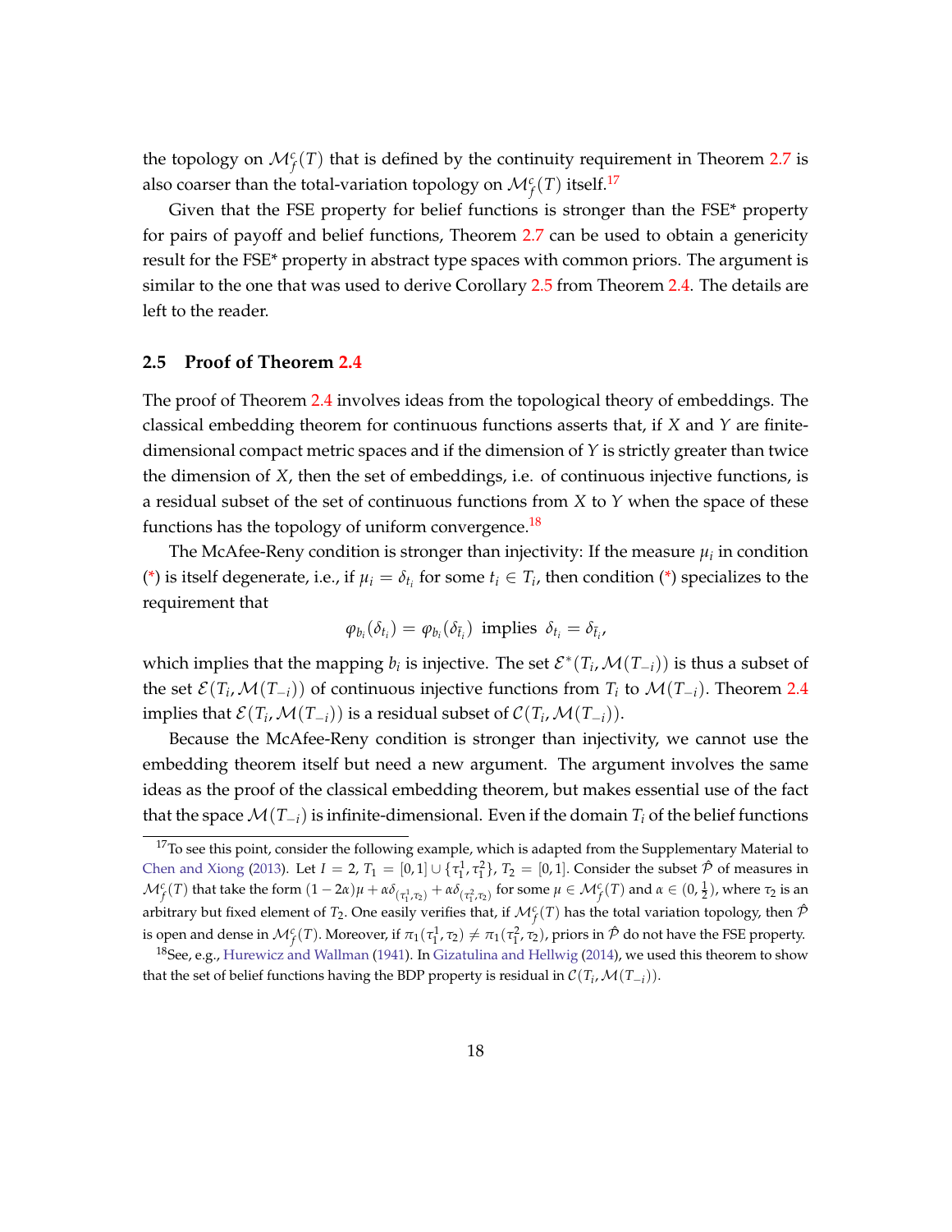the topology on $\mathcal{M}^c_f(T)$ that is defined by the continuity requirement in Theorem 2.7 is also coarser than the total-variation topology on $\mathcal{M}^c_f(T)$ itself.[17]

Given that the FSE property for belief functions is stronger than the FSE* property for pairs of payoff and belief functions, Theorem 2.7 can be used to obtain a genericity result for the FSE* property in abstract type spaces with common priors. The argument is similar to the one that was used to derive Corollary 2.5 from Theorem 2.4. The details are left to the reader.

### 2.5 Proof of Theorem 2.4

The proof of Theorem 2.4 involves ideas from the topological theory of embeddings. The classical embedding theorem for continuous functions asserts that, if $X$ and $Y$ are finite-dimensional compact metric spaces and if the dimension of $Y$ is strictly greater than twice the dimension of $X$, then the set of embeddings, i.e. of continuous injective functions, is a residual subset of the set of continuous functions from $X$ to $Y$ when the space of these functions has the topology of uniform convergence.[18]

The McAfee-Reny condition is stronger than injectivity: If the measure $\mu_i$ in condition (*) is itself degenerate, i.e., if $\mu_i = \delta_{t_i}$ for some $t_i \in T_i$, then condition (*) specializes to the requirement that

$$\varphi_{b_i}(\delta_{t_i}) = \varphi_{b_i}(\delta_{\bar{t}_i}) \text{ implies } \delta_{t_i} = \delta_{\bar{t}_i},$$

which implies that the mapping $b_i$ is injective. The set $\mathcal{E}^*(T_i, \mathcal{M}(T_{-i}))$ is thus a subset of the set $\mathcal{E}(T_i, \mathcal{M}(T_{-i}))$ of continuous injective functions from $T_i$ to $\mathcal{M}(T_{-i})$. Theorem 2.4 implies that $\mathcal{E}(T_i, \mathcal{M}(T_{-i}))$ is a residual subset of $\mathcal{C}(T_i, \mathcal{M}(T_{-i}))$.

Because the McAfee-Reny condition is stronger than injectivity, we cannot use the embedding theorem itself but need a new argument. The argument involves the same ideas as the proof of the classical embedding theorem, but makes essential use of the fact that the space $\mathcal{M}(T_{-i})$ is infinite-dimensional. Even if the domain $T_i$ of the belief functions

[17] To see this point, consider the following example, which is adapted from the Supplementary Material to Chen and Xiong (2013). Let $I = 2$, $T_1 = [0,1] \cup \{\tau_1^1, \tau_1^2\}$, $T_2 = [0,1]$. Consider the subset $\hat{\mathcal{P}}$ of measures in $\mathcal{M}^c_f(T)$ that take the form $(1-2\alpha)\mu + \alpha\delta_{(\tau_1^1,\tau_2)} + \alpha\delta_{(\tau_1^2,\tau_2)}$ for some $\mu \in \mathcal{M}^c_f(T)$ and $\alpha \in (0, \frac{1}{2})$, where $\tau_2$ is an arbitrary but fixed element of $T_2$. One easily verifies that, if $\mathcal{M}^c_f(T)$ has the total variation topology, then $\hat{\mathcal{P}}$ is open and dense in $\mathcal{M}^c_f(T)$. Moreover, if $\pi_1(\tau_1^1, \tau_2) \neq \pi_1(\tau_1^2, \tau_2)$, priors in $\hat{\mathcal{P}}$ do not have the FSE property.

[18] See, e.g., Hurewicz and Wallman (1941). In Gizatulina and Hellwig (2014), we used this theorem to show that the set of belief functions having the BDP property is residual in $\mathcal{C}(T_i, \mathcal{M}(T_{-i}))$.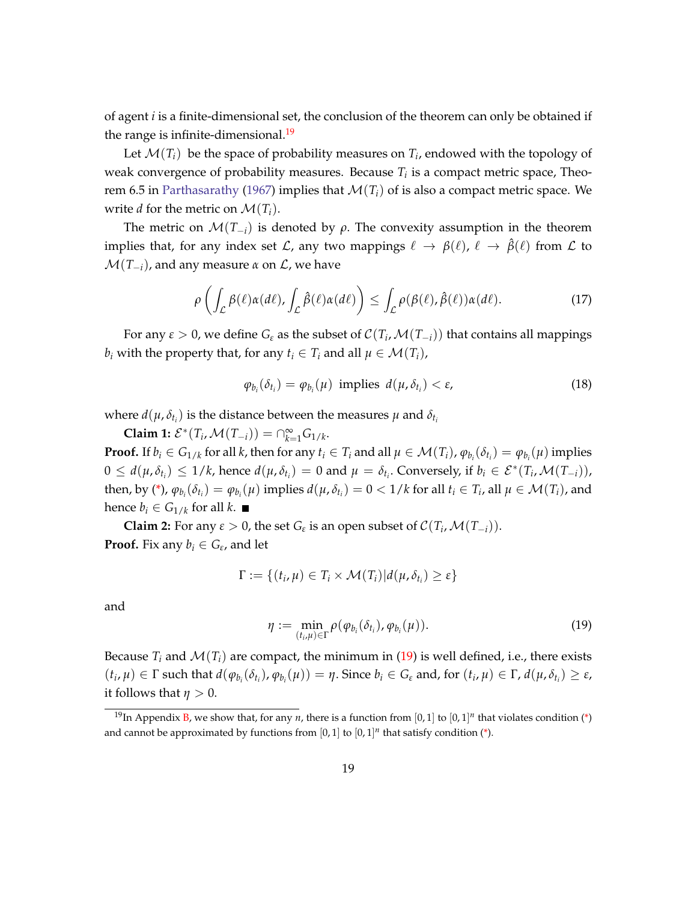of agent $i$ is a finite-dimensional set, the conclusion of the theorem can only be obtained if the range is infinite-dimensional.[19]

Let $\mathcal{M}(T_i)$ be the space of probability measures on $T_i$, endowed with the topology of weak convergence of probability measures. Because $T_i$ is a compact metric space, Theorem 6.5 in Parthasarathy (1967) implies that $\mathcal{M}(T_i)$ of is also a compact metric space. We write $d$ for the metric on $\mathcal{M}(T_i)$.

The metric on $\mathcal{M}(T_{-i})$ is denoted by $\rho$. The convexity assumption in the theorem implies that, for any index set $\mathcal{L}$, any two mappings $\ell \to \beta(\ell)$, $\ell \to \hat{\beta}(\ell)$ from $\mathcal{L}$ to $\mathcal{M}(T_{-i})$, and any measure $\alpha$ on $\mathcal{L}$, we have

$$\rho\left(\int_{\mathcal{L}} \beta(\ell)\alpha(d\ell), \int_{\mathcal{L}} \hat{\beta}(\ell)\alpha(d\ell)\right) \leq \int_{\mathcal{L}} \rho(\beta(\ell), \hat{\beta}(\ell))\alpha(d\ell). \tag{17}$$

For any $\varepsilon > 0$, we define $G_\varepsilon$ as the subset of $\mathcal{C}(T_i, \mathcal{M}(T_{-i}))$ that contains all mappings $b_i$ with the property that, for any $t_i \in T_i$ and all $\mu \in \mathcal{M}(T_i)$,

$$\varphi_{b_i}(\delta_{t_i}) = \varphi_{b_i}(\mu) \text{ implies } d(\mu, \delta_{t_i}) < \varepsilon, \tag{18}$$

where $d(\mu, \delta_{t_i})$ is the distance between the measures $\mu$ and $\delta_{t_i}$

**Claim 1:** $\mathcal{E}^*(T_i, \mathcal{M}(T_{-i})) = \cap_{k=1}^{\infty} G_{1/k}$.

**Proof.** If $b_i \in G_{1/k}$ for all $k$, then for any $t_i \in T_i$ and all $\mu \in \mathcal{M}(T_i)$, $\varphi_{b_i}(\delta_{t_i}) = \varphi_{b_i}(\mu)$ implies $0 \leq d(\mu, \delta_{t_i}) \leq 1/k$, hence $d(\mu, \delta_{t_i}) = 0$ and $\mu = \delta_{t_i}$. Conversely, if $b_i \in \mathcal{E}^*(T_i, \mathcal{M}(T_{-i}))$, then, by (*), $\varphi_{b_i}(\delta_{t_i}) = \varphi_{b_i}(\mu)$ implies $d(\mu, \delta_{t_i}) = 0 < 1/k$ for all $t_i \in T_i$, all $\mu \in \mathcal{M}(T_i)$, and hence $b_i \in G_{1/k}$ for all $k$. ■

**Claim 2:** For any $\varepsilon > 0$, the set $G_\varepsilon$ is an open subset of $\mathcal{C}(T_i, \mathcal{M}(T_{-i}))$.

**Proof.** Fix any $b_i \in G_\varepsilon$, and let

$$\Gamma := \{(t_i, \mu) \in T_i \times \mathcal{M}(T_i) | d(\mu, \delta_{t_i}) \geq \varepsilon\}$$

and

$$\eta := \min_{(t_i, \mu) \in \Gamma} \rho(\varphi_{b_i}(\delta_{t_i}), \varphi_{b_i}(\mu)). \tag{19}$$

Because $T_i$ and $\mathcal{M}(T_i)$ are compact, the minimum in (19) is well defined, i.e., there exists $(t_i, \mu) \in \Gamma$ such that $d(\varphi_{b_i}(\delta_{t_i}), \varphi_{b_i}(\mu)) = \eta$. Since $b_i \in G_\varepsilon$ and, for $(t_i, \mu) \in \Gamma$, $d(\mu, \delta_{t_i}) \geq \varepsilon$, it follows that $\eta > 0$.

[19] In Appendix B, we show that, for any $n$, there is a function from $[0, 1]$ to $[0, 1]^n$ that violates condition (*) and cannot be approximated by functions from $[0, 1]$ to $[0, 1]^n$ that satisfy condition (*).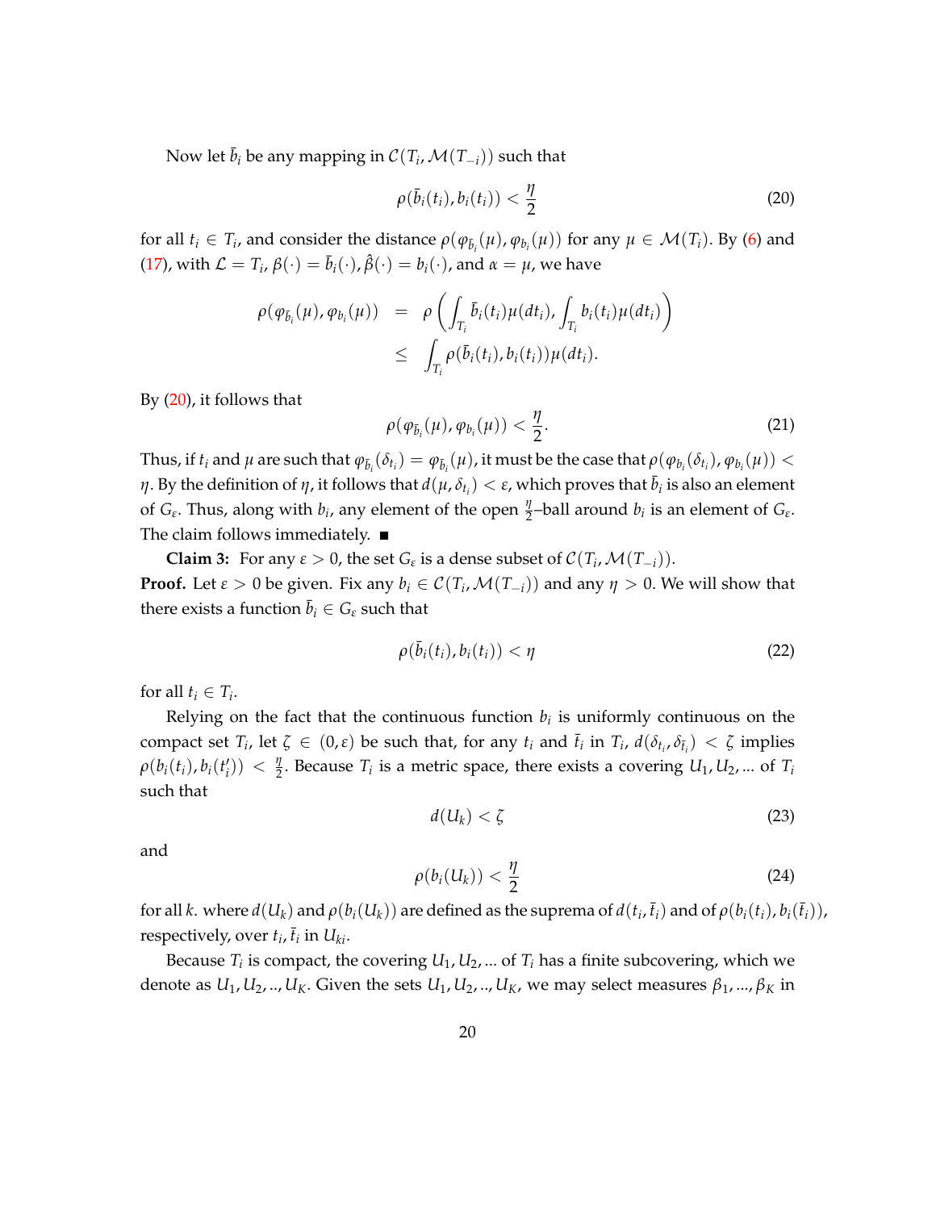Now let $\bar{b}_i$ be any mapping in $\mathcal{C}(T_i, \mathcal{M}(T_{-i}))$ such that

$$\rho(\bar{b}_i(t_i), b_i(t_i)) < \frac{\eta}{2} \tag{20}$$

for all $t_i \in T_i$, and consider the distance $\rho(\varphi_{\bar{b}_i}(\mu), \varphi_{b_i}(\mu))$ for any $\mu \in \mathcal{M}(T_i)$. By (6) and (17), with $\mathcal{L} = T_i$, $\beta(\cdot) = \bar{b}_i(\cdot)$, $\hat{\beta}(\cdot) = b_i(\cdot)$, and $\alpha = \mu$, we have

$$\begin{aligned}
\rho(\varphi_{\bar{b}_i}(\mu), \varphi_{b_i}(\mu)) &= \rho\left(\int_{T_i} \bar{b}_i(t_i)\mu(dt_i), \int_{T_i} b_i(t_i)\mu(dt_i)\right) \\
&\leq \int_{T_i} \rho(\bar{b}_i(t_i), b_i(t_i))\mu(dt_i).
\end{aligned}$$

By (20), it follows that

$$\rho(\varphi_{\bar{b}_i}(\mu), \varphi_{b_i}(\mu)) < \frac{\eta}{2}. \tag{21}$$

Thus, if $t_i$ and $\mu$ are such that $\varphi_{\bar{b}_i}(\delta_{t_i}) = \varphi_{\bar{b}_i}(\mu)$, it must be the case that $\rho(\varphi_{b_i}(\delta_{t_i}), \varphi_{b_i}(\mu)) < \eta$. By the definition of $\eta$, it follows that $d(\mu, \delta_{t_i}) < \varepsilon$, which proves that $\bar{b}_i$ is also an element of $G_\varepsilon$. Thus, along with $b_i$, any element of the open $\frac{\eta}{2}$–ball around $b_i$ is an element of $G_\varepsilon$. The claim follows immediately. ∎

**Claim 3:** For any $\varepsilon > 0$, the set $G_\varepsilon$ is a dense subset of $\mathcal{C}(T_i, \mathcal{M}(T_{-i}))$.

**Proof.** Let $\varepsilon > 0$ be given. Fix any $b_i \in \mathcal{C}(T_i, \mathcal{M}(T_{-i}))$ and any $\eta > 0$. We will show that there exists a function $\bar{b}_i \in G_\varepsilon$ such that

$$\rho(\bar{b}_i(t_i), b_i(t_i)) < \eta \tag{22}$$

for all $t_i \in T_i$.

Relying on the fact that the continuous function $b_i$ is uniformly continuous on the compact set $T_i$, let $\zeta \in (0, \varepsilon)$ be such that, for any $t_i$ and $\bar{t}_i$ in $T_i$, $d(\delta_{t_i}, \delta_{\bar{t}_i}) < \zeta$ implies $\rho(b_i(t_i), b_i(t_i')) < \frac{\eta}{2}$. Because $T_i$ is a metric space, there exists a covering $U_1, U_2, ...$ of $T_i$ such that

$$d(U_k) < \zeta \tag{23}$$

and

$$\rho(b_i(U_k)) < \frac{\eta}{2} \tag{24}$$

for all $k$. where $d(U_k)$ and $\rho(b_i(U_k))$ are defined as the suprema of $d(t_i, \bar{t}_i)$ and of $\rho(b_i(t_i), b_i(\bar{t}_i))$, respectively, over $t_i, \bar{t}_i$ in $U_{ki}$.

Because $T_i$ is compact, the covering $U_1, U_2, ...$ of $T_i$ has a finite subcovering, which we denote as $U_1, U_2, .., U_K$. Given the sets $U_1, U_2, .., U_K$, we may select measures $\beta_1, ..., \beta_K$ in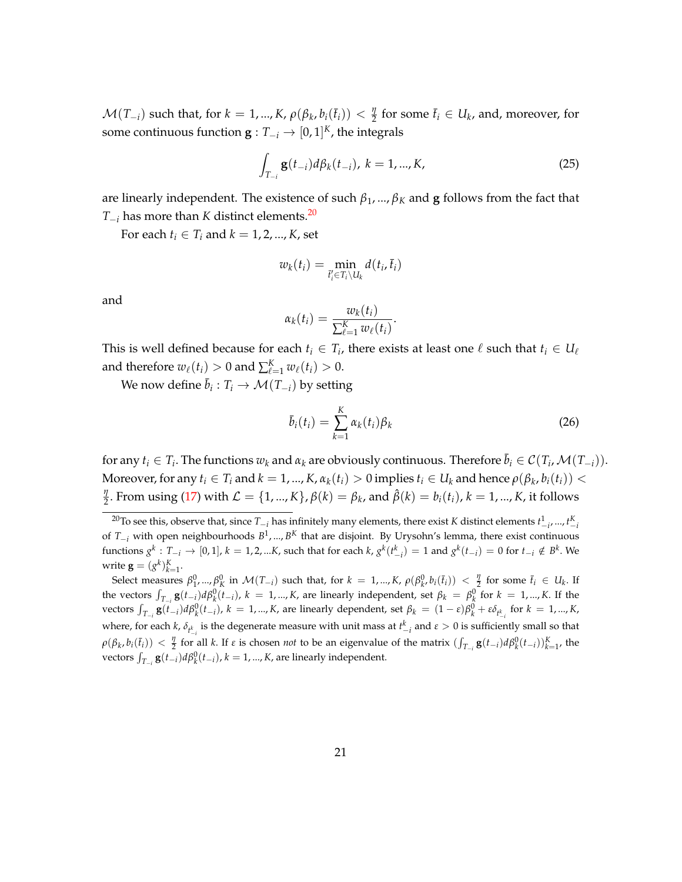$\mathcal{M}(T_{-i})$ such that, for $k = 1, ..., K$, $\rho(\beta_k, b_i(\bar{t}_i)) < \frac{\eta}{2}$ for some $\bar{t}_i \in U_k$, and, moreover, for some continuous function $\mathbf{g} : T_{-i} \to [0,1]^K$, the integrals

$$\int_{T_{-i}} \mathbf{g}(t_{-i}) d\beta_k(t_{-i}),\ k = 1, ..., K, \tag{25}$$

are linearly independent. The existence of such $\beta_1, ..., \beta_K$ and $\mathbf{g}$ follows from the fact that $T_{-i}$ has more than $K$ distinct elements.[20]

For each $t_i \in T_i$ and $k = 1, 2, ..., K$, set

$$w_k(t_i) = \min_{\bar{t}_i' \in T_i \setminus U_k} d(t_i, \bar{t}_i)$$

and

$$\alpha_k(t_i) = \frac{w_k(t_i)}{\sum_{\ell=1}^K w_\ell(t_i)}.$$

This is well defined because for each $t_i \in T_i$, there exists at least one $\ell$ such that $t_i \in U_\ell$ and therefore $w_\ell(t_i) > 0$ and $\sum_{\ell=1}^K w_\ell(t_i) > 0$.

We now define $\bar{b}_i : T_i \to \mathcal{M}(T_{-i})$ by setting

$$\bar{b}_i(t_i) = \sum_{k=1}^K \alpha_k(t_i) \beta_k \tag{26}$$

for any $t_i \in T_i$. The functions $w_k$ and $\alpha_k$ are obviously continuous. Therefore $\bar{b}_i \in \mathcal{C}(T_i, \mathcal{M}(T_{-i}))$. Moreover, for any $t_i \in T_i$ and $k = 1, ..., K$, $\alpha_k(t_i) > 0$ implies $t_i \in U_k$ and hence $\rho(\beta_k, b_i(t_i)) < \frac{\eta}{2}$. From using (17) with $\mathcal{L} = \{1, ..., K\}$, $\beta(k) = \beta_k$, and $\hat{\beta}(k) = b_i(t_i)$, $k = 1, ..., K$, it follows

---

[20] To see this, observe that, since $T_{-i}$ has infinitely many elements, there exist $K$ distinct elements $t_{-i}^1, ..., t_{-i}^K$ of $T_{-i}$ with open neighbourhoods $B^1, ..., B^K$ that are disjoint. By Urysohn's lemma, there exist continuous functions $g^k : T_{-i} \to [0,1]$, $k = 1, 2, ...K$, such that for each $k$, $g^k(t_{-i}^k) = 1$ and $g^k(t_{-i}) = 0$ for $t_{-i} \notin B^k$. We write $\mathbf{g} = (g^k)_{k=1}^K$.

Select measures $\beta_1^0, ..., \beta_K^0$ in $\mathcal{M}(T_{-i})$ such that, for $k = 1, ..., K$, $\rho(\beta_k^0, b_i(\bar{t}_i)) < \frac{\eta}{2}$ for some $\bar{t}_i \in U_k$. If the vectors $\int_{T_{-i}} \mathbf{g}(t_{-i}) d\beta_k^0(t_{-i})$, $k = 1, ..., K$, are linearly independent, set $\beta_k = \beta_k^0$ for $k = 1, ..., K$. If the vectors $\int_{T_{-i}} \mathbf{g}(t_{-i}) d\beta_k^0(t_{-i})$, $k = 1, ..., K$, are linearly dependent, set $\beta_k = (1-\varepsilon)\beta_k^0 + \varepsilon \delta_{t_{-i}^k}$ for $k = 1, ..., K$, where, for each $k$, $\delta_{t_{-i}^k}$ is the degenerate measure with unit mass at $t_{-i}^k$ and $\varepsilon > 0$ is sufficiently small so that $\rho(\beta_k, b_i(\bar{t}_i)) < \frac{\eta}{2}$ for all $k$. If $\varepsilon$ is chosen *not* to be an eigenvalue of the matrix $(\int_{T_{-i}} \mathbf{g}(t_{-i}) d\beta_k^0(t_{-i}))_{k=1}^K$, the vectors $\int_{T_{-i}} \mathbf{g}(t_{-i}) d\beta_k^0(t_{-i})$, $k = 1, ..., K$, are linearly independent.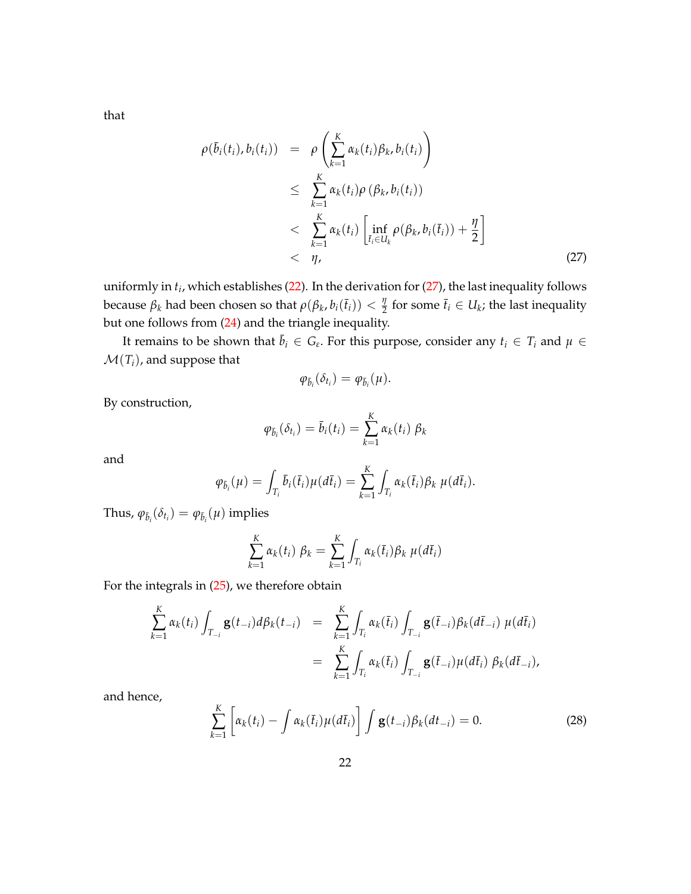that

$$
\begin{aligned}
\rho(\bar{b}_i(t_i), b_i(t_i)) &= \rho\left(\sum_{k=1}^{K} \alpha_k(t_i)\beta_k, b_i(t_i)\right) \\
&\leq \sum_{k=1}^{K} \alpha_k(t_i)\rho\left(\beta_k, b_i(t_i)\right) \\
&< \sum_{k=1}^{K} \alpha_k(t_i)\left[\inf_{\bar{t}_i \in U_k} \rho(\beta_k, b_i(\bar{t}_i)) + \frac{\eta}{2}\right] \\
&< \eta, \qquad (27)
\end{aligned}
$$

uniformly in $t_i$, which establishes (22). In the derivation for (27), the last inequality follows because $\beta_k$ had been chosen so that $\rho(\beta_k, b_i(\bar{t}_i)) < \frac{\eta}{2}$ for some $\bar{t}_i \in U_k$; the last inequality but one follows from (24) and the triangle inequality.

It remains to be shown that $\bar{b}_i \in G_\varepsilon$. For this purpose, consider any $t_i \in T_i$ and $\mu \in \mathcal{M}(T_i)$, and suppose that

$$\varphi_{\bar{b}_i}(\delta_{t_i}) = \varphi_{\bar{b}_i}(\mu).$$

By construction,

$$\varphi_{\bar{b}_i}(\delta_{t_i}) = \bar{b}_i(t_i) = \sum_{k=1}^{K} \alpha_k(t_i)\ \beta_k$$

and

$$\varphi_{\bar{b}_i}(\mu) = \int_{T_i} \bar{b}_i(\bar{t}_i)\mu(d\bar{t}_i) = \sum_{k=1}^{K} \int_{T_i} \alpha_k(\bar{t}_i)\beta_k\ \mu(d\bar{t}_i).$$

Thus, $\varphi_{\bar{b}_i}(\delta_{t_i}) = \varphi_{\bar{b}_i}(\mu)$ implies

$$\sum_{k=1}^{K} \alpha_k(t_i)\ \beta_k = \sum_{k=1}^{K} \int_{T_i} \alpha_k(\bar{t}_i)\beta_k\ \mu(d\bar{t}_i)$$

For the integrals in (25), we therefore obtain

$$
\begin{aligned}
\sum_{k=1}^{K} \alpha_k(t_i) \int_{T_{-i}} \mathbf{g}(t_{-i}) d\beta_k(t_{-i}) &= \sum_{k=1}^{K} \int_{T_i} \alpha_k(\bar{t}_i) \int_{T_{-i}} \mathbf{g}(\bar{t}_{-i})\beta_k(d\bar{t}_{-i})\ \mu(d\bar{t}_i) \\
&= \sum_{k=1}^{K} \int_{T_i} \alpha_k(\bar{t}_i) \int_{T_{-i}} \mathbf{g}(\bar{t}_{-i})\mu(d\bar{t}_i)\ \beta_k(d\bar{t}_{-i}),
\end{aligned}
$$

and hence,

$$\sum_{k=1}^{K} \left[\alpha_k(t_i) - \int \alpha_k(\bar{t}_i)\mu(d\bar{t}_i)\right] \int \mathbf{g}(t_{-i})\beta_k(dt_{-i}) = 0. \qquad (28)$$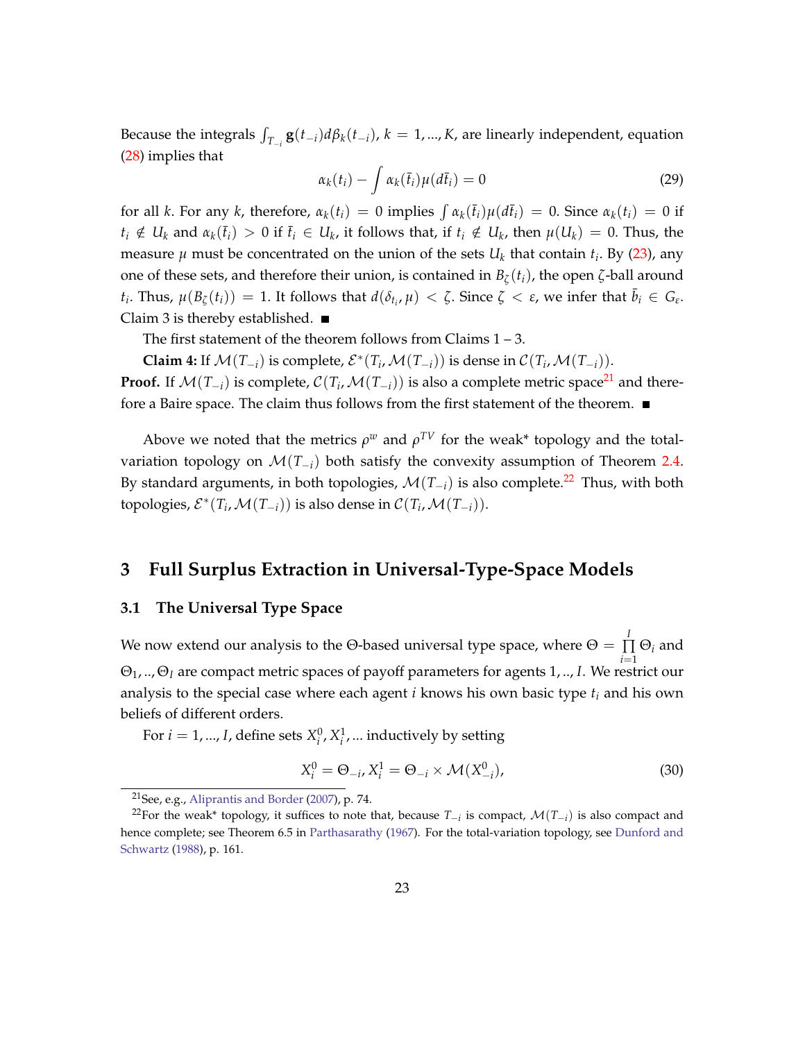Because the integrals $\int_{T_{-i}} \mathbf{g}(t_{-i})d\beta_k(t_{-i})$, $k = 1, ..., K$, are linearly independent, equation (28) implies that

$$\alpha_k(t_i) - \int \alpha_k(\bar{t}_i)\mu(d\bar{t}_i) = 0 \tag{29}$$

for all $k$. For any $k$, therefore, $\alpha_k(t_i) = 0$ implies $\int \alpha_k(\bar{t}_i)\mu(d\bar{t}_i) = 0$. Since $\alpha_k(t_i) = 0$ if $t_i \notin U_k$ and $\alpha_k(\bar{t}_i) > 0$ if $\bar{t}_i \in U_k$, it follows that, if $t_i \notin U_k$, then $\mu(U_k) = 0$. Thus, the measure $\mu$ must be concentrated on the union of the sets $U_k$ that contain $t_i$. By (23), any one of these sets, and therefore their union, is contained in $B_\zeta(t_i)$, the open $\zeta$-ball around $t_i$. Thus, $\mu(B_\zeta(t_i)) = 1$. It follows that $d(\delta_{t_i}, \mu) < \zeta$. Since $\zeta < \varepsilon$, we infer that $\bar{b}_i \in G_\varepsilon$. Claim 3 is thereby established. ■

The first statement of the theorem follows from Claims 1 – 3.

**Claim 4:** If $\mathcal{M}(T_{-i})$ is complete, $\mathcal{E}^*(T_i, \mathcal{M}(T_{-i}))$ is dense in $\mathcal{C}(T_i, \mathcal{M}(T_{-i}))$.

**Proof.** If $\mathcal{M}(T_{-i})$ is complete, $\mathcal{C}(T_i, \mathcal{M}(T_{-i}))$ is also a complete metric space[21] and therefore a Baire space. The claim thus follows from the first statement of the theorem. ■

Above we noted that the metrics $\rho^w$ and $\rho^{TV}$ for the weak* topology and the total-variation topology on $\mathcal{M}(T_{-i})$ both satisfy the convexity assumption of Theorem 2.4. By standard arguments, in both topologies, $\mathcal{M}(T_{-i})$ is also complete.[22] Thus, with both topologies, $\mathcal{E}^*(T_i, \mathcal{M}(T_{-i}))$ is also dense in $\mathcal{C}(T_i, \mathcal{M}(T_{-i}))$.

# 3 Full Surplus Extraction in Universal-Type-Space Models

## 3.1 The Universal Type Space

We now extend our analysis to the $\Theta$-based universal type space, where $\Theta = \prod_{i=1}^{I} \Theta_i$ and $\Theta_1, .., \Theta_I$ are compact metric spaces of payoff parameters for agents $1, .., I$. We restrict our analysis to the special case where each agent $i$ knows his own basic type $t_i$ and his own beliefs of different orders.

For $i = 1, ..., I$, define sets $X_i^0, X_i^1, ...$ inductively by setting

$$X_i^0 = \Theta_{-i}, X_i^1 = \Theta_{-i} \times \mathcal{M}(X_{-i}^0), \tag{30}$$

[21] See, e.g., Aliprantis and Border (2007), p. 74.

[22] For the weak* topology, it suffices to note that, because $T_{-i}$ is compact, $\mathcal{M}(T_{-i})$ is also compact and hence complete; see Theorem 6.5 in Parthasarathy (1967). For the total-variation topology, see Dunford and Schwartz (1988), p. 161.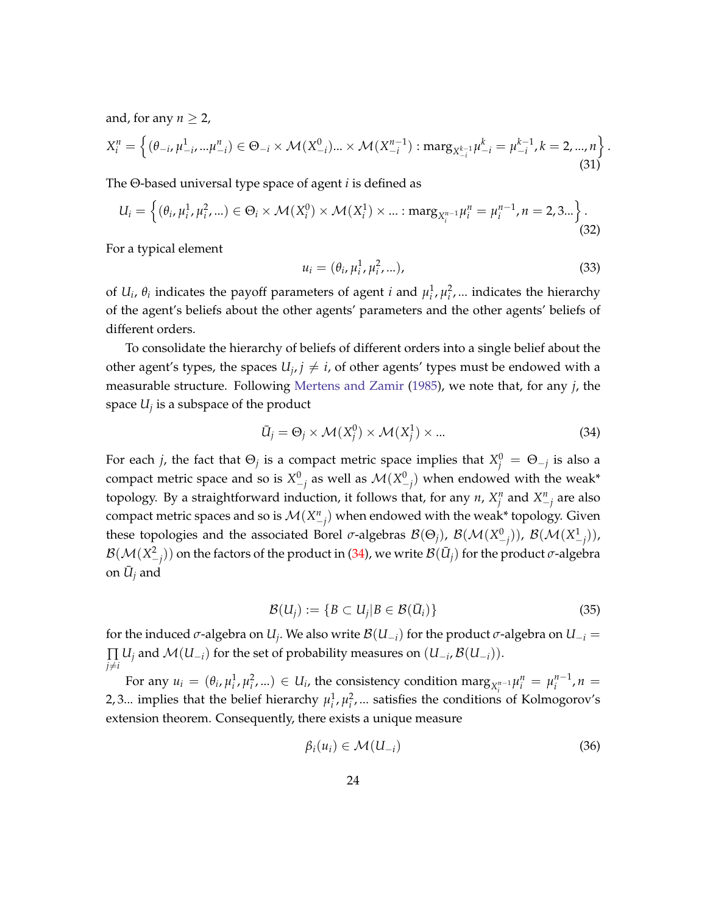and, for any $n \geq 2$,

$$X_i^n = \left\{ (\theta_{-i}, \mu_{-i}^1, ...\mu_{-i}^n) \in \Theta_{-i} \times \mathcal{M}(X_{-i}^0) ... \times \mathcal{M}(X_{-i}^{n-1}) : \text{marg}_{X_{-i}^{k-1}} \mu_{-i}^k = \mu_{-i}^{k-1}, k = 2, ..., n \right\}. \tag{31}$$

The $\Theta$-based universal type space of agent $i$ is defined as

$$U_i = \left\{ (\theta_i, \mu_i^1, \mu_i^2, ...) \in \Theta_i \times \mathcal{M}(X_i^0) \times \mathcal{M}(X_i^1) \times ... : \text{marg}_{X_i^{n-1}} \mu_i^n = \mu_i^{n-1}, n = 2, 3... \right\}. \tag{32}$$

For a typical element

$$u_i = (\theta_i, \mu_i^1, \mu_i^2, ...), \tag{33}$$

of $U_i$, $\theta_i$ indicates the payoff parameters of agent $i$ and $\mu_i^1, \mu_i^2, ...$ indicates the hierarchy of the agent's beliefs about the other agents' parameters and the other agents' beliefs of different orders.

To consolidate the hierarchy of beliefs of different orders into a single belief about the other agent's types, the spaces $U_j, j \neq i$, of other agents' types must be endowed with a measurable structure. Following Mertens and Zamir (1985), we note that, for any $j$, the space $U_j$ is a subspace of the product

$$\bar{U}_j = \Theta_j \times \mathcal{M}(X_j^0) \times \mathcal{M}(X_j^1) \times ... \tag{34}$$

For each $j$, the fact that $\Theta_j$ is a compact metric space implies that $X_j^0 = \Theta_{-j}$ is also a compact metric space and so is $X_{-j}^0$ as well as $\mathcal{M}(X_{-j}^0)$ when endowed with the weak* topology. By a straightforward induction, it follows that, for any $n$, $X_j^n$ and $X_{-j}^n$ are also compact metric spaces and so is $\mathcal{M}(X_{-j}^n)$ when endowed with the weak* topology. Given these topologies and the associated Borel $\sigma$-algebras $\mathcal{B}(\Theta_j)$, $\mathcal{B}(\mathcal{M}(X_{-j}^0))$, $\mathcal{B}(\mathcal{M}(X_{-j}^1))$, $\mathcal{B}(\mathcal{M}(X_{-j}^2))$ on the factors of the product in (34), we write $\mathcal{B}(\bar{U}_j)$ for the product $\sigma$-algebra on $\bar{U}_j$ and

$$\mathcal{B}(U_j) := \{B \subset U_j | B \in \mathcal{B}(\bar{U}_i)\} \tag{35}$$

for the induced $\sigma$-algebra on $U_j$. We also write $\mathcal{B}(U_{-i})$ for the product $\sigma$-algebra on $U_{-i} = \prod_{j \neq i} U_j$ and $\mathcal{M}(U_{-i})$ for the set of probability measures on $(U_{-i}, \mathcal{B}(U_{-i}))$.

For any $u_i = (\theta_i, \mu_i^1, \mu_i^2, ...) \in U_i$, the consistency condition $\text{marg}_{X_i^{n-1}} \mu_i^n = \mu_i^{n-1}, n = 2, 3...$ implies that the belief hierarchy $\mu_i^1, \mu_i^2, ...$ satisfies the conditions of Kolmogorov's extension theorem. Consequently, there exists a unique measure

$$\beta_i(u_i) \in \mathcal{M}(U_{-i}) \tag{36}$$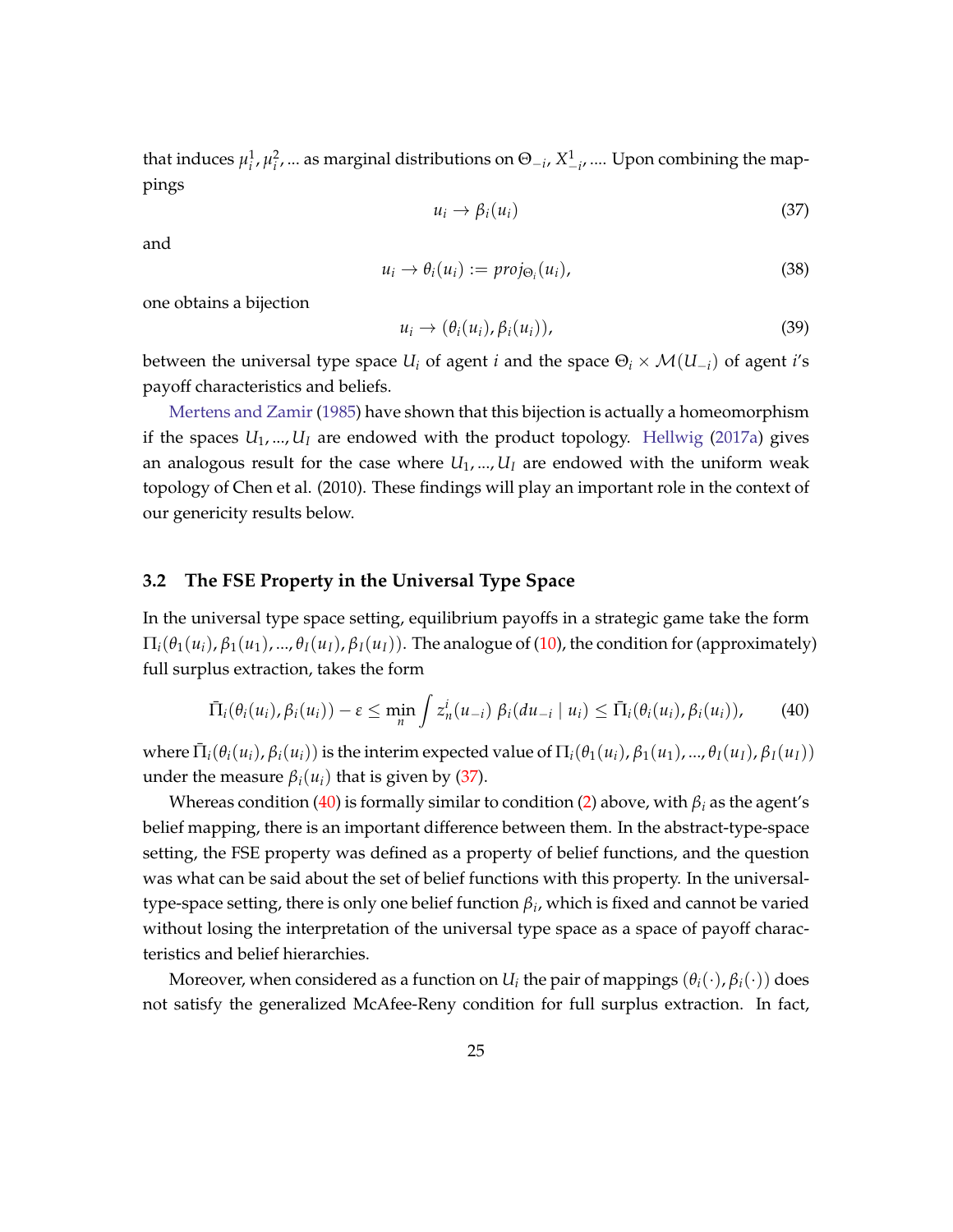that induces $\mu_i^1, \mu_i^2, ...$ as marginal distributions on $\Theta_{-i}$, $X_{-i}^1$, .... Upon combining the mappings

$$u_i \to \beta_i(u_i) \tag{37}$$

and

$$u_i \to \theta_i(u_i) := proj_{\Theta_i}(u_i), \tag{38}$$

one obtains a bijection

$$u_i \to (\theta_i(u_i), \beta_i(u_i)), \tag{39}$$

between the universal type space $U_i$ of agent $i$ and the space $\Theta_i \times \mathcal{M}(U_{-i})$ of agent $i$'s payoff characteristics and beliefs.

Mertens and Zamir (1985) have shown that this bijection is actually a homeomorphism if the spaces $U_1, ..., U_I$ are endowed with the product topology. Hellwig (2017a) gives an analogous result for the case where $U_1, ..., U_I$ are endowed with the uniform weak topology of Chen et al. (2010). These findings will play an important role in the context of our genericity results below.

### 3.2 The FSE Property in the Universal Type Space

In the universal type space setting, equilibrium payoffs in a strategic game take the form $\Pi_i(\theta_1(u_i), \beta_1(u_1), ..., \theta_I(u_I), \beta_I(u_I))$. The analogue of (10), the condition for (approximately) full surplus extraction, takes the form

$$\bar{\Pi}_i(\theta_i(u_i), \beta_i(u_i)) - \varepsilon \leq \min_n \int z_n^i(u_{-i})\ \beta_i(du_{-i} \mid u_i) \leq \bar{\Pi}_i(\theta_i(u_i), \beta_i(u_i)), \tag{40}$$

where $\bar{\Pi}_i(\theta_i(u_i), \beta_i(u_i))$ is the interim expected value of $\Pi_i(\theta_1(u_i), \beta_1(u_1), ..., \theta_I(u_I), \beta_I(u_I))$ under the measure $\beta_i(u_i)$ that is given by (37).

Whereas condition (40) is formally similar to condition (2) above, with $\beta_i$ as the agent's belief mapping, there is an important difference between them. In the abstract-type-space setting, the FSE property was defined as a property of belief functions, and the question was what can be said about the set of belief functions with this property. In the universal-type-space setting, there is only one belief function $\beta_i$, which is fixed and cannot be varied without losing the interpretation of the universal type space as a space of payoff characteristics and belief hierarchies.

Moreover, when considered as a function on $U_i$ the pair of mappings $(\theta_i(\cdot), \beta_i(\cdot))$ does not satisfy the generalized McAfee-Reny condition for full surplus extraction. In fact,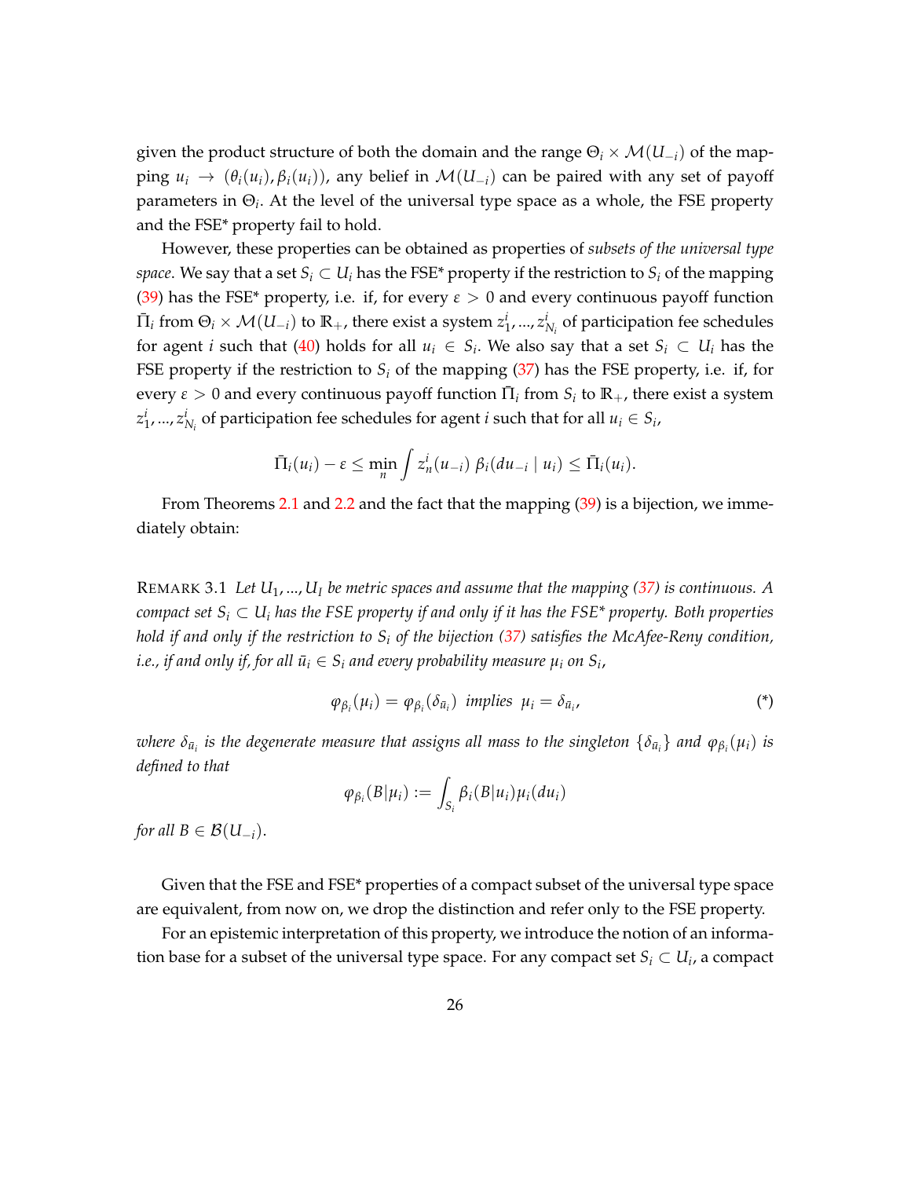given the product structure of both the domain and the range $\Theta_i \times \mathcal{M}(U_{-i})$ of the mapping $u_i \to (\theta_i(u_i), \beta_i(u_i))$, any belief in $\mathcal{M}(U_{-i})$ can be paired with any set of payoff parameters in $\Theta_i$. At the level of the universal type space as a whole, the FSE property and the FSE* property fail to hold.

However, these properties can be obtained as properties of *subsets of the universal type space*. We say that a set $S_i \subset U_i$ has the FSE* property if the restriction to $S_i$ of the mapping (39) has the FSE* property, i.e. if, for every $\varepsilon > 0$ and every continuous payoff function $\bar{\Pi}_i$ from $\Theta_i \times \mathcal{M}(U_{-i})$ to $\mathbb{R}_+$, there exist a system $z_1^i, ..., z_{N_i}^i$ of participation fee schedules for agent $i$ such that (40) holds for all $u_i \in S_i$. We also say that a set $S_i \subset U_i$ has the FSE property if the restriction to $S_i$ of the mapping (37) has the FSE property, i.e. if, for every $\varepsilon > 0$ and every continuous payoff function $\bar{\Pi}_i$ from $S_i$ to $\mathbb{R}_+$, there exist a system $z_1^i, ..., z_{N_i}^i$ of participation fee schedules for agent $i$ such that for all $u_i \in S_i$,

$$\bar{\Pi}_i(u_i) - \varepsilon \leq \min_n \int z_n^i(u_{-i})\ \beta_i(du_{-i} \mid u_i) \leq \bar{\Pi}_i(u_i).$$

From Theorems 2.1 and 2.2 and the fact that the mapping (39) is a bijection, we immediately obtain:

REMARK 3.1 *Let $U_1, ..., U_I$ be metric spaces and assume that the mapping (37) is continuous. A compact set $S_i \subset U_i$ has the FSE property if and only if it has the FSE* property. Both properties hold if and only if the restriction to $S_i$ of the bijection (37) satisfies the McAfee-Reny condition, i.e., if and only if, for all $\bar{u}_i \in S_i$ and every probability measure $\mu_i$ on $S_i$,*

$$\varphi_{\beta_i}(\mu_i) = \varphi_{\beta_i}(\delta_{\bar{u}_i}) \text{ implies } \mu_i = \delta_{\bar{u}_i}, \tag{*}$$

*where $\delta_{\bar{u}_i}$ is the degenerate measure that assigns all mass to the singleton $\{\delta_{\bar{u}_i}\}$ and $\varphi_{\beta_i}(\mu_i)$ is defined to that*

$$\varphi_{\beta_i}(B|\mu_i) := \int_{S_i} \beta_i(B|u_i)\mu_i(du_i)$$

*for all $B \in \mathcal{B}(U_{-i})$.*

Given that the FSE and FSE* properties of a compact subset of the universal type space are equivalent, from now on, we drop the distinction and refer only to the FSE property.

For an epistemic interpretation of this property, we introduce the notion of an information base for a subset of the universal type space. For any compact set $S_i \subset U_i$, a compact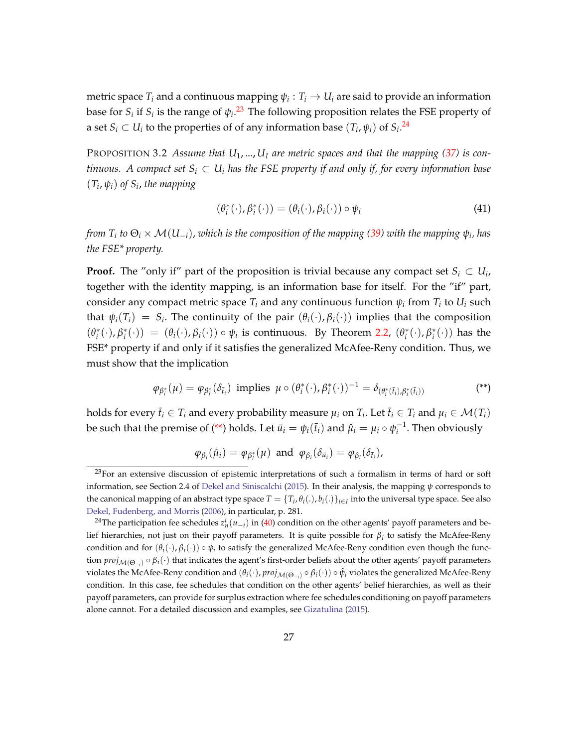metric space $T_i$ and a continuous mapping $\psi_i : T_i \to U_i$ are said to provide an information base for $S_i$ if $S_i$ is the range of $\psi_i$.[23] The following proposition relates the FSE property of a set $S_i \subset U_i$ to the properties of of any information base $(T_i, \psi_i)$ of $S_i$.[24]

PROPOSITION 3.2 *Assume that $U_1, ..., U_I$ are metric spaces and that the mapping (37) is continuous. A compact set $S_i \subset U_i$ has the FSE property if and only if, for every information base $(T_i, \psi_i)$ of $S_i$, the mapping*

$$(\theta_i^*(\cdot), \beta_i^*(\cdot)) = (\theta_i(\cdot), \beta_i(\cdot)) \circ \psi_i \tag{41}$$

*from $T_i$ to $\Theta_i \times \mathcal{M}(U_{-i})$, which is the composition of the mapping (39) with the mapping $\psi_i$, has the FSE\* property.*

**Proof.** The "only if" part of the proposition is trivial because any compact set $S_i \subset U_i$, together with the identity mapping, is an information base for itself. For the "if" part, consider any compact metric space $T_i$ and any continuous function $\psi_i$ from $T_i$ to $U_i$ such that $\psi_i(T_i) = S_i$. The continuity of the pair $(\theta_i(\cdot), \beta_i(\cdot))$ implies that the composition $(\theta_i^*(\cdot), \beta_i^*(\cdot)) = (\theta_i(\cdot), \beta_i(\cdot)) \circ \psi_i$ is continuous. By Theorem 2.2, $(\theta_i^*(\cdot), \beta_i^*(\cdot))$ has the FSE\* property if and only if it satisfies the generalized McAfee-Reny condition. Thus, we must show that the implication

$$\varphi_{\beta_i^*}(\mu) = \varphi_{\beta_i^*}(\delta_{\bar{t}_i}) \text{ implies } \mu \circ (\theta_i^*(\cdot), \beta_i^*(\cdot))^{-1} = \delta_{(\theta_i^*(\bar{t}_i), \beta_i^*(\bar{t}_i))} \tag{**}$$

holds for every $\bar{t}_i \in T_i$ and every probability measure $\mu_i$ on $T_i$. Let $\bar{t}_i \in T_i$ and $\mu_i \in \mathcal{M}(T_i)$ be such that the premise of (\*\*) holds. Let $\bar{u}_i = \psi_i(\bar{t}_i)$ and $\hat{\mu}_i = \mu_i \circ \psi_i^{-1}$. Then obviously

$$\varphi_{\beta_i}(\hat{\mu}_i) = \varphi_{\beta_i^*}(\mu) \text{ and } \varphi_{\beta_i}(\delta_{\bar{u}_i}) = \varphi_{\beta_i}(\delta_{\bar{t}_i}),$$

[23] For an extensive discussion of epistemic interpretations of such a formalism in terms of hard or soft information, see Section 2.4 of Dekel and Siniscalchi (2015). In their analysis, the mapping $\psi$ corresponds to the canonical mapping of an abstract type space $T = \{T_i, \theta_i(.), b_i(.)\}_{i \in I}$ into the universal type space. See also Dekel, Fudenberg, and Morris (2006), in particular, p. 281.

[24] The participation fee schedules $z_n^i(u_{-i})$ in (40) condition on the other agents' payoff parameters and belief hierarchies, not just on their payoff parameters. It is quite possible for $\beta_i$ to satisfy the McAfee-Reny condition and for $(\theta_i(\cdot), \beta_i(\cdot)) \circ \psi_i$ to satisfy the generalized McAfee-Reny condition even though the function $proj_{\mathcal{M}(\Theta_{-i})} \circ \beta_i(\cdot)$ that indicates the agent's first-order beliefs about the other agents' payoff parameters violates the McAfee-Reny condition and $(\theta_i(\cdot), proj_{\mathcal{M}(\Theta_{-i})} \circ \beta_i(\cdot)) \circ \hat{\psi}_i$ violates the generalized McAfee-Reny condition. In this case, fee schedules that condition on the other agents' belief hierarchies, as well as their payoff parameters, can provide for surplus extraction where fee schedules conditioning on payoff parameters alone cannot. For a detailed discussion and examples, see Gizatulina (2015).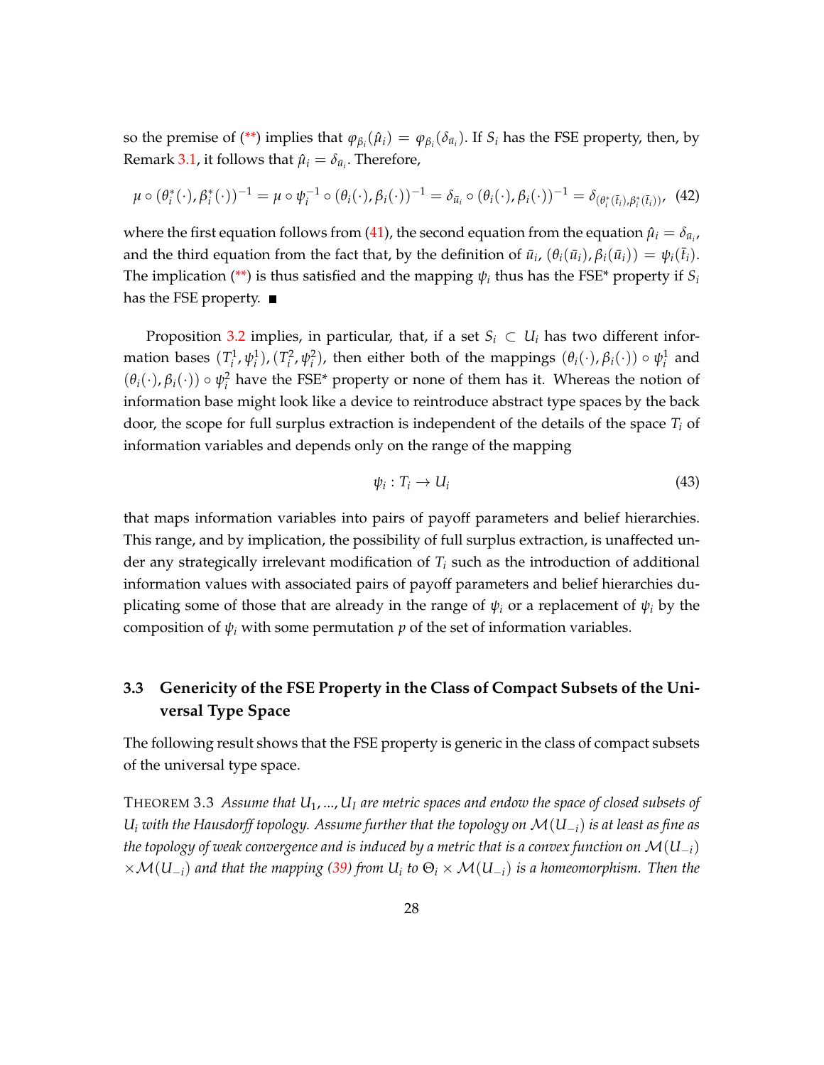so the premise of (**) implies that $\varphi_{\beta_i}(\hat{\mu}_i) = \varphi_{\beta_i}(\delta_{\bar{u}_i})$. If $S_i$ has the FSE property, then, by Remark 3.1, it follows that $\hat{\mu}_i = \delta_{\bar{u}_i}$. Therefore,

$$\mu \circ (\theta_i^*(\cdot), \beta_i^*(\cdot))^{-1} = \mu \circ \psi_i^{-1} \circ (\theta_i(\cdot), \beta_i(\cdot))^{-1} = \delta_{\bar{u}_i} \circ (\theta_i(\cdot), \beta_i(\cdot))^{-1} = \delta_{(\theta_i^*(\bar{t}_i), \beta_i^*(\bar{t}_i))}, \quad (42)$$

where the first equation follows from (41), the second equation from the equation $\hat{\mu}_i = \delta_{\bar{u}_i}$, and the third equation from the fact that, by the definition of $\bar{u}_i$, $(\theta_i(\bar{u}_i), \beta_i(\bar{u}_i)) = \psi_i(\bar{t}_i)$. The implication (**) is thus satisfied and the mapping $\psi_i$ thus has the FSE* property if $S_i$ has the FSE property. ∎

Proposition 3.2 implies, in particular, that, if a set $S_i \subset U_i$ has two different information bases $(T_i^1, \psi_i^1), (T_i^2, \psi_i^2)$, then either both of the mappings $(\theta_i(\cdot), \beta_i(\cdot)) \circ \psi_i^1$ and $(\theta_i(\cdot), \beta_i(\cdot)) \circ \psi_i^2$ have the FSE* property or none of them has it. Whereas the notion of information base might look like a device to reintroduce abstract type spaces by the back door, the scope for full surplus extraction is independent of the details of the space $T_i$ of information variables and depends only on the range of the mapping

$$\psi_i : T_i \to U_i \quad (43)$$

that maps information variables into pairs of payoff parameters and belief hierarchies. This range, and by implication, the possibility of full surplus extraction, is unaffected under any strategically irrelevant modification of $T_i$ such as the introduction of additional information values with associated pairs of payoff parameters and belief hierarchies duplicating some of those that are already in the range of $\psi_i$ or a replacement of $\psi_i$ by the composition of $\psi_i$ with some permutation $p$ of the set of information variables.

### 3.3 Genericity of the FSE Property in the Class of Compact Subsets of the Universal Type Space

The following result shows that the FSE property is generic in the class of compact subsets of the universal type space.

THEOREM 3.3 *Assume that $U_1, ..., U_I$ are metric spaces and endow the space of closed subsets of $U_i$ with the Hausdorff topology. Assume further that the topology on $\mathcal{M}(U_{-i})$ is at least as fine as the topology of weak convergence and is induced by a metric that is a convex function on $\mathcal{M}(U_{-i})$ $\times \mathcal{M}(U_{-i})$ and that the mapping (39) from $U_i$ to $\Theta_i \times \mathcal{M}(U_{-i})$ is a homeomorphism. Then the*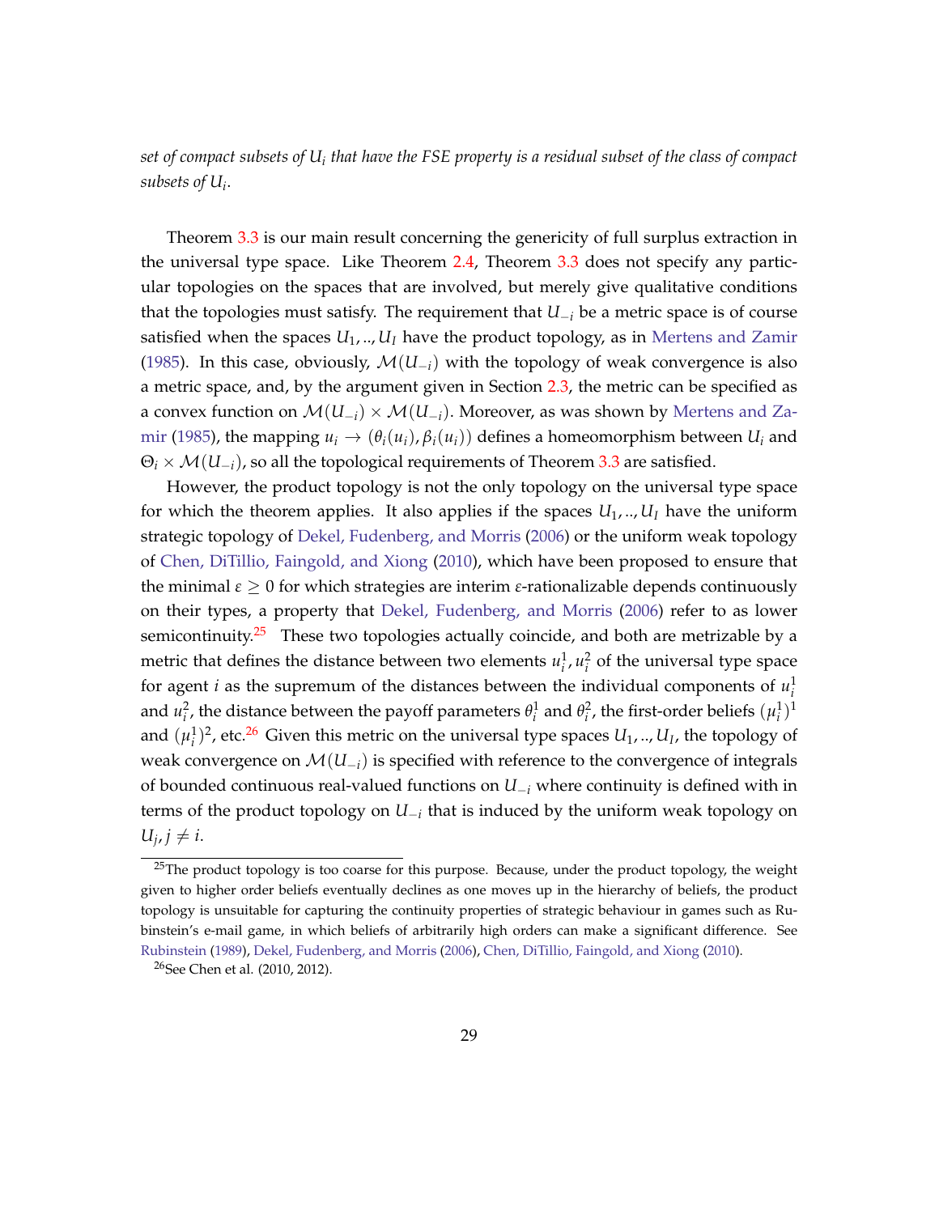*set of compact subsets of $U_i$ that have the FSE property is a residual subset of the class of compact subsets of $U_i$.*

Theorem 3.3 is our main result concerning the genericity of full surplus extraction in the universal type space. Like Theorem 2.4, Theorem 3.3 does not specify any particular topologies on the spaces that are involved, but merely give qualitative conditions that the topologies must satisfy. The requirement that $U_{-i}$ be a metric space is of course satisfied when the spaces $U_1, .., U_I$ have the product topology, as in Mertens and Zamir (1985). In this case, obviously, $\mathcal{M}(U_{-i})$ with the topology of weak convergence is also a metric space, and, by the argument given in Section 2.3, the metric can be specified as a convex function on $\mathcal{M}(U_{-i}) \times \mathcal{M}(U_{-i})$. Moreover, as was shown by Mertens and Zamir (1985), the mapping $u_i \to (\theta_i(u_i), \beta_i(u_i))$ defines a homeomorphism between $U_i$ and $\Theta_i \times \mathcal{M}(U_{-i})$, so all the topological requirements of Theorem 3.3 are satisfied.

However, the product topology is not the only topology on the universal type space for which the theorem applies. It also applies if the spaces $U_1, .., U_I$ have the uniform strategic topology of Dekel, Fudenberg, and Morris (2006) or the uniform weak topology of Chen, DiTillio, Faingold, and Xiong (2010), which have been proposed to ensure that the minimal $\varepsilon \geq 0$ for which strategies are interim $\varepsilon$-rationalizable depends continuously on their types, a property that Dekel, Fudenberg, and Morris (2006) refer to as lower semicontinuity.[25] These two topologies actually coincide, and both are metrizable by a metric that defines the distance between two elements $u_i^1, u_i^2$ of the universal type space for agent $i$ as the supremum of the distances between the individual components of $u_i^1$ and $u_i^2$, the distance between the payoff parameters $\theta_i^1$ and $\theta_i^2$, the first-order beliefs $(\mu_i^1)^1$ and $(\mu_i^1)^2$, etc.[26] Given this metric on the universal type spaces $U_1, .., U_I$, the topology of weak convergence on $\mathcal{M}(U_{-i})$ is specified with reference to the convergence of integrals of bounded continuous real-valued functions on $U_{-i}$ where continuity is defined with in terms of the product topology on $U_{-i}$ that is induced by the uniform weak topology on $U_j, j \neq i$.

[25] The product topology is too coarse for this purpose. Because, under the product topology, the weight given to higher order beliefs eventually declines as one moves up in the hierarchy of beliefs, the product topology is unsuitable for capturing the continuity properties of strategic behaviour in games such as Rubinstein's e-mail game, in which beliefs of arbitrarily high orders can make a significant difference. See Rubinstein (1989), Dekel, Fudenberg, and Morris (2006), Chen, DiTillio, Faingold, and Xiong (2010).

[26] See Chen et al. (2010, 2012).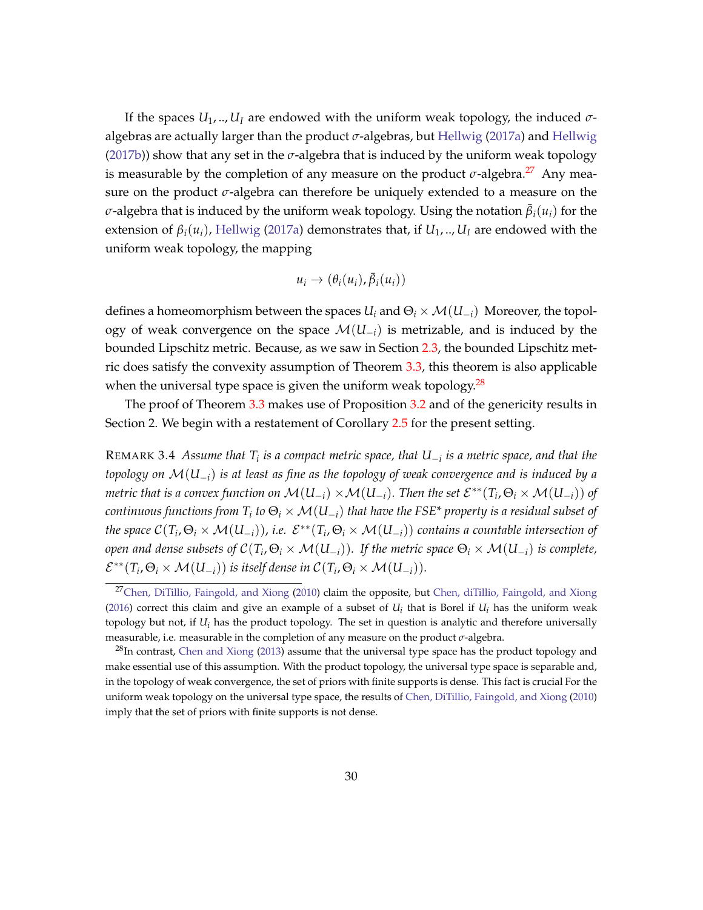If the spaces $U_1, .., U_I$ are endowed with the uniform weak topology, the induced $\sigma$-algebras are actually larger than the product $\sigma$-algebras, but Hellwig (2017a) and Hellwig (2017b)) show that any set in the $\sigma$-algebra that is induced by the uniform weak topology is measurable by the completion of any measure on the product $\sigma$-algebra.[27] Any measure on the product $\sigma$-algebra can therefore be uniquely extended to a measure on the $\sigma$-algebra that is induced by the uniform weak topology. Using the notation $\bar{\beta}_i(u_i)$ for the extension of $\beta_i(u_i)$, Hellwig (2017a) demonstrates that, if $U_1, .., U_I$ are endowed with the uniform weak topology, the mapping

$$u_i \to (\theta_i(u_i), \bar{\beta}_i(u_i))$$

defines a homeomorphism between the spaces $U_i$ and $\Theta_i \times \mathcal{M}(U_{-i})$ Moreover, the topology of weak convergence on the space $\mathcal{M}(U_{-i})$ is metrizable, and is induced by the bounded Lipschitz metric. Because, as we saw in Section 2.3, the bounded Lipschitz metric does satisfy the convexity assumption of Theorem 3.3, this theorem is also applicable when the universal type space is given the uniform weak topology.[28]

The proof of Theorem 3.3 makes use of Proposition 3.2 and of the genericity results in Section 2. We begin with a restatement of Corollary 2.5 for the present setting.

REMARK 3.4 *Assume that $T_i$ is a compact metric space, that $U_{-i}$ is a metric space, and that the topology on $\mathcal{M}(U_{-i})$ is at least as fine as the topology of weak convergence and is induced by a metric that is a convex function on $\mathcal{M}(U_{-i}) \times \mathcal{M}(U_{-i})$. Then the set $\mathcal{E}^{**}(T_i, \Theta_i \times \mathcal{M}(U_{-i}))$ of continuous functions from $T_i$ to $\Theta_i \times \mathcal{M}(U_{-i})$ that have the FSE\* property is a residual subset of the space $\mathcal{C}(T_i, \Theta_i \times \mathcal{M}(U_{-i}))$, i.e. $\mathcal{E}^{**}(T_i, \Theta_i \times \mathcal{M}(U_{-i}))$ contains a countable intersection of open and dense subsets of $\mathcal{C}(T_i, \Theta_i \times \mathcal{M}(U_{-i}))$. If the metric space $\Theta_i \times \mathcal{M}(U_{-i})$ is complete, $\mathcal{E}^{**}(T_i, \Theta_i \times \mathcal{M}(U_{-i}))$ is itself dense in $\mathcal{C}(T_i, \Theta_i \times \mathcal{M}(U_{-i}))$.*

---

[27] Chen, DiTillio, Faingold, and Xiong (2010) claim the opposite, but Chen, diTillio, Faingold, and Xiong (2016) correct this claim and give an example of a subset of $U_i$ that is Borel if $U_i$ has the uniform weak topology but not, if $U_i$ has the product topology. The set in question is analytic and therefore universally measurable, i.e. measurable in the completion of any measure on the product $\sigma$-algebra.

[28] In contrast, Chen and Xiong (2013) assume that the universal type space has the product topology and make essential use of this assumption. With the product topology, the universal type space is separable and, in the topology of weak convergence, the set of priors with finite supports is dense. This fact is crucial For the uniform weak topology on the universal type space, the results of Chen, DiTillio, Faingold, and Xiong (2010) imply that the set of priors with finite supports is not dense.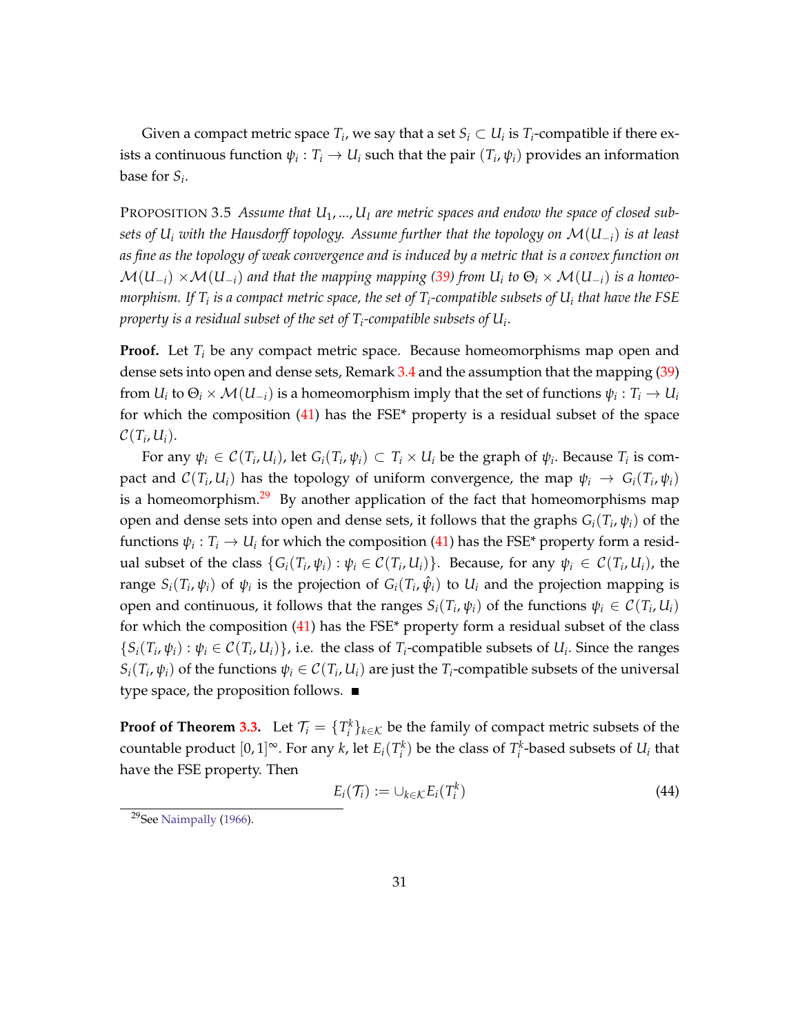Given a compact metric space $T_i$, we say that a set $S_i \subset U_i$ is $T_i$-compatible if there exists a continuous function $\psi_i : T_i \to U_i$ such that the pair $(T_i, \psi_i)$ provides an information base for $S_i$.

PROPOSITION 3.5 *Assume that $U_1, ..., U_I$ are metric spaces and endow the space of closed subsets of $U_i$ with the Hausdorff topology. Assume further that the topology on $\mathcal{M}(U_{-i})$ is at least as fine as the topology of weak convergence and is induced by a metric that is a convex function on $\mathcal{M}(U_{-i}) \times \mathcal{M}(U_{-i})$ and that the mapping mapping (39) from $U_i$ to $\Theta_i \times \mathcal{M}(U_{-i})$ is a homeomorphism. If $T_i$ is a compact metric space, the set of $T_i$-compatible subsets of $U_i$ that have the FSE property is a residual subset of the set of $T_i$-compatible subsets of $U_i$.*

**Proof.** Let $T_i$ be any compact metric space. Because homeomorphisms map open and dense sets into open and dense sets, Remark 3.4 and the assumption that the mapping (39) from $U_i$ to $\Theta_i \times \mathcal{M}(U_{-i})$ is a homeomorphism imply that the set of functions $\psi_i : T_i \to U_i$ for which the composition (41) has the FSE* property is a residual subset of the space $\mathcal{C}(T_i, U_i)$.

For any $\psi_i \in \mathcal{C}(T_i, U_i)$, let $G_i(T_i, \psi_i) \subset T_i \times U_i$ be the graph of $\psi_i$. Because $T_i$ is compact and $\mathcal{C}(T_i, U_i)$ has the topology of uniform convergence, the map $\psi_i \to G_i(T_i, \psi_i)$ is a homeomorphism.[29] By another application of the fact that homeomorphisms map open and dense sets into open and dense sets, it follows that the graphs $G_i(T_i, \psi_i)$ of the functions $\psi_i : T_i \to U_i$ for which the composition (41) has the FSE* property form a residual subset of the class $\{G_i(T_i, \psi_i) : \psi_i \in \mathcal{C}(T_i, U_i)\}$. Because, for any $\psi_i \in \mathcal{C}(T_i, U_i)$, the range $S_i(T_i, \psi_i)$ of $\psi_i$ is the projection of $G_i(T_i, \hat{\psi}_i)$ to $U_i$ and the projection mapping is open and continuous, it follows that the ranges $S_i(T_i, \psi_i)$ of the functions $\psi_i \in \mathcal{C}(T_i, U_i)$ for which the composition (41) has the FSE* property form a residual subset of the class $\{S_i(T_i, \psi_i) : \psi_i \in \mathcal{C}(T_i, U_i)\}$, i.e. the class of $T_i$-compatible subsets of $U_i$. Since the ranges $S_i(T_i, \psi_i)$ of the functions $\psi_i \in \mathcal{C}(T_i, U_i)$ are just the $T_i$-compatible subsets of the universal type space, the proposition follows. ∎

**Proof of Theorem 3.3.** Let $\mathcal{T}_i = \{T_i^k\}_{k \in \mathcal{K}}$ be the family of compact metric subsets of the countable product $[0, 1]^\infty$. For any $k$, let $E_i(T_i^k)$ be the class of $T_i^k$-based subsets of $U_i$ that have the FSE property. Then

$$E_i(\mathcal{T}_i) := \cup_{k \in \mathcal{K}} E_i(T_i^k) \tag{44}$$

[29] See Naimpally (1966).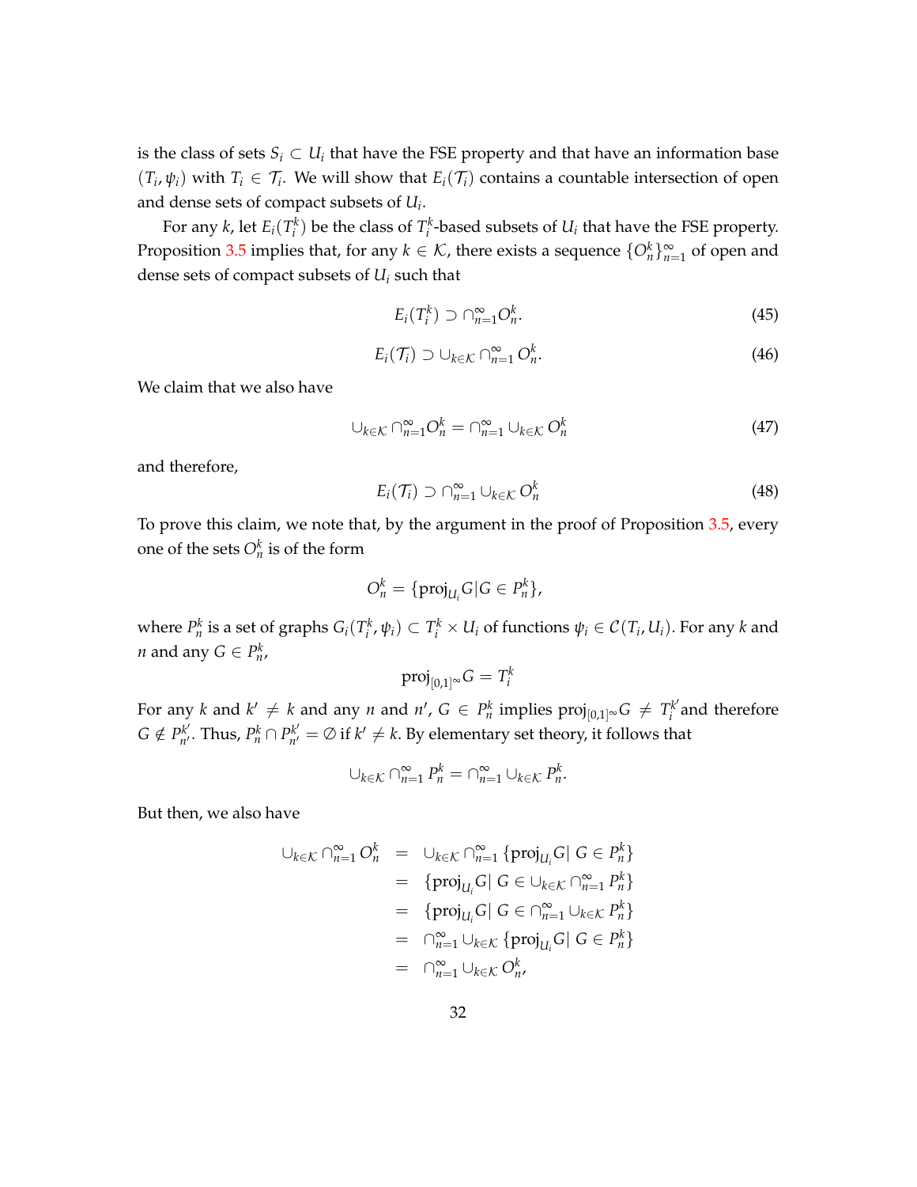is the class of sets $S_i \subset U_i$ that have the FSE property and that have an information base $(T_i, \psi_i)$ with $T_i \in \mathcal{T}_i$. We will show that $E_i(\mathcal{T}_i)$ contains a countable intersection of open and dense sets of compact subsets of $U_i$.

For any $k$, let $E_i(T_i^k)$ be the class of $T_i^k$-based subsets of $U_i$ that have the FSE property. Proposition 3.5 implies that, for any $k \in \mathcal{K}$, there exists a sequence $\{O_n^k\}_{n=1}^\infty$ of open and dense sets of compact subsets of $U_i$ such that

$$E_i(T_i^k) \supset \cap_{n=1}^\infty O_n^k. \tag{45}$$

$$E_i(\mathcal{T}_i) \supset \cup_{k \in \mathcal{K}} \cap_{n=1}^\infty O_n^k. \tag{46}$$

We claim that we also have

$$\cup_{k \in \mathcal{K}} \cap_{n=1}^\infty O_n^k = \cap_{n=1}^\infty \cup_{k \in \mathcal{K}} O_n^k \tag{47}$$

and therefore,

$$E_i(\mathcal{T}_i) \supset \cap_{n=1}^\infty \cup_{k \in \mathcal{K}} O_n^k \tag{48}$$

To prove this claim, we note that, by the argument in the proof of Proposition 3.5, every one of the sets $O_n^k$ is of the form

$$O_n^k = \{\text{proj}_{U_i} G | G \in P_n^k\},$$

where $P_n^k$ is a set of graphs $G_i(T_i^k, \psi_i) \subset T_i^k \times U_i$ of functions $\psi_i \in \mathcal{C}(T_i, U_i)$. For any $k$ and $n$ and any $G \in P_n^k$,

$$\text{proj}_{[0,1]^\infty} G = T_i^k$$

For any $k$ and $k' \neq k$ and any $n$ and $n'$, $G \in P_n^k$ implies $\text{proj}_{[0,1]^\infty} G \neq T_i^{k'}$ and therefore $G \notin P_{n'}^{k'}$. Thus, $P_n^k \cap P_{n'}^{k'} = \emptyset$ if $k' \neq k$. By elementary set theory, it follows that

$$\cup_{k \in \mathcal{K}} \cap_{n=1}^\infty P_n^k = \cap_{n=1}^\infty \cup_{k \in \mathcal{K}} P_n^k.$$

But then, we also have

$$\begin{aligned}
\cup_{k \in \mathcal{K}} \cap_{n=1}^\infty O_n^k &= \cup_{k \in \mathcal{K}} \cap_{n=1}^\infty \{\text{proj}_{U_i} G |\ G \in P_n^k\} \\
&= \{\text{proj}_{U_i} G |\ G \in \cup_{k \in \mathcal{K}} \cap_{n=1}^\infty P_n^k\} \\
&= \{\text{proj}_{U_i} G |\ G \in \cap_{n=1}^\infty \cup_{k \in \mathcal{K}} P_n^k\} \\
&= \cap_{n=1}^\infty \cup_{k \in \mathcal{K}} \{\text{proj}_{U_i} G |\ G \in P_n^k\} \\
&= \cap_{n=1}^\infty \cup_{k \in \mathcal{K}} O_n^k,
\end{aligned}$$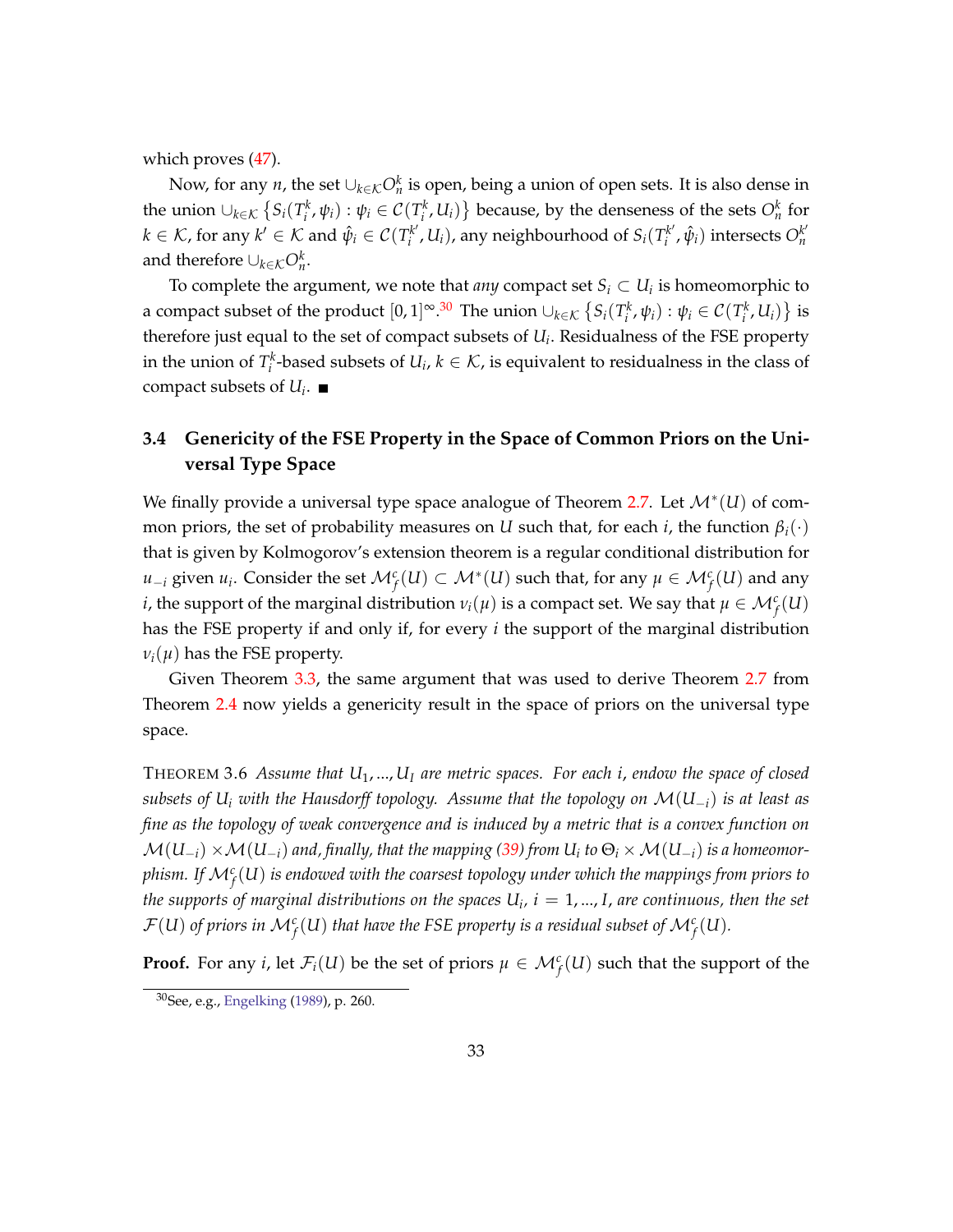which proves (47).

Now, for any $n$, the set $\cup_{k\in\mathcal{K}} O_n^k$ is open, being a union of open sets. It is also dense in the union $\cup_{k\in\mathcal{K}} \left\{S_i(T_i^k, \psi_i) : \psi_i \in \mathcal{C}(T_i^k, U_i)\right\}$ because, by the denseness of the sets $O_n^k$ for $k \in \mathcal{K}$, for any $k' \in \mathcal{K}$ and $\hat{\psi}_i \in \mathcal{C}(T_i^{k'}, U_i)$, any neighbourhood of $S_i(T_i^{k'}, \hat{\psi}_i)$ intersects $O_n^{k'}$ and therefore $\cup_{k\in\mathcal{K}} O_n^k$.

To complete the argument, we note that *any* compact set $S_i \subset U_i$ is homeomorphic to a compact subset of the product $[0,1]^\infty$.[30] The union $\cup_{k\in\mathcal{K}} \left\{S_i(T_i^k, \psi_i) : \psi_i \in \mathcal{C}(T_i^k, U_i)\right\}$ is therefore just equal to the set of compact subsets of $U_i$. Residualness of the FSE property in the union of $T_i^k$-based subsets of $U_i$, $k \in \mathcal{K}$, is equivalent to residualness in the class of compact subsets of $U_i$. ∎

### 3.4 Genericity of the FSE Property in the Space of Common Priors on the Universal Type Space

We finally provide a universal type space analogue of Theorem 2.7. Let $\mathcal{M}^*(U)$ of common priors, the set of probability measures on $U$ such that, for each $i$, the function $\beta_i(\cdot)$ that is given by Kolmogorov's extension theorem is a regular conditional distribution for $u_{-i}$ given $u_i$. Consider the set $\mathcal{M}_f^c(U) \subset \mathcal{M}^*(U)$ such that, for any $\mu \in \mathcal{M}_f^c(U)$ and any $i$, the support of the marginal distribution $\nu_i(\mu)$ is a compact set. We say that $\mu \in \mathcal{M}_f^c(U)$ has the FSE property if and only if, for every $i$ the support of the marginal distribution $\nu_i(\mu)$ has the FSE property.

Given Theorem 3.3, the same argument that was used to derive Theorem 2.7 from Theorem 2.4 now yields a genericity result in the space of priors on the universal type space.

THEOREM 3.6 *Assume that $U_1, ..., U_I$ are metric spaces. For each $i$, endow the space of closed subsets of $U_i$ with the Hausdorff topology. Assume that the topology on $\mathcal{M}(U_{-i})$ is at least as fine as the topology of weak convergence and is induced by a metric that is a convex function on $\mathcal{M}(U_{-i}) \times \mathcal{M}(U_{-i})$ and, finally, that the mapping (39) from $U_i$ to $\Theta_i \times \mathcal{M}(U_{-i})$ is a homeomorphism. If $\mathcal{M}_f^c(U)$ is endowed with the coarsest topology under which the mappings from priors to the supports of marginal distributions on the spaces $U_i$, $i = 1, ..., I$, are continuous, then the set $\mathcal{F}(U)$ of priors in $\mathcal{M}_f^c(U)$ that have the FSE property is a residual subset of $\mathcal{M}_f^c(U)$.*

**Proof.** For any $i$, let $\mathcal{F}_i(U)$ be the set of priors $\mu \in \mathcal{M}_f^c(U)$ such that the support of the

[30] See, e.g., Engelking (1989), p. 260.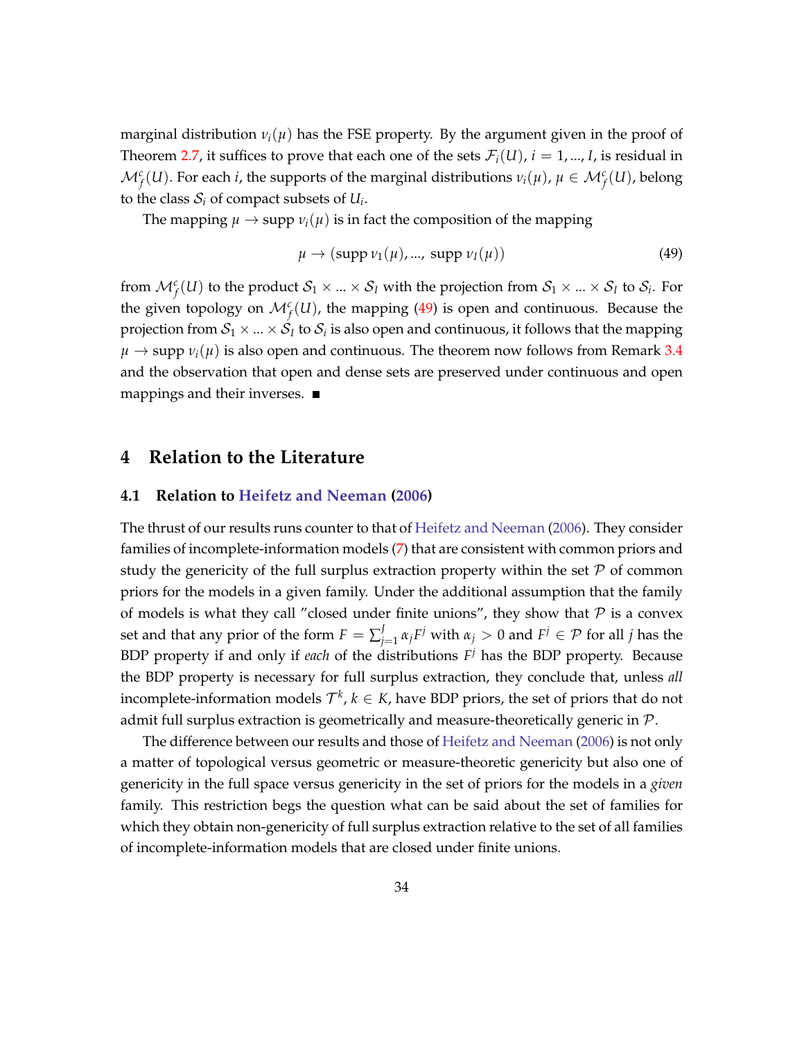marginal distribution $\nu_i(\mu)$ has the FSE property. By the argument given in the proof of Theorem 2.7, it suffices to prove that each one of the sets $\mathcal{F}_i(U)$, $i = 1, ..., I$, is residual in $\mathcal{M}_f^c(U)$. For each $i$, the supports of the marginal distributions $\nu_i(\mu)$, $\mu \in \mathcal{M}_f^c(U)$, belong to the class $\mathcal{S}_i$ of compact subsets of $U_i$.

The mapping $\mu \to \text{supp } \nu_i(\mu)$ is in fact the composition of the mapping

$$\mu \to (\text{supp } \nu_1(\mu), ..., \text{ supp } \nu_I(\mu)) \tag{49}$$

from $\mathcal{M}_f^c(U)$ to the product $\mathcal{S}_1 \times ... \times \mathcal{S}_I$ with the projection from $\mathcal{S}_1 \times ... \times \mathcal{S}_I$ to $\mathcal{S}_i$. For the given topology on $\mathcal{M}_f^c(U)$, the mapping (49) is open and continuous. Because the projection from $\mathcal{S}_1 \times ... \times \mathcal{S}_I$ to $\mathcal{S}_i$ is also open and continuous, it follows that the mapping $\mu \to \text{supp } \nu_i(\mu)$ is also open and continuous. The theorem now follows from Remark 3.4 and the observation that open and dense sets are preserved under continuous and open mappings and their inverses. ■

# 4 Relation to the Literature

## 4.1 Relation to Heifetz and Neeman (2006)

The thrust of our results runs counter to that of Heifetz and Neeman (2006). They consider families of incomplete-information models (7) that are consistent with common priors and study the genericity of the full surplus extraction property within the set $\mathcal{P}$ of common priors for the models in a given family. Under the additional assumption that the family of models is what they call "closed under finite unions", they show that $\mathcal{P}$ is a convex set and that any prior of the form $F = \sum_{j=1}^{J} \alpha_j F^j$ with $\alpha_j > 0$ and $F^j \in \mathcal{P}$ for all $j$ has the BDP property if and only if *each* of the distributions $F^j$ has the BDP property. Because the BDP property is necessary for full surplus extraction, they conclude that, unless *all* incomplete-information models $\mathcal{T}^k$, $k \in K$, have BDP priors, the set of priors that do not admit full surplus extraction is geometrically and measure-theoretically generic in $\mathcal{P}$.

The difference between our results and those of Heifetz and Neeman (2006) is not only a matter of topological versus geometric or measure-theoretic genericity but also one of genericity in the full space versus genericity in the set of priors for the models in a *given* family. This restriction begs the question what can be said about the set of families for which they obtain non-genericity of full surplus extraction relative to the set of all families of incomplete-information models that are closed under finite unions.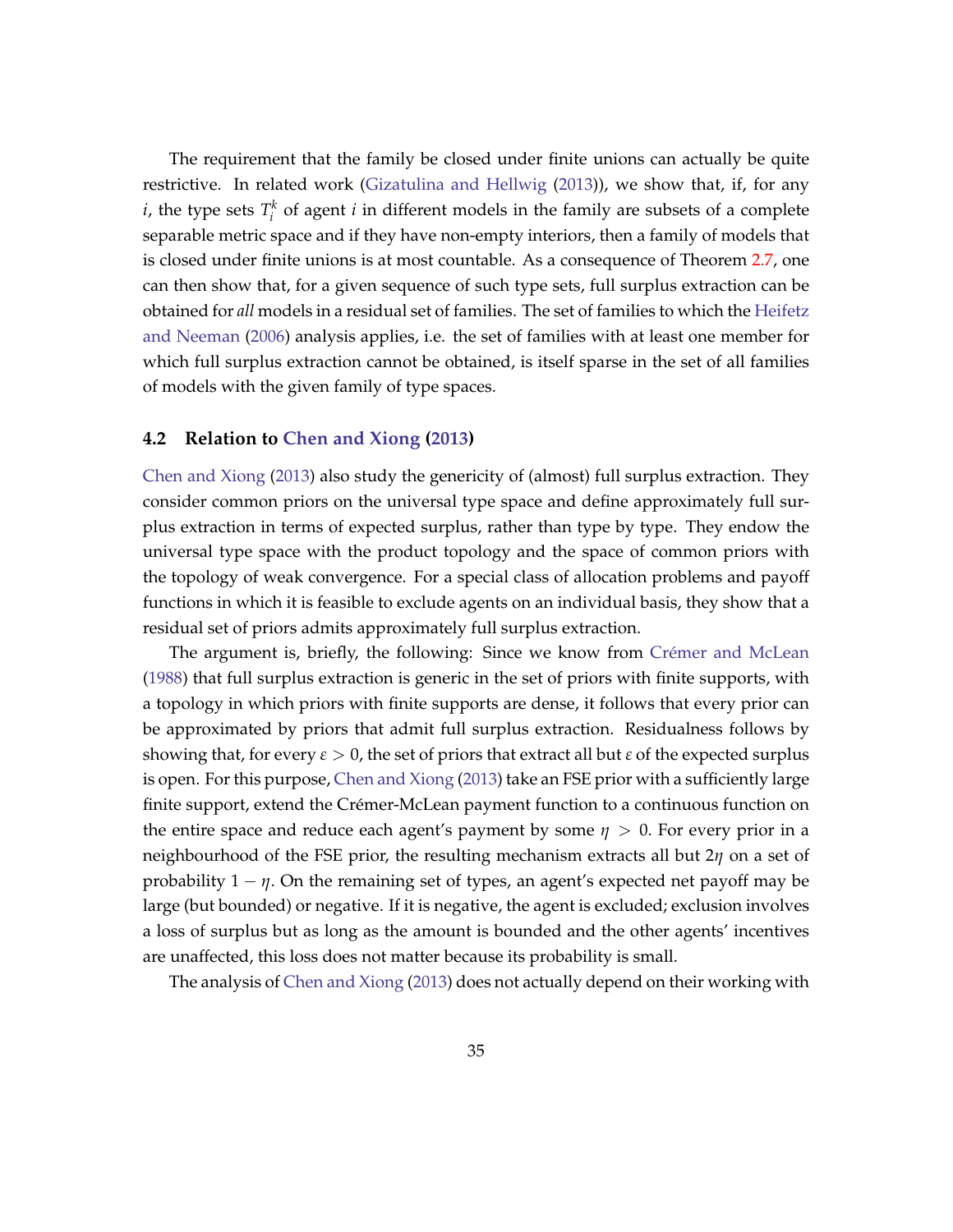The requirement that the family be closed under finite unions can actually be quite restrictive. In related work (Gizatulina and Hellwig (2013)), we show that, if, for any $i$, the type sets $T_i^k$ of agent $i$ in different models in the family are subsets of a complete separable metric space and if they have non-empty interiors, then a family of models that is closed under finite unions is at most countable. As a consequence of Theorem 2.7, one can then show that, for a given sequence of such type sets, full surplus extraction can be obtained for *all* models in a residual set of families. The set of families to which the Heifetz and Neeman (2006) analysis applies, i.e. the set of families with at least one member for which full surplus extraction cannot be obtained, is itself sparse in the set of all families of models with the given family of type spaces.

### 4.2 Relation to Chen and Xiong (2013)

Chen and Xiong (2013) also study the genericity of (almost) full surplus extraction. They consider common priors on the universal type space and define approximately full surplus extraction in terms of expected surplus, rather than type by type. They endow the universal type space with the product topology and the space of common priors with the topology of weak convergence. For a special class of allocation problems and payoff functions in which it is feasible to exclude agents on an individual basis, they show that a residual set of priors admits approximately full surplus extraction.

The argument is, briefly, the following: Since we know from Crémer and McLean (1988) that full surplus extraction is generic in the set of priors with finite supports, with a topology in which priors with finite supports are dense, it follows that every prior can be approximated by priors that admit full surplus extraction. Residualness follows by showing that, for every $\varepsilon > 0$, the set of priors that extract all but $\varepsilon$ of the expected surplus is open. For this purpose, Chen and Xiong (2013) take an FSE prior with a sufficiently large finite support, extend the Crémer-McLean payment function to a continuous function on the entire space and reduce each agent's payment by some $\eta > 0$. For every prior in a neighbourhood of the FSE prior, the resulting mechanism extracts all but $2\eta$ on a set of probability $1 - \eta$. On the remaining set of types, an agent's expected net payoff may be large (but bounded) or negative. If it is negative, the agent is excluded; exclusion involves a loss of surplus but as long as the amount is bounded and the other agents' incentives are unaffected, this loss does not matter because its probability is small.

The analysis of Chen and Xiong (2013) does not actually depend on their working with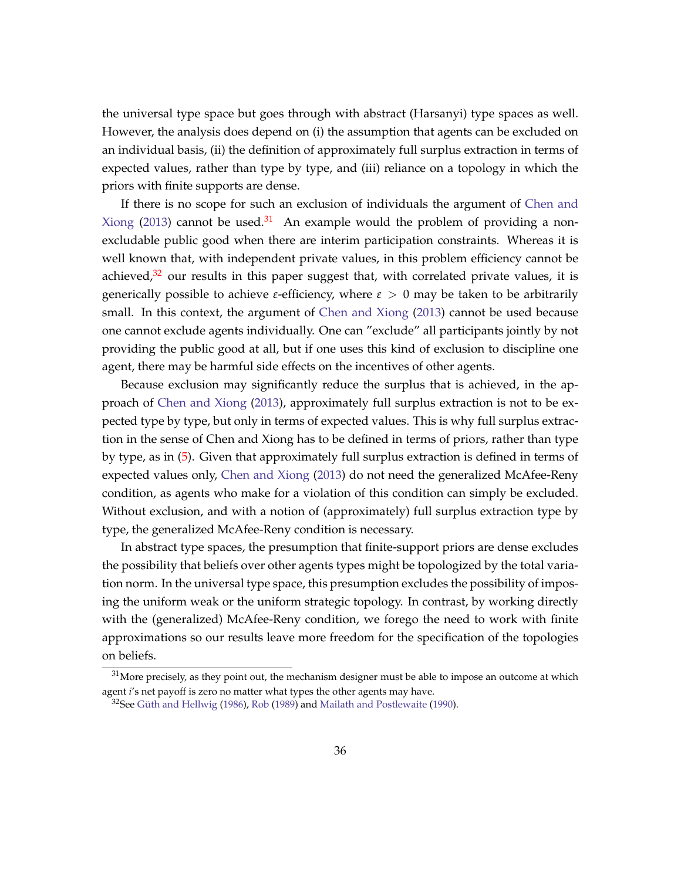the universal type space but goes through with abstract (Harsanyi) type spaces as well. However, the analysis does depend on (i) the assumption that agents can be excluded on an individual basis, (ii) the definition of approximately full surplus extraction in terms of expected values, rather than type by type, and (iii) reliance on a topology in which the priors with finite supports are dense.

If there is no scope for such an exclusion of individuals the argument of Chen and Xiong (2013) cannot be used.[31] An example would the problem of providing a non-excludable public good when there are interim participation constraints. Whereas it is well known that, with independent private values, in this problem efficiency cannot be achieved,[32] our results in this paper suggest that, with correlated private values, it is generically possible to achieve $\varepsilon$-efficiency, where $\varepsilon > 0$ may be taken to be arbitrarily small. In this context, the argument of Chen and Xiong (2013) cannot be used because one cannot exclude agents individually. One can "exclude" all participants jointly by not providing the public good at all, but if one uses this kind of exclusion to discipline one agent, there may be harmful side effects on the incentives of other agents.

Because exclusion may significantly reduce the surplus that is achieved, in the approach of Chen and Xiong (2013), approximately full surplus extraction is not to be expected type by type, but only in terms of expected values. This is why full surplus extraction in the sense of Chen and Xiong has to be defined in terms of priors, rather than type by type, as in (5). Given that approximately full surplus extraction is defined in terms of expected values only, Chen and Xiong (2013) do not need the generalized McAfee-Reny condition, as agents who make for a violation of this condition can simply be excluded. Without exclusion, and with a notion of (approximately) full surplus extraction type by type, the generalized McAfee-Reny condition is necessary.

In abstract type spaces, the presumption that finite-support priors are dense excludes the possibility that beliefs over other agents types might be topologized by the total variation norm. In the universal type space, this presumption excludes the possibility of imposing the uniform weak or the uniform strategic topology. In contrast, by working directly with the (generalized) McAfee-Reny condition, we forego the need to work with finite approximations so our results leave more freedom for the specification of the topologies on beliefs.

[31] More precisely, as they point out, the mechanism designer must be able to impose an outcome at which agent $i$'s net payoff is zero no matter what types the other agents may have.

[32] See Güth and Hellwig (1986), Rob (1989) and Mailath and Postlewaite (1990).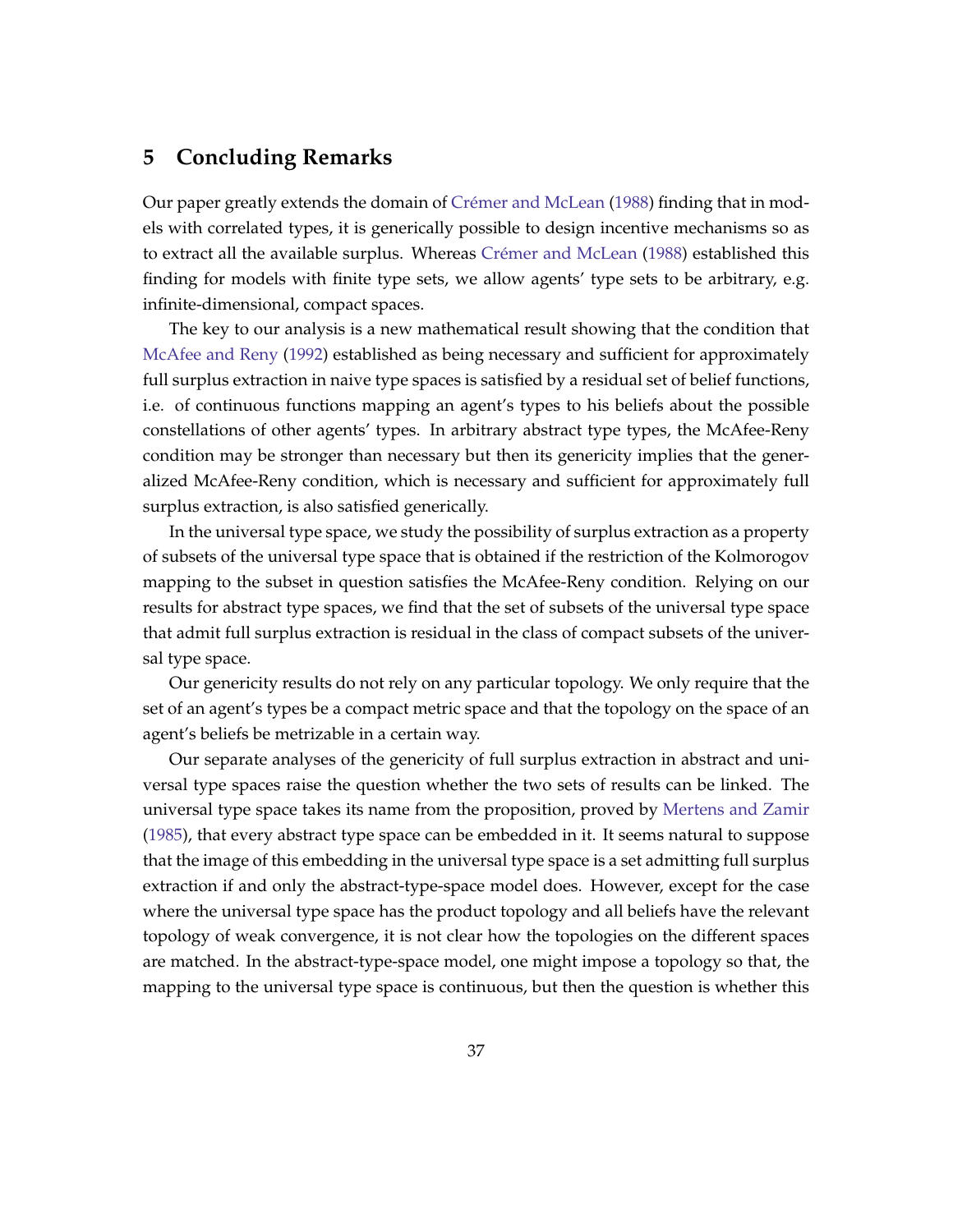## 5 Concluding Remarks

Our paper greatly extends the domain of Crémer and McLean (1988) finding that in models with correlated types, it is generically possible to design incentive mechanisms so as to extract all the available surplus. Whereas Crémer and McLean (1988) established this finding for models with finite type sets, we allow agents' type sets to be arbitrary, e.g. infinite-dimensional, compact spaces.

The key to our analysis is a new mathematical result showing that the condition that McAfee and Reny (1992) established as being necessary and sufficient for approximately full surplus extraction in naive type spaces is satisfied by a residual set of belief functions, i.e. of continuous functions mapping an agent's types to his beliefs about the possible constellations of other agents' types. In arbitrary abstract type types, the McAfee-Reny condition may be stronger than necessary but then its genericity implies that the generalized McAfee-Reny condition, which is necessary and sufficient for approximately full surplus extraction, is also satisfied generically.

In the universal type space, we study the possibility of surplus extraction as a property of subsets of the universal type space that is obtained if the restriction of the Kolmorogov mapping to the subset in question satisfies the McAfee-Reny condition. Relying on our results for abstract type spaces, we find that the set of subsets of the universal type space that admit full surplus extraction is residual in the class of compact subsets of the universal type space.

Our genericity results do not rely on any particular topology. We only require that the set of an agent's types be a compact metric space and that the topology on the space of an agent's beliefs be metrizable in a certain way.

Our separate analyses of the genericity of full surplus extraction in abstract and universal type spaces raise the question whether the two sets of results can be linked. The universal type space takes its name from the proposition, proved by Mertens and Zamir (1985), that every abstract type space can be embedded in it. It seems natural to suppose that the image of this embedding in the universal type space is a set admitting full surplus extraction if and only the abstract-type-space model does. However, except for the case where the universal type space has the product topology and all beliefs have the relevant topology of weak convergence, it is not clear how the topologies on the different spaces are matched. In the abstract-type-space model, one might impose a topology so that, the mapping to the universal type space is continuous, but then the question is whether this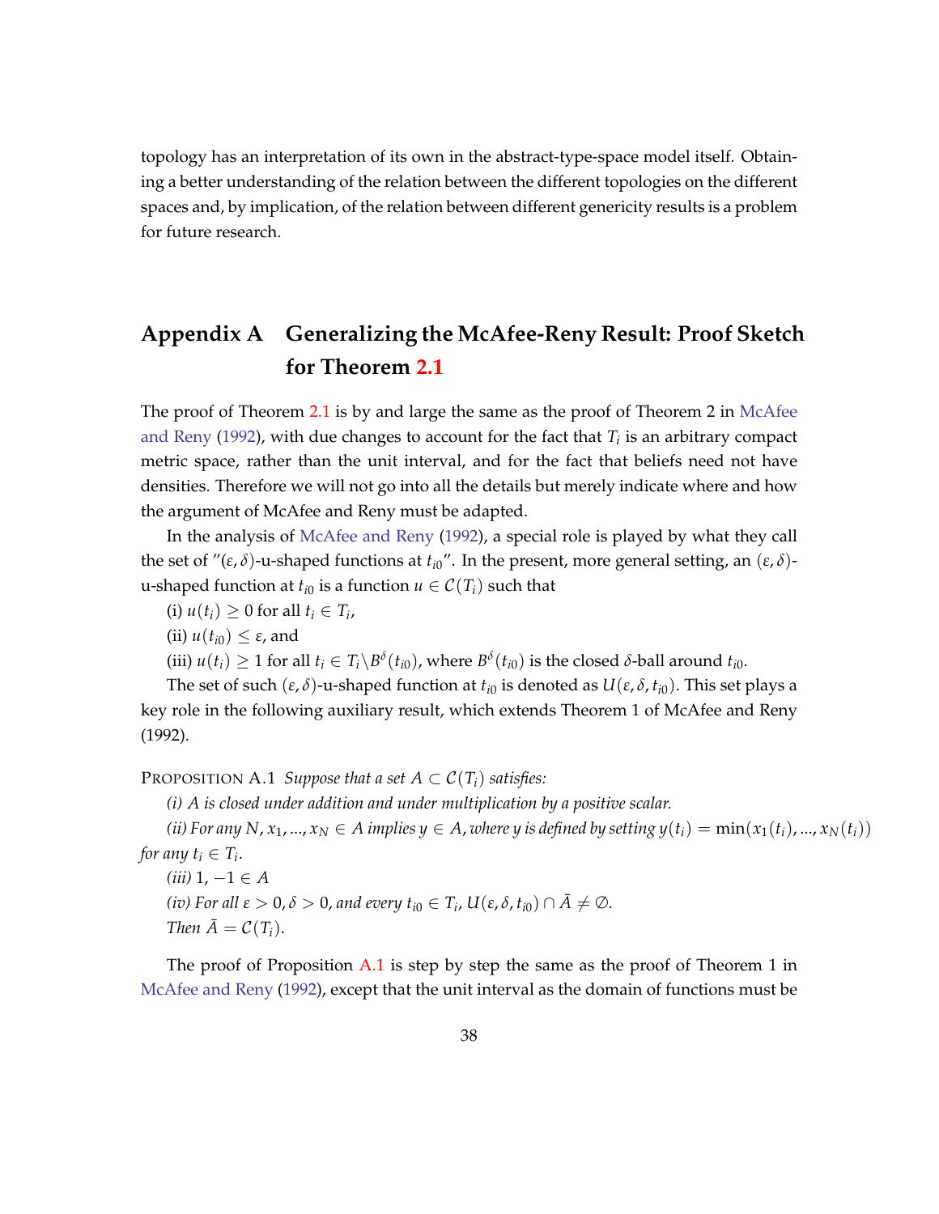topology has an interpretation of its own in the abstract-type-space model itself. Obtaining a better understanding of the relation between the different topologies on the different spaces and, by implication, of the relation between different genericity results is a problem for future research.

# Appendix A Generalizing the McAfee-Reny Result: Proof Sketch for Theorem 2.1

The proof of Theorem 2.1 is by and large the same as the proof of Theorem 2 in McAfee and Reny (1992), with due changes to account for the fact that $T_i$ is an arbitrary compact metric space, rather than the unit interval, and for the fact that beliefs need not have densities. Therefore we will not go into all the details but merely indicate where and how the argument of McAfee and Reny must be adapted.

In the analysis of McAfee and Reny (1992), a special role is played by what they call the set of "$(\varepsilon, \delta)$-u-shaped functions at $t_{i0}$". In the present, more general setting, an $(\varepsilon, \delta)$-u-shaped function at $t_{i0}$ is a function $u \in \mathcal{C}(T_i)$ such that

(i) $u(t_i) \geq 0$ for all $t_i \in T_i$,

(ii) $u(t_{i0}) \leq \varepsilon$, and

(iii) $u(t_i) \geq 1$ for all $t_i \in T_i \backslash B^{\delta}(t_{i0})$, where $B^{\delta}(t_{i0})$ is the closed $\delta$-ball around $t_{i0}$.

The set of such $(\varepsilon, \delta)$-u-shaped function at $t_{i0}$ is denoted as $U(\varepsilon, \delta, t_{i0})$. This set plays a key role in the following auxiliary result, which extends Theorem 1 of McAfee and Reny (1992).

Proposition A.1 *Suppose that a set $A \subset \mathcal{C}(T_i)$ satisfies:*

*(i) $A$ is closed under addition and under multiplication by a positive scalar.*

*(ii) For any $N$, $x_1, ..., x_N \in A$ implies $y \in A$, where $y$ is defined by setting $y(t_i) = \min(x_1(t_i), ..., x_N(t_i))$ for any $t_i \in T_i$.*

*(iii) $1, -1 \in A$*

*(iv) For all $\varepsilon > 0, \delta > 0$, and every $t_{i0} \in T_i$, $U(\varepsilon, \delta, t_{i0}) \cap \bar{A} \neq \emptyset$.*

*Then $\bar{A} = \mathcal{C}(T_i)$.*

The proof of Proposition A.1 is step by step the same as the proof of Theorem 1 in McAfee and Reny (1992), except that the unit interval as the domain of functions must be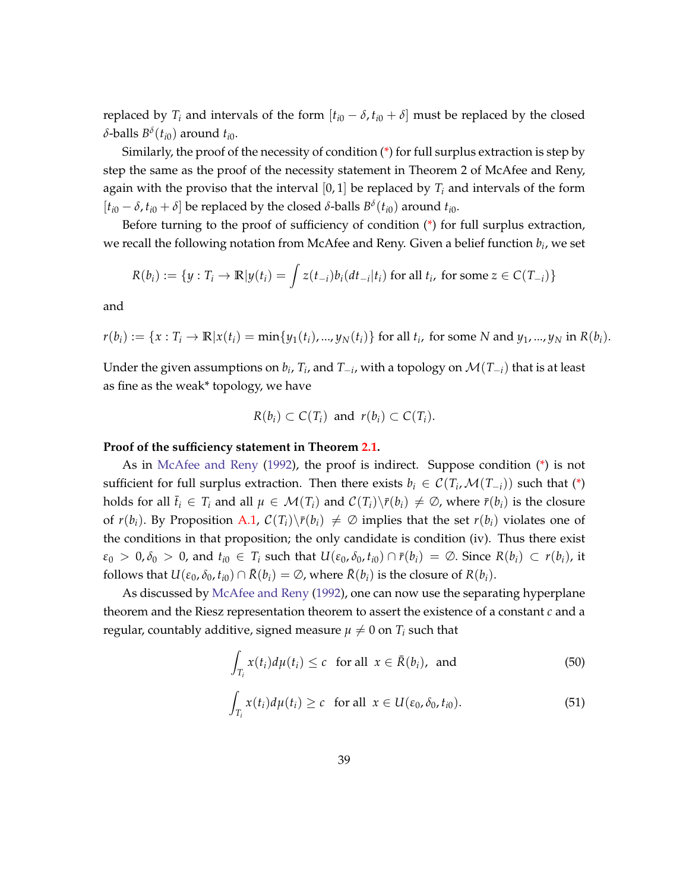replaced by $T_i$ and intervals of the form $[t_{i0} - \delta, t_{i0} + \delta]$ must be replaced by the closed $\delta$-balls $B^\delta(t_{i0})$ around $t_{i0}$.

Similarly, the proof of the necessity of condition (*) for full surplus extraction is step by step the same as the proof of the necessity statement in Theorem 2 of McAfee and Reny, again with the proviso that the interval $[0, 1]$ be replaced by $T_i$ and intervals of the form $[t_{i0} - \delta, t_{i0} + \delta]$ be replaced by the closed $\delta$-balls $B^\delta(t_{i0})$ around $t_{i0}$.

Before turning to the proof of sufficiency of condition (*) for full surplus extraction, we recall the following notation from McAfee and Reny. Given a belief function $b_i$, we set

$$R(b_i) := \{y : T_i \to \mathbb{R} | y(t_i) = \int z(t_{-i}) b_i(dt_{-i}|t_i) \text{ for all } t_i, \text{ for some } z \in C(T_{-i})\}$$

and

$$r(b_i) := \{x : T_i \to \mathbb{R} | x(t_i) = \min\{y_1(t_i), ..., y_N(t_i)\} \text{ for all } t_i, \text{ for some } N \text{ and } y_1, ..., y_N \text{ in } R(b_i).$$

Under the given assumptions on $b_i$, $T_i$, and $T_{-i}$, with a topology on $\mathcal{M}(T_{-i})$ that is at least as fine as the weak* topology, we have

$$R(b_i) \subset C(T_i) \text{ and } r(b_i) \subset C(T_i).$$

**Proof of the sufficiency statement in Theorem 2.1.**

As in McAfee and Reny (1992), the proof is indirect. Suppose condition (*) is not sufficient for full surplus extraction. Then there exists $b_i \in \mathcal{C}(T_i, \mathcal{M}(T_{-i}))$ such that (*) holds for all $\bar{t}_i \in T_i$ and all $\mu \in \mathcal{M}(T_i)$ and $\mathcal{C}(T_i) \backslash \bar{r}(b_i) \neq \emptyset$, where $\bar{r}(b_i)$ is the closure of $r(b_i)$. By Proposition A.1, $\mathcal{C}(T_i) \backslash \bar{r}(b_i) \neq \emptyset$ implies that the set $r(b_i)$ violates one of the conditions in that proposition; the only candidate is condition (iv). Thus there exist $\varepsilon_0 > 0, \delta_0 > 0$, and $t_{i0} \in T_i$ such that $U(\varepsilon_0, \delta_0, t_{i0}) \cap \bar{r}(b_i) = \emptyset$. Since $R(b_i) \subset r(b_i)$, it follows that $U(\varepsilon_0, \delta_0, t_{i0}) \cap \bar{R}(b_i) = \emptyset$, where $\bar{R}(b_i)$ is the closure of $R(b_i)$.

As discussed by McAfee and Reny (1992), one can now use the separating hyperplane theorem and the Riesz representation theorem to assert the existence of a constant $c$ and a regular, countably additive, signed measure $\mu \neq 0$ on $T_i$ such that

$$\int_{T_i} x(t_i) d\mu(t_i) \leq c \quad \text{for all } x \in \bar{R}(b_i), \text{ and} \tag{50}$$

$$\int_{T_i} x(t_i) d\mu(t_i) \geq c \quad \text{for all } x \in U(\varepsilon_0, \delta_0, t_{i0}). \tag{51}$$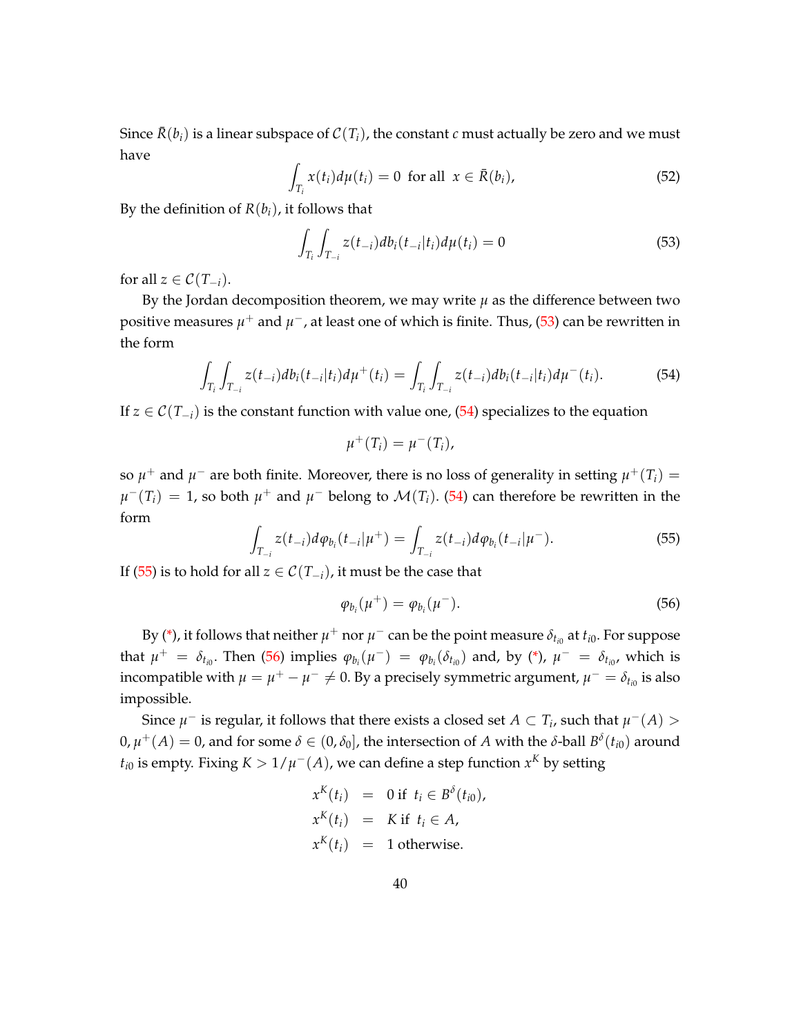Since $\bar{R}(b_i)$ is a linear subspace of $\mathcal{C}(T_i)$, the constant $c$ must actually be zero and we must have

$$\int_{T_i} x(t_i) d\mu(t_i) = 0 \;\text{ for all }\; x \in \bar{R}(b_i), \tag{52}$$

By the definition of $R(b_i)$, it follows that

$$\int_{T_i} \int_{T_{-i}} z(t_{-i}) db_i(t_{-i}|t_i) d\mu(t_i) = 0 \tag{53}$$

for all $z \in \mathcal{C}(T_{-i})$.

By the Jordan decomposition theorem, we may write $\mu$ as the difference between two positive measures $\mu^+$ and $\mu^-$, at least one of which is finite. Thus, (53) can be rewritten in the form

$$\int_{T_i} \int_{T_{-i}} z(t_{-i}) db_i(t_{-i}|t_i) d\mu^+(t_i) = \int_{T_i} \int_{T_{-i}} z(t_{-i}) db_i(t_{-i}|t_i) d\mu^-(t_i). \tag{54}$$

If $z \in \mathcal{C}(T_{-i})$ is the constant function with value one, (54) specializes to the equation

$$\mu^+(T_i) = \mu^-(T_i),$$

so $\mu^+$ and $\mu^-$ are both finite. Moreover, there is no loss of generality in setting $\mu^+(T_i) = \mu^-(T_i) = 1$, so both $\mu^+$ and $\mu^-$ belong to $\mathcal{M}(T_i)$. (54) can therefore be rewritten in the form

$$\int_{T_{-i}} z(t_{-i}) d\varphi_{b_i}(t_{-i}|\mu^+) = \int_{T_{-i}} z(t_{-i}) d\varphi_{b_i}(t_{-i}|\mu^-). \tag{55}$$

If (55) is to hold for all $z \in \mathcal{C}(T_{-i})$, it must be the case that

$$\varphi_{b_i}(\mu^+) = \varphi_{b_i}(\mu^-). \tag{56}$$

By (*), it follows that neither $\mu^+$ nor $\mu^-$ can be the point measure $\delta_{t_{i0}}$ at $t_{i0}$. For suppose that $\mu^+ = \delta_{t_{i0}}$. Then (56) implies $\varphi_{b_i}(\mu^-) = \varphi_{b_i}(\delta_{t_{i0}})$ and, by (*), $\mu^- = \delta_{t_{i0}}$, which is incompatible with $\mu = \mu^+ - \mu^- \neq 0$. By a precisely symmetric argument, $\mu^- = \delta_{t_{i0}}$ is also impossible.

Since $\mu^-$ is regular, it follows that there exists a closed set $A \subset T_i$, such that $\mu^-(A) > 0$, $\mu^+(A) = 0$, and for some $\delta \in (0, \delta_0]$, the intersection of $A$ with the $\delta$-ball $B^\delta(t_{i0})$ around $t_{i0}$ is empty. Fixing $K > 1/\mu^-(A)$, we can define a step function $x^K$ by setting

$$\begin{aligned}
x^K(t_i) &= 0 \text{ if } \; t_i \in B^\delta(t_{i0}), \\
x^K(t_i) &= K \text{ if } \; t_i \in A, \\
x^K(t_i) &= 1 \text{ otherwise.}
\end{aligned}$$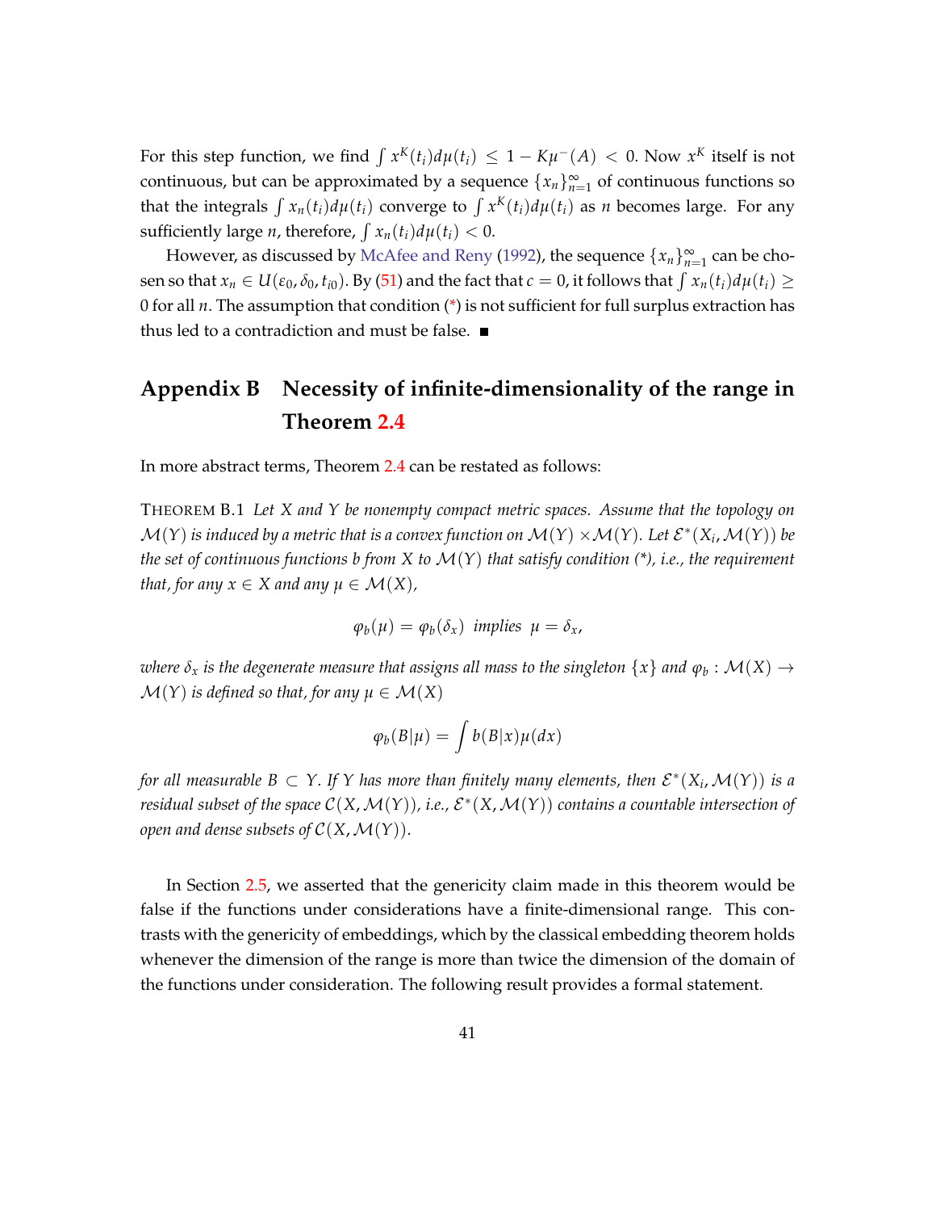For this step function, we find $\int x^K(t_i)d\mu(t_i) \leq 1 - K\mu^-(A) < 0$. Now $x^K$ itself is not continuous, but can be approximated by a sequence $\{x_n\}_{n=1}^{\infty}$ of continuous functions so that the integrals $\int x_n(t_i)d\mu(t_i)$ converge to $\int x^K(t_i)d\mu(t_i)$ as $n$ becomes large. For any sufficiently large $n$, therefore, $\int x_n(t_i)d\mu(t_i) < 0$.

However, as discussed by McAfee and Reny (1992), the sequence $\{x_n\}_{n=1}^{\infty}$ can be chosen so that $x_n \in U(\varepsilon_0, \delta_0, t_{i0})$. By (51) and the fact that $c = 0$, it follows that $\int x_n(t_i)d\mu(t_i) \geq 0$ for all $n$. The assumption that condition (*) is not sufficient for full surplus extraction has thus led to a contradiction and must be false. ■

# Appendix B Necessity of infinite-dimensionality of the range in Theorem 2.4

In more abstract terms, Theorem 2.4 can be restated as follows:

THEOREM B.1 *Let $X$ and $Y$ be nonempty compact metric spaces. Assume that the topology on $\mathcal{M}(Y)$ is induced by a metric that is a convex function on $\mathcal{M}(Y) \times \mathcal{M}(Y)$. Let $\mathcal{E}^*(X_i, \mathcal{M}(Y))$ be the set of continuous functions $b$ from $X$ to $\mathcal{M}(Y)$ that satisfy condition (*), i.e., the requirement that, for any $x \in X$ and any $\mu \in \mathcal{M}(X)$,*

$$\varphi_b(\mu) = \varphi_b(\delta_x) \text{ implies } \mu = \delta_x,$$

*where $\delta_x$ is the degenerate measure that assigns all mass to the singleton $\{x\}$ and $\varphi_b : \mathcal{M}(X) \to \mathcal{M}(Y)$ is defined so that, for any $\mu \in \mathcal{M}(X)$*

$$\varphi_b(B|\mu) = \int b(B|x)\mu(dx)$$

*for all measurable $B \subset Y$. If $Y$ has more than finitely many elements, then $\mathcal{E}^*(X_i, \mathcal{M}(Y))$ is a residual subset of the space $\mathcal{C}(X, \mathcal{M}(Y))$, i.e., $\mathcal{E}^*(X, \mathcal{M}(Y))$ contains a countable intersection of open and dense subsets of $\mathcal{C}(X, \mathcal{M}(Y))$.*

In Section 2.5, we asserted that the genericity claim made in this theorem would be false if the functions under considerations have a finite-dimensional range. This contrasts with the genericity of embeddings, which by the classical embedding theorem holds whenever the dimension of the range is more than twice the dimension of the domain of the functions under consideration. The following result provides a formal statement.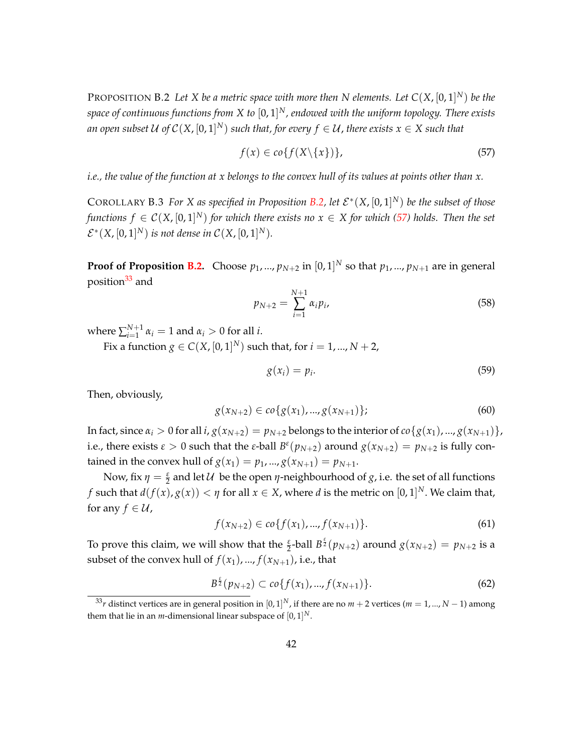PROPOSITION B.2 *Let $X$ be a metric space with more then $N$ elements. Let $C(X, [0,1]^N)$ be the space of continuous functions from $X$ to $[0,1]^N$, endowed with the uniform topology. There exists an open subset $\mathcal{U}$ of $\mathcal{C}(X, [0,1]^N)$ such that, for every $f \in \mathcal{U}$, there exists $x \in X$ such that*

$$f(x) \in co\{f(X \backslash \{x\})\}, \tag{57}$$

*i.e., the value of the function at $x$ belongs to the convex hull of its values at points other than $x$.*

COROLLARY B.3 *For $X$ as specified in Proposition B.2, let $\mathcal{E}^*(X, [0,1]^N)$ be the subset of those functions $f \in \mathcal{C}(X, [0,1]^N)$ for which there exists no $x \in X$ for which (57) holds. Then the set $\mathcal{E}^*(X, [0,1]^N)$ is not dense in $\mathcal{C}(X, [0,1]^N)$.*

**Proof of Proposition B.2.** Choose $p_1, ..., p_{N+2}$ in $[0,1]^N$ so that $p_1, ..., p_{N+1}$ are in general position[33] and

$$p_{N+2} = \sum_{i=1}^{N+1} \alpha_i p_i, \tag{58}$$

where $\sum_{i=1}^{N+1} \alpha_i = 1$ and $\alpha_i > 0$ for all $i$.

Fix a function $g \in C(X, [0,1]^N)$ such that, for $i = 1, ..., N+2$,

$$g(x_i) = p_i. \tag{59}$$

Then, obviously,

$$g(x_{N+2}) \in co\{g(x_1), ..., g(x_{N+1})\}; \tag{60}$$

In fact, since $\alpha_i > 0$ for all $i$, $g(x_{N+2}) = p_{N+2}$ belongs to the interior of $co\{g(x_1), ..., g(x_{N+1})\}$, i.e., there exists $\varepsilon > 0$ such that the $\varepsilon$-ball $B^\varepsilon(p_{N+2})$ around $g(x_{N+2}) = p_{N+2}$ is fully contained in the convex hull of $g(x_1) = p_1, ..., g(x_{N+1}) = p_{N+1}$.

Now, fix $\eta = \frac{\varepsilon}{2}$ and let $\mathcal{U}$ be the open $\eta$-neighbourhood of $g$, i.e. the set of all functions $f$ such that $d(f(x), g(x)) < \eta$ for all $x \in X$, where $d$ is the metric on $[0,1]^N$. We claim that, for any $f \in \mathcal{U}$,

$$f(x_{N+2}) \in co\{f(x_1), ..., f(x_{N+1})\}. \tag{61}$$

To prove this claim, we will show that the $\frac{\varepsilon}{2}$-ball $B^{\frac{\varepsilon}{2}}(p_{N+2})$ around $g(x_{N+2}) = p_{N+2}$ is a subset of the convex hull of $f(x_1), ..., f(x_{N+1})$, i.e., that

$$B^{\frac{\varepsilon}{2}}(p_{N+2}) \subset co\{f(x_1), ..., f(x_{N+1})\}. \tag{62}$$

---

[33] $r$ distinct vertices are in general position in $[0,1]^N$, if there are no $m+2$ vertices ($m = 1, ..., N-1$) among them that lie in an $m$-dimensional linear subspace of $[0,1]^N$.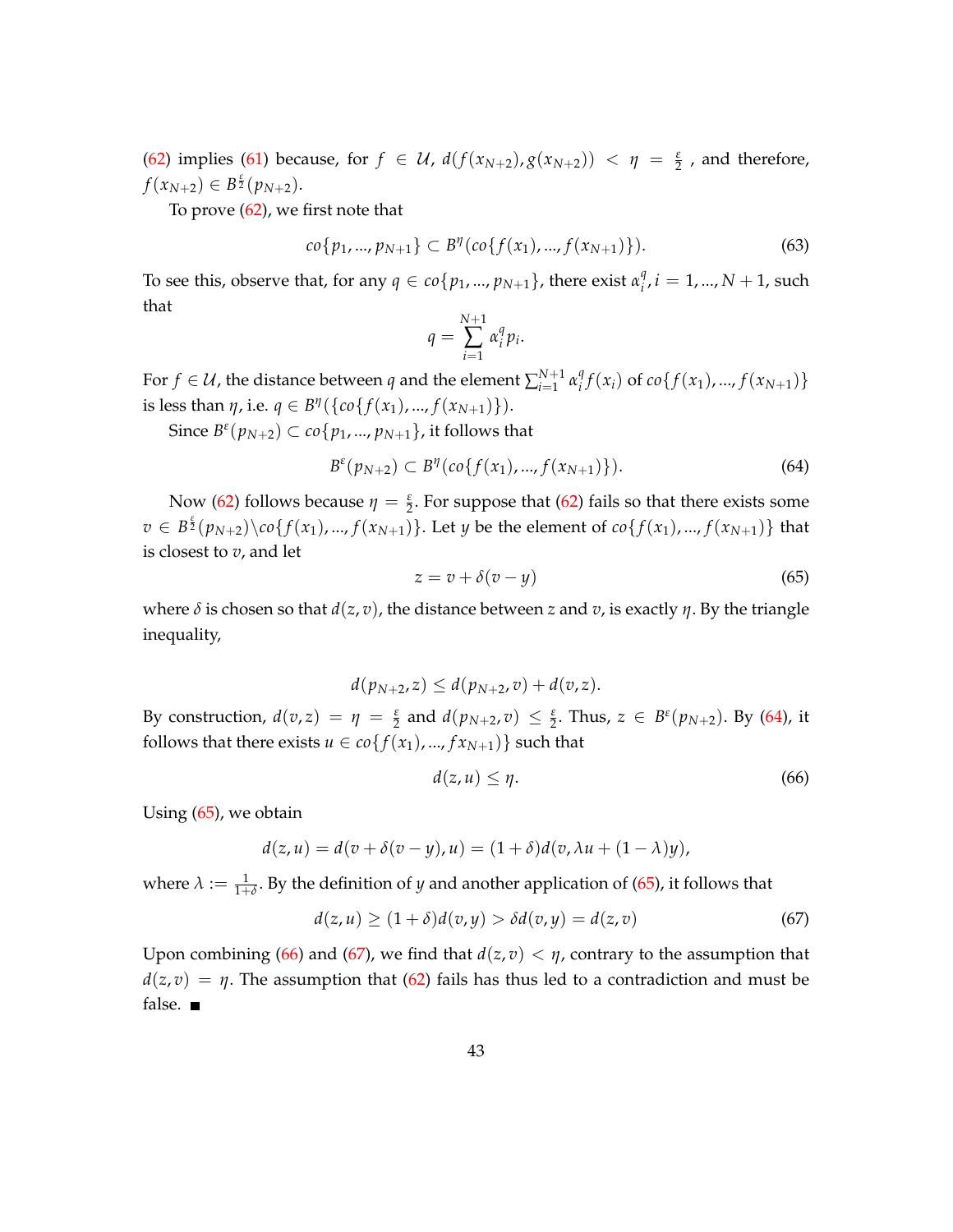(62) implies (61) because, for $f \in \mathcal{U}$, $d(f(x_{N+2}), g(x_{N+2})) < \eta = \frac{\varepsilon}{2}$ , and therefore, $f(x_{N+2}) \in B^{\frac{\varepsilon}{2}}(p_{N+2})$.

To prove (62), we first note that

$$co\{p_1, ..., p_{N+1}\} \subset B^{\eta}(co\{f(x_1), ..., f(x_{N+1})\}). \tag{63}$$

To see this, observe that, for any $q \in co\{p_1, ..., p_{N+1}\}$, there exist $\alpha_i^q, i = 1, ..., N+1$, such that

$$q = \sum_{i=1}^{N+1} \alpha_i^q p_i.$$

For $f \in \mathcal{U}$, the distance between $q$ and the element $\sum_{i=1}^{N+1} \alpha_i^q f(x_i)$ of $co\{f(x_1), ..., f(x_{N+1})\}$ is less than $\eta$, i.e. $q \in B^{\eta}(\{co\{f(x_1), ..., f(x_{N+1})\})$.

Since $B^{\varepsilon}(p_{N+2}) \subset co\{p_1, ..., p_{N+1}\}$, it follows that

$$B^{\varepsilon}(p_{N+2}) \subset B^{\eta}(co\{f(x_1), ..., f(x_{N+1})\}). \tag{64}$$

Now (62) follows because $\eta = \frac{\varepsilon}{2}$. For suppose that (62) fails so that there exists some $v \in B^{\frac{\varepsilon}{2}}(p_{N+2}) \backslash co\{f(x_1), ..., f(x_{N+1})\}$. Let $y$ be the element of $co\{f(x_1), ..., f(x_{N+1})\}$ that is closest to $v$, and let

$$z = v + \delta(v - y) \tag{65}$$

where $\delta$ is chosen so that $d(z, v)$, the distance between $z$ and $v$, is exactly $\eta$. By the triangle inequality,

$$d(p_{N+2}, z) \leq d(p_{N+2}, v) + d(v, z).$$

By construction, $d(v, z) = \eta = \frac{\varepsilon}{2}$ and $d(p_{N+2}, v) \leq \frac{\varepsilon}{2}$. Thus, $z \in B^{\varepsilon}(p_{N+2})$. By (64), it follows that there exists $u \in co\{f(x_1), ..., f x_{N+1})\}$ such that

$$d(z, u) \leq \eta. \tag{66}$$

Using (65), we obtain

$$d(z, u) = d(v + \delta(v - y), u) = (1 + \delta) d(v, \lambda u + (1 - \lambda) y),$$

where $\lambda := \frac{1}{1+\delta}$. By the definition of $y$ and another application of (65), it follows that

$$d(z, u) \geq (1 + \delta) d(v, y) > \delta d(v, y) = d(z, v) \tag{67}$$

Upon combining (66) and (67), we find that $d(z, v) < \eta$, contrary to the assumption that $d(z, v) = \eta$. The assumption that (62) fails has thus led to a contradiction and must be false. ∎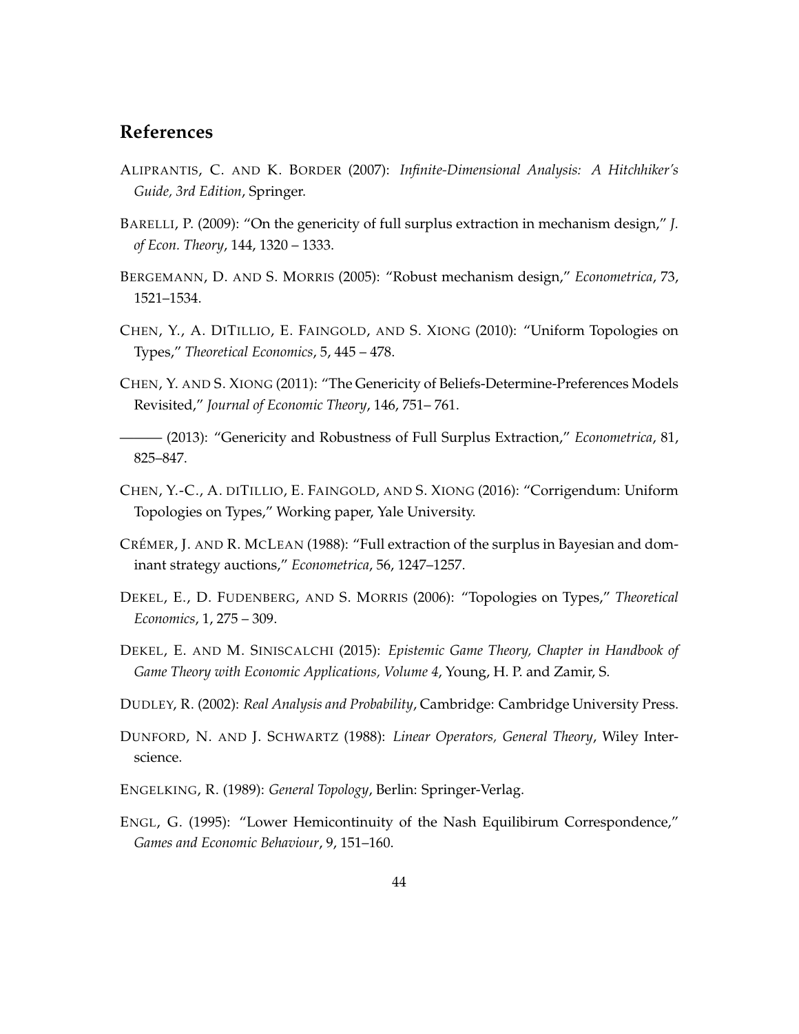## References

ALIPRANTIS, C. AND K. BORDER (2007): *Infinite-Dimensional Analysis: A Hitchhiker's Guide, 3rd Edition*, Springer.

BARELLI, P. (2009): "On the genericity of full surplus extraction in mechanism design," *J. of Econ. Theory*, 144, 1320 – 1333.

BERGEMANN, D. AND S. MORRIS (2005): "Robust mechanism design," *Econometrica*, 73, 1521–1534.

CHEN, Y., A. DITILLIO, E. FAINGOLD, AND S. XIONG (2010): "Uniform Topologies on Types," *Theoretical Economics*, 5, 445 – 478.

CHEN, Y. AND S. XIONG (2011): "The Genericity of Beliefs-Determine-Preferences Models Revisited," *Journal of Economic Theory*, 146, 751– 761.

——— (2013): "Genericity and Robustness of Full Surplus Extraction," *Econometrica*, 81, 825–847.

CHEN, Y.-C., A. DITILLIO, E. FAINGOLD, AND S. XIONG (2016): "Corrigendum: Uniform Topologies on Types," Working paper, Yale University.

CRÉMER, J. AND R. MCLEAN (1988): "Full extraction of the surplus in Bayesian and dominant strategy auctions," *Econometrica*, 56, 1247–1257.

DEKEL, E., D. FUDENBERG, AND S. MORRIS (2006): "Topologies on Types," *Theoretical Economics*, 1, 275 – 309.

DEKEL, E. AND M. SINISCALCHI (2015): *Epistemic Game Theory, Chapter in Handbook of Game Theory with Economic Applications, Volume 4*, Young, H. P. and Zamir, S.

DUDLEY, R. (2002): *Real Analysis and Probability*, Cambridge: Cambridge University Press.

DUNFORD, N. AND J. SCHWARTZ (1988): *Linear Operators, General Theory*, Wiley Interscience.

ENGELKING, R. (1989): *General Topology*, Berlin: Springer-Verlag.

ENGL, G. (1995): "Lower Hemicontinuity of the Nash Equilibirum Correspondence," *Games and Economic Behaviour*, 9, 151–160.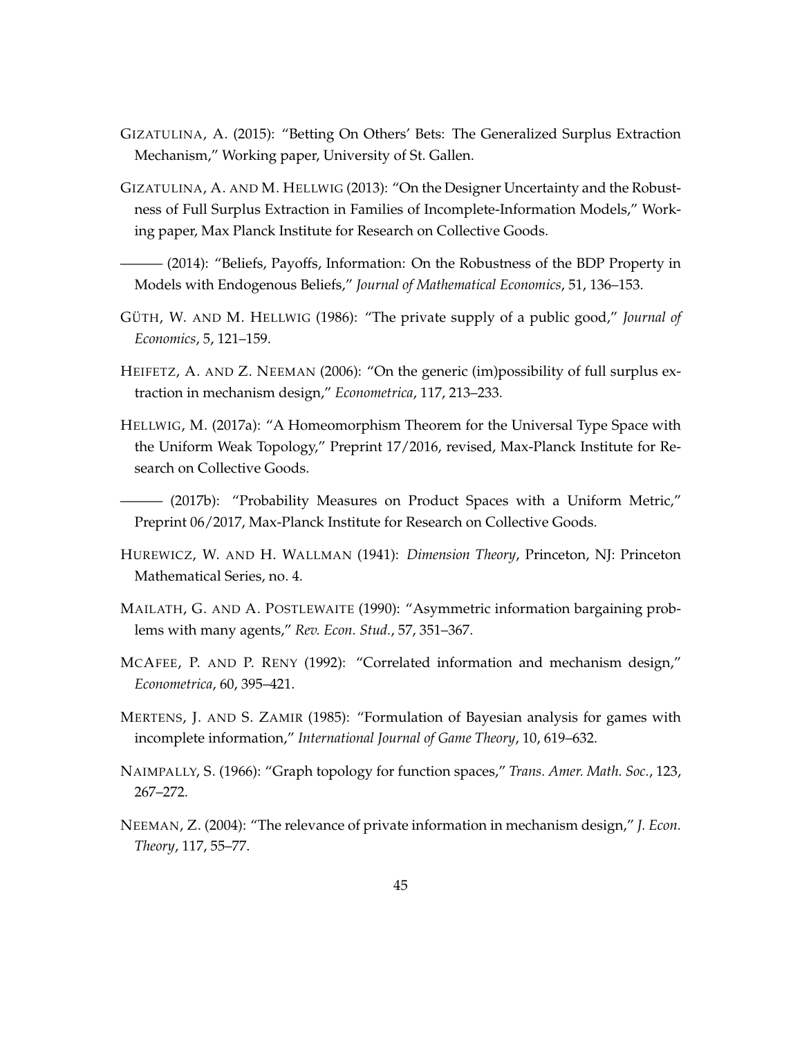GIZATULINA, A. (2015): "Betting On Others' Bets: The Generalized Surplus Extraction Mechanism," Working paper, University of St. Gallen.

GIZATULINA, A. AND M. HELLWIG (2013): "On the Designer Uncertainty and the Robustness of Full Surplus Extraction in Families of Incomplete-Information Models," Working paper, Max Planck Institute for Research on Collective Goods.

——— (2014): "Beliefs, Payoffs, Information: On the Robustness of the BDP Property in Models with Endogenous Beliefs," *Journal of Mathematical Economics*, 51, 136–153.

GÜTH, W. AND M. HELLWIG (1986): "The private supply of a public good," *Journal of Economics*, 5, 121–159.

HEIFETZ, A. AND Z. NEEMAN (2006): "On the generic (im)possibility of full surplus extraction in mechanism design," *Econometrica*, 117, 213–233.

HELLWIG, M. (2017a): "A Homeomorphism Theorem for the Universal Type Space with the Uniform Weak Topology," Preprint 17/2016, revised, Max-Planck Institute for Research on Collective Goods.

——— (2017b): "Probability Measures on Product Spaces with a Uniform Metric," Preprint 06/2017, Max-Planck Institute for Research on Collective Goods.

HUREWICZ, W. AND H. WALLMAN (1941): *Dimension Theory*, Princeton, NJ: Princeton Mathematical Series, no. 4.

MAILATH, G. AND A. POSTLEWAITE (1990): "Asymmetric information bargaining problems with many agents," *Rev. Econ. Stud.*, 57, 351–367.

MCAFEE, P. AND P. RENY (1992): "Correlated information and mechanism design," *Econometrica*, 60, 395–421.

MERTENS, J. AND S. ZAMIR (1985): "Formulation of Bayesian analysis for games with incomplete information," *International Journal of Game Theory*, 10, 619–632.

NAIMPALLY, S. (1966): "Graph topology for function spaces," *Trans. Amer. Math. Soc.*, 123, 267–272.

NEEMAN, Z. (2004): "The relevance of private information in mechanism design," *J. Econ. Theory*, 117, 55–77.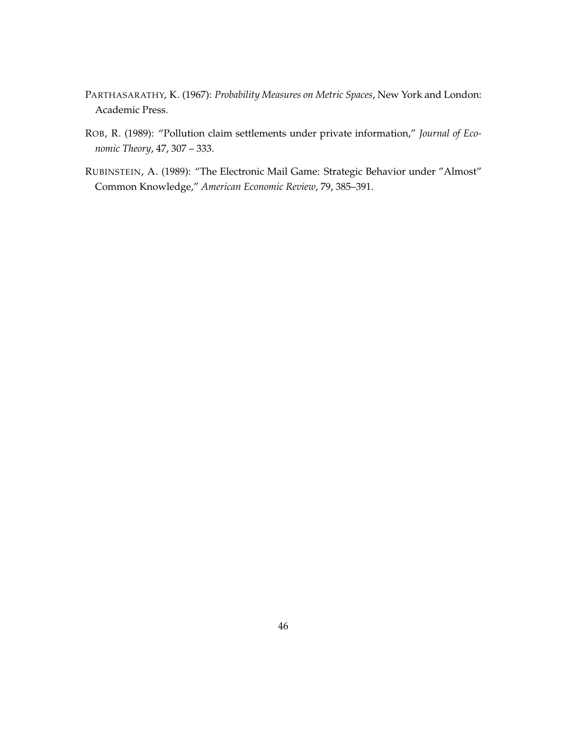PARTHASARATHY, K. (1967): *Probability Measures on Metric Spaces*, New York and London: Academic Press.

ROB, R. (1989): "Pollution claim settlements under private information," *Journal of Economic Theory*, 47, 307 – 333.

RUBINSTEIN, A. (1989): "The Electronic Mail Game: Strategic Behavior under "Almost" Common Knowledge," *American Economic Review*, 79, 385–391.